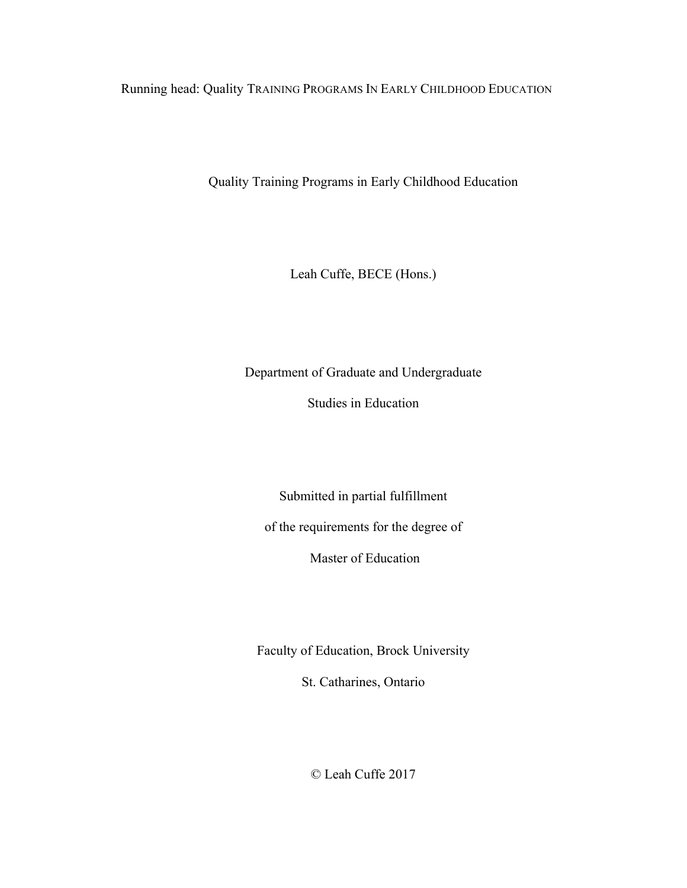# Quality Training Programs in Early Childhood Education

Leah Cuffe, BECE (Hons.)

Department of Graduate and Undergraduate

Studies in Education

Submitted in partial fulfillment

of the requirements for the degree of

Master of Education

Faculty of Education, Brock University

St. Catharines, Ontario

© Leah Cuffe 2017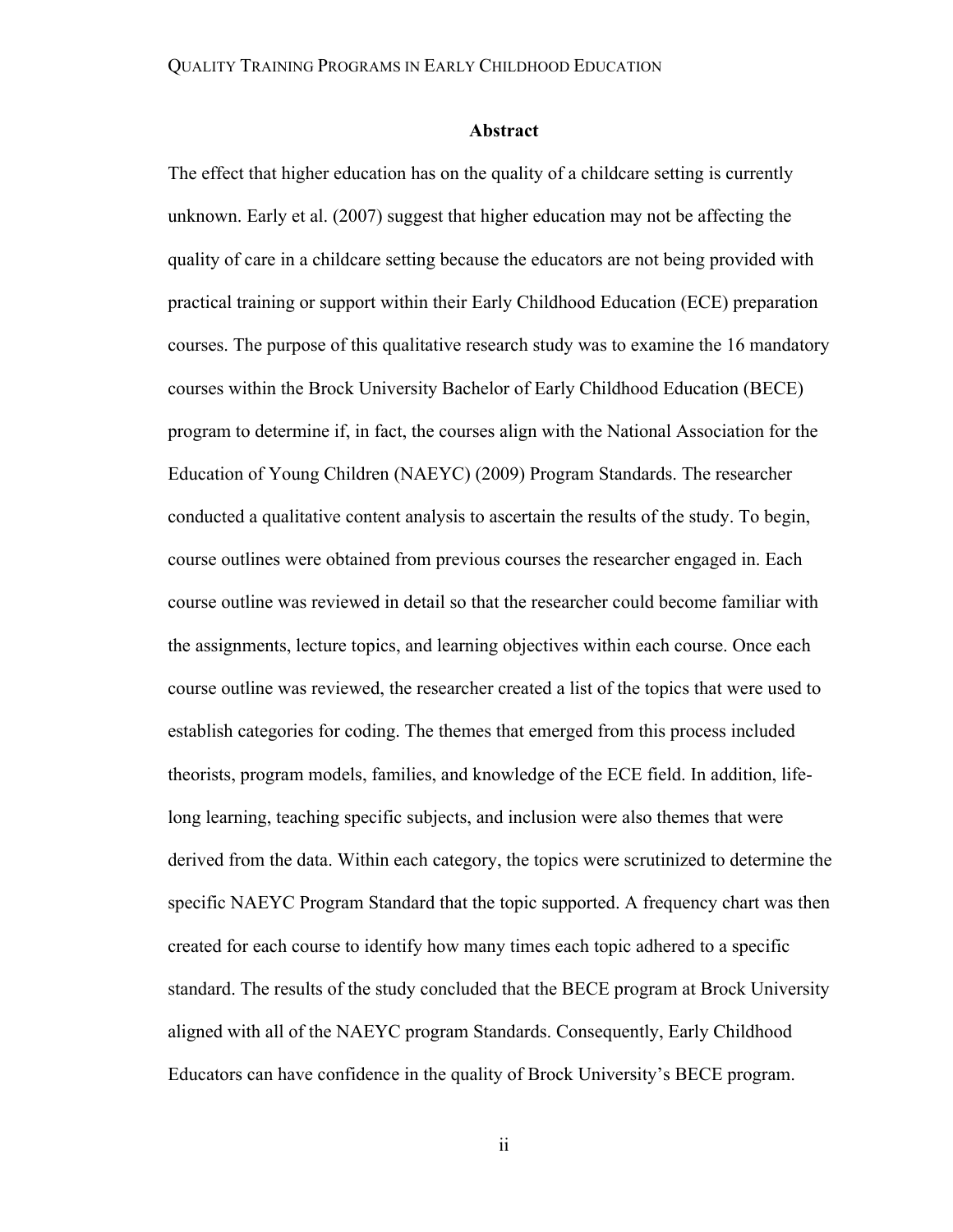## Abstract

The effect that higher education has on the quality of a childcare setting is currently unknown. Early et al. (2007) suggest that higher education may not be affecting the quality of care in a childcare setting because the educators are not being provided with practical training or support within their Early Childhood Education (ECE) preparation courses. The purpose of this qualitative research study was to examine the 16 mandatory courses within the Brock University Bachelor of Early Childhood Education (BECE) program to determine if, in fact, the courses align with the National Association for the Education of Young Children (NAEYC) (2009) Program Standards. The researcher conducted a qualitative content analysis to ascertain the results of the study. To begin, course outlines were obtained from previous courses the researcher engaged in. Each course outline was reviewed in detail so that the researcher could become familiar with the assignments, lecture topics, and learning objectives within each course. Once each course outline was reviewed, the researcher created a list of the topics that were used to establish categories for coding. The themes that emerged from this process included theorists, program models, families, and knowledge of the ECE field. In addition, life-long learning, teaching specific subjects, and inclusion were also themes that were derived from the data. Within each category, the topics were scrutinized to determine the specific NAEYC Program Standard that the topic supported. A frequency chart was then created for each course to identify how many times each topic adhered to a specific standard. The results of the study concluded that the BECE program at Brock University aligned with all of the NAEYC program Standards. Consequently, Early Childhood Educators can have confidence in the quality of Brock University's BECE program.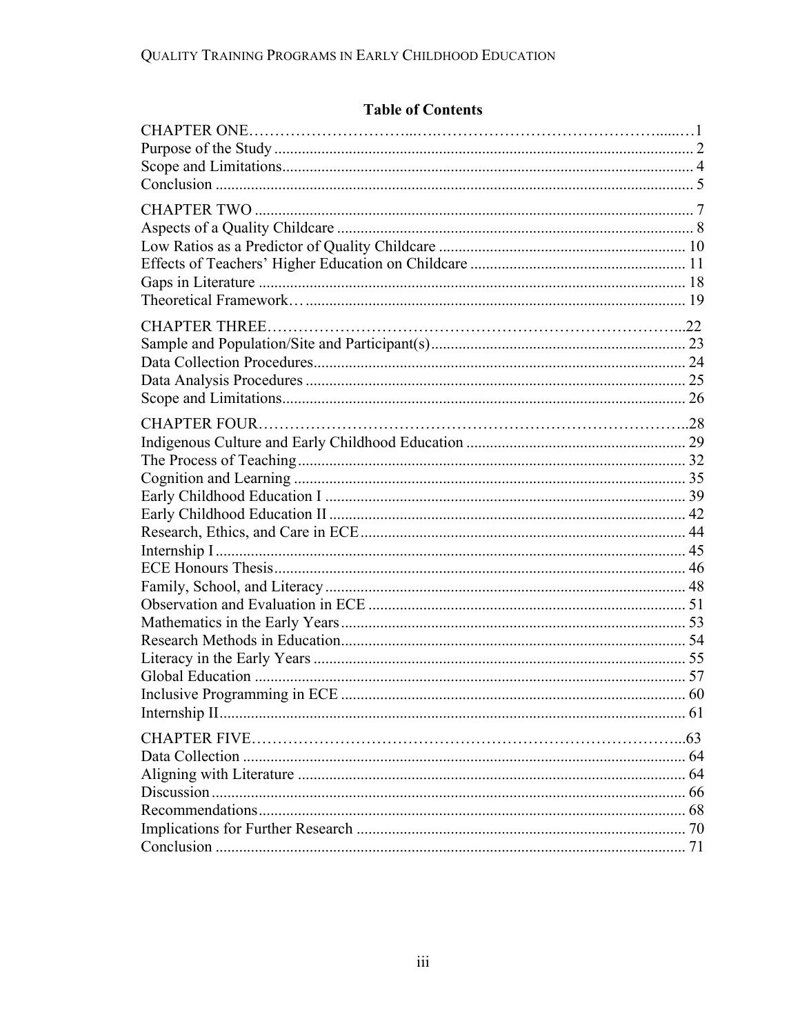## Table of Contents

CHAPTER ONE……………………………..…..……………………………………….......…1
Purpose of the Study ........................................................................................................ 2
Scope and Limitations...................................................................................................... 4
Conclusion ....................................................................................................................... 5

CHAPTER TWO .............................................................................................................. 7
Aspects of a Quality Childcare ......................................................................................... 8
Low Ratios as a Predictor of Quality Childcare ............................................................. 10
Effects of Teachers' Higher Education on Childcare ...................................................... 11
Gaps in Literature ........................................................................................................... 18
Theoretical Framework… ............................................................................................... 19

CHAPTER THREE…………………………………………………………………...22
Sample and Population/Site and Participant(s)............................................................... 23
Data Collection Procedures............................................................................................. 24
Data Analysis Procedures ............................................................................................... 25
Scope and Limitations..................................................................................................... 26

CHAPTER FOUR…………………………………………………………………..28
Indigenous Culture and Early Childhood Education ...................................................... 29
The Process of Teaching ................................................................................................. 32
Cognition and Learning .................................................................................................. 35
Early Childhood Education I .......................................................................................... 39
Early Childhood Education II ......................................................................................... 42
Research, Ethics, and Care in ECE ................................................................................. 44
Internship I ..................................................................................................................... 45
ECE Honours Thesis....................................................................................................... 46
Family, School, and Literacy .......................................................................................... 48
Observation and Evaluation in ECE ............................................................................... 51
Mathematics in the Early Years...................................................................................... 53
Research Methods in Education..................................................................................... 54
Literacy in the Early Years ............................................................................................. 55
Global Education ............................................................................................................ 57
Inclusive Programming in ECE ...................................................................................... 60
Internship II.................................................................................................................... 61

CHAPTER FIVE…………………………………………………………………...63
Data Collection ............................................................................................................... 64
Aligning with Literature ................................................................................................. 64
Discussion....................................................................................................................... 66
Recommendations........................................................................................................... 68
Implications for Further Research .................................................................................. 70
Conclusion ...................................................................................................................... 71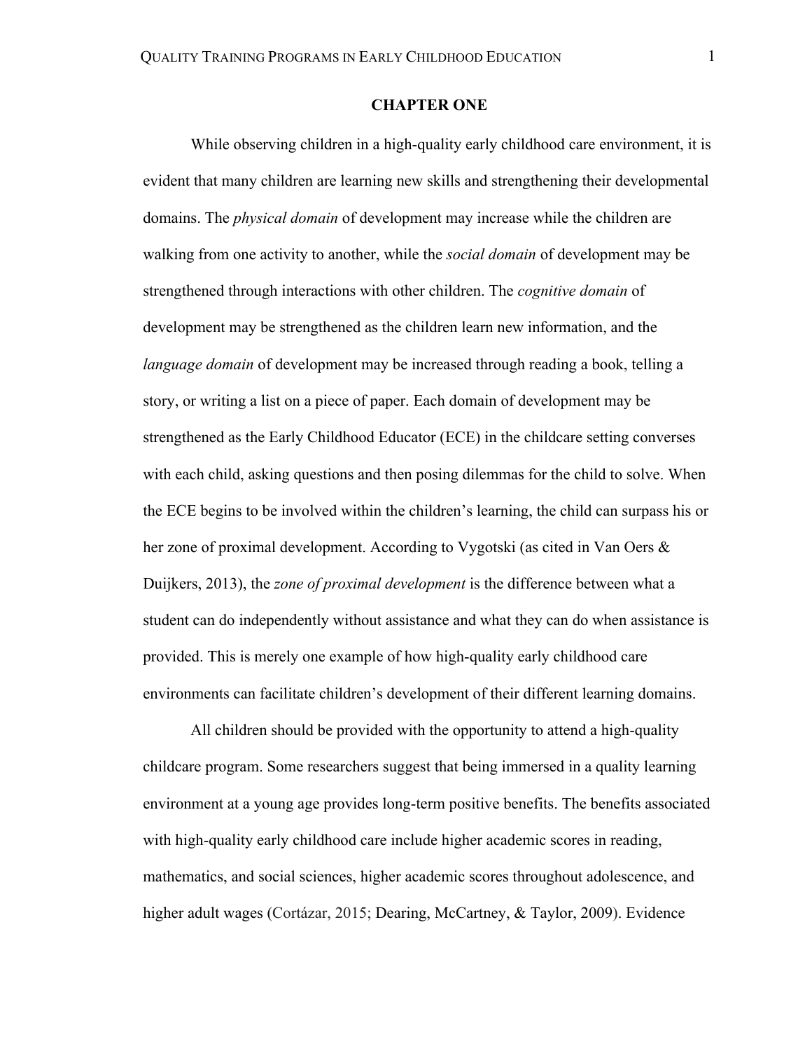# CHAPTER ONE

While observing children in a high-quality early childhood care environment, it is evident that many children are learning new skills and strengthening their developmental domains. The *physical domain* of development may increase while the children are walking from one activity to another, while the *social domain* of development may be strengthened through interactions with other children. The *cognitive domain* of development may be strengthened as the children learn new information, and the *language domain* of development may be increased through reading a book, telling a story, or writing a list on a piece of paper. Each domain of development may be strengthened as the Early Childhood Educator (ECE) in the childcare setting converses with each child, asking questions and then posing dilemmas for the child to solve. When the ECE begins to be involved within the children's learning, the child can surpass his or her zone of proximal development. According to Vygotski (as cited in Van Oers & Duijkers, 2013), the *zone of proximal development* is the difference between what a student can do independently without assistance and what they can do when assistance is provided. This is merely one example of how high-quality early childhood care environments can facilitate children's development of their different learning domains.

All children should be provided with the opportunity to attend a high-quality childcare program. Some researchers suggest that being immersed in a quality learning environment at a young age provides long-term positive benefits. The benefits associated with high-quality early childhood care include higher academic scores in reading, mathematics, and social sciences, higher academic scores throughout adolescence, and higher adult wages (Cortázar, 2015; Dearing, McCartney, & Taylor, 2009). Evidence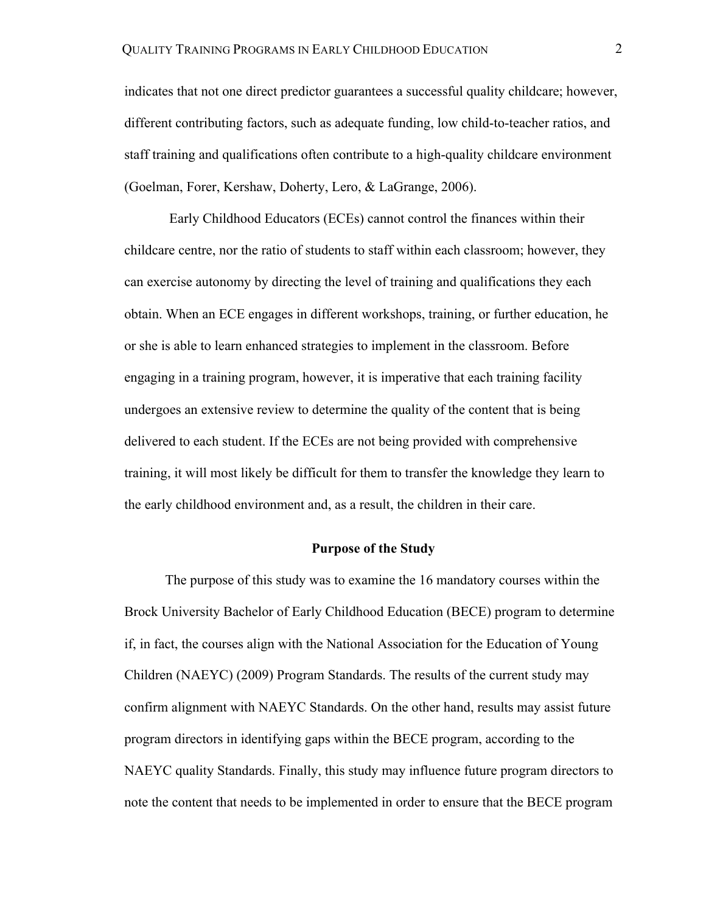indicates that not one direct predictor guarantees a successful quality childcare; however, different contributing factors, such as adequate funding, low child-to-teacher ratios, and staff training and qualifications often contribute to a high-quality childcare environment (Goelman, Forer, Kershaw, Doherty, Lero, & LaGrange, 2006).

Early Childhood Educators (ECEs) cannot control the finances within their childcare centre, nor the ratio of students to staff within each classroom; however, they can exercise autonomy by directing the level of training and qualifications they each obtain. When an ECE engages in different workshops, training, or further education, he or she is able to learn enhanced strategies to implement in the classroom. Before engaging in a training program, however, it is imperative that each training facility undergoes an extensive review to determine the quality of the content that is being delivered to each student. If the ECEs are not being provided with comprehensive training, it will most likely be difficult for them to transfer the knowledge they learn to the early childhood environment and, as a result, the children in their care.

## Purpose of the Study

The purpose of this study was to examine the 16 mandatory courses within the Brock University Bachelor of Early Childhood Education (BECE) program to determine if, in fact, the courses align with the National Association for the Education of Young Children (NAEYC) (2009) Program Standards. The results of the current study may confirm alignment with NAEYC Standards. On the other hand, results may assist future program directors in identifying gaps within the BECE program, according to the NAEYC quality Standards. Finally, this study may influence future program directors to note the content that needs to be implemented in order to ensure that the BECE program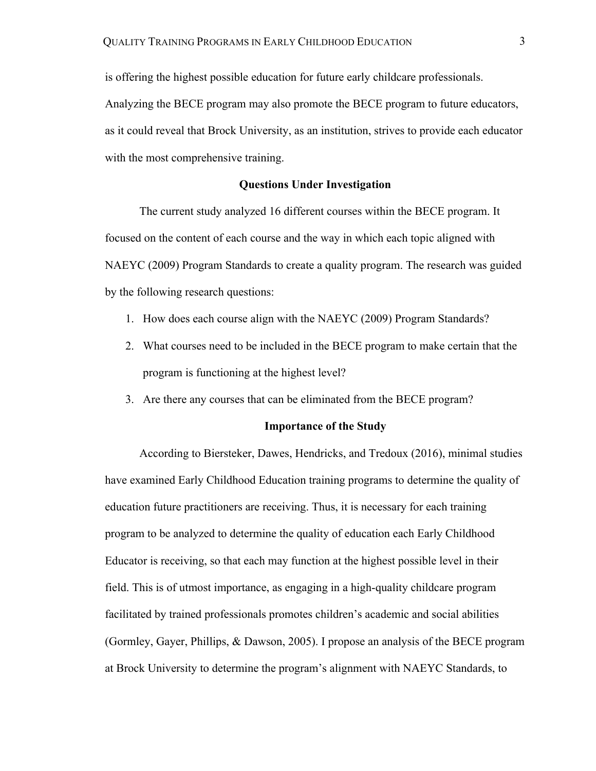is offering the highest possible education for future early childcare professionals. Analyzing the BECE program may also promote the BECE program to future educators, as it could reveal that Brock University, as an institution, strives to provide each educator with the most comprehensive training.

## Questions Under Investigation

The current study analyzed 16 different courses within the BECE program. It focused on the content of each course and the way in which each topic aligned with NAEYC (2009) Program Standards to create a quality program. The research was guided by the following research questions:

1. How does each course align with the NAEYC (2009) Program Standards?
2. What courses need to be included in the BECE program to make certain that the program is functioning at the highest level?
3. Are there any courses that can be eliminated from the BECE program?

## Importance of the Study

According to Biersteker, Dawes, Hendricks, and Tredoux (2016), minimal studies have examined Early Childhood Education training programs to determine the quality of education future practitioners are receiving. Thus, it is necessary for each training program to be analyzed to determine the quality of education each Early Childhood Educator is receiving, so that each may function at the highest possible level in their field. This is of utmost importance, as engaging in a high-quality childcare program facilitated by trained professionals promotes children's academic and social abilities (Gormley, Gayer, Phillips, & Dawson, 2005). I propose an analysis of the BECE program at Brock University to determine the program's alignment with NAEYC Standards, to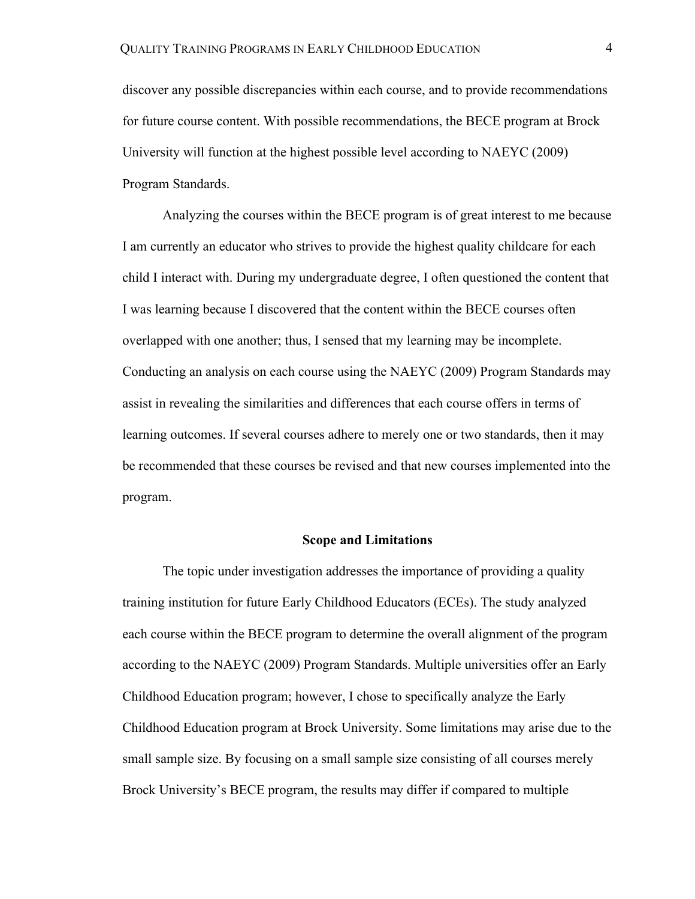discover any possible discrepancies within each course, and to provide recommendations for future course content. With possible recommendations, the BECE program at Brock University will function at the highest possible level according to NAEYC (2009) Program Standards.

Analyzing the courses within the BECE program is of great interest to me because I am currently an educator who strives to provide the highest quality childcare for each child I interact with. During my undergraduate degree, I often questioned the content that I was learning because I discovered that the content within the BECE courses often overlapped with one another; thus, I sensed that my learning may be incomplete. Conducting an analysis on each course using the NAEYC (2009) Program Standards may assist in revealing the similarities and differences that each course offers in terms of learning outcomes. If several courses adhere to merely one or two standards, then it may be recommended that these courses be revised and that new courses implemented into the program.

## Scope and Limitations

The topic under investigation addresses the importance of providing a quality training institution for future Early Childhood Educators (ECEs). The study analyzed each course within the BECE program to determine the overall alignment of the program according to the NAEYC (2009) Program Standards. Multiple universities offer an Early Childhood Education program; however, I chose to specifically analyze the Early Childhood Education program at Brock University. Some limitations may arise due to the small sample size. By focusing on a small sample size consisting of all courses merely Brock University's BECE program, the results may differ if compared to multiple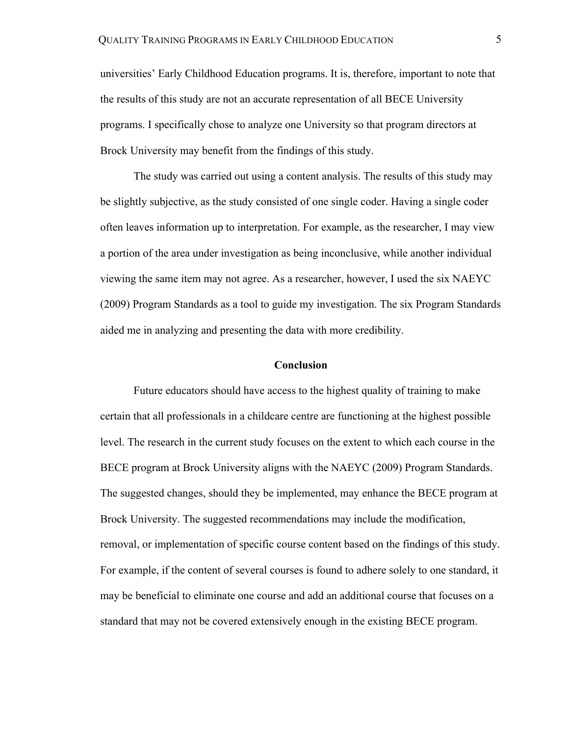universities' Early Childhood Education programs. It is, therefore, important to note that the results of this study are not an accurate representation of all BECE University programs. I specifically chose to analyze one University so that program directors at Brock University may benefit from the findings of this study.

The study was carried out using a content analysis. The results of this study may be slightly subjective, as the study consisted of one single coder. Having a single coder often leaves information up to interpretation. For example, as the researcher, I may view a portion of the area under investigation as being inconclusive, while another individual viewing the same item may not agree. As a researcher, however, I used the six NAEYC (2009) Program Standards as a tool to guide my investigation. The six Program Standards aided me in analyzing and presenting the data with more credibility.

## Conclusion

Future educators should have access to the highest quality of training to make certain that all professionals in a childcare centre are functioning at the highest possible level. The research in the current study focuses on the extent to which each course in the BECE program at Brock University aligns with the NAEYC (2009) Program Standards. The suggested changes, should they be implemented, may enhance the BECE program at Brock University. The suggested recommendations may include the modification, removal, or implementation of specific course content based on the findings of this study. For example, if the content of several courses is found to adhere solely to one standard, it may be beneficial to eliminate one course and add an additional course that focuses on a standard that may not be covered extensively enough in the existing BECE program.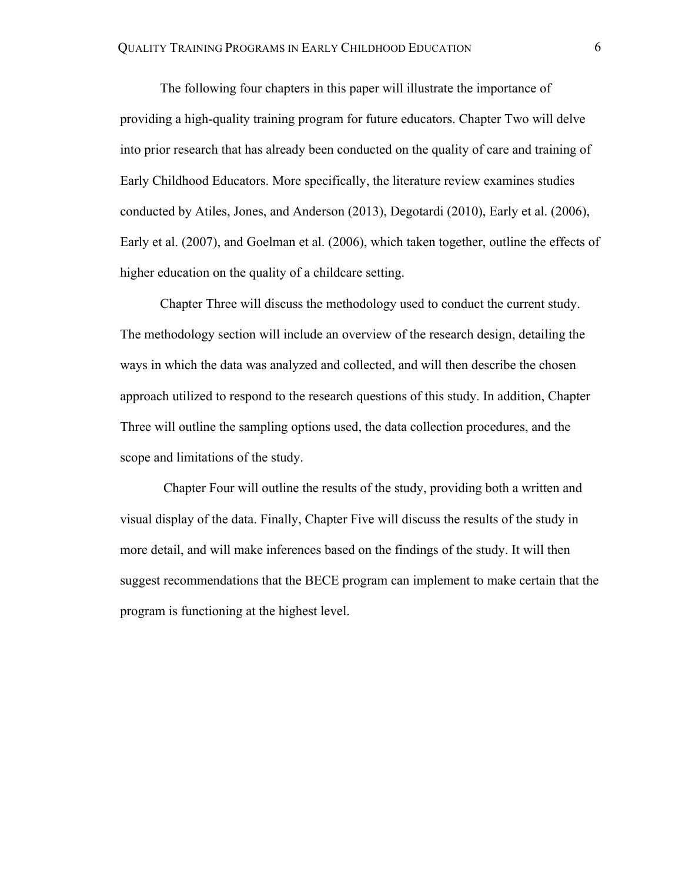The following four chapters in this paper will illustrate the importance of providing a high-quality training program for future educators. Chapter Two will delve into prior research that has already been conducted on the quality of care and training of Early Childhood Educators. More specifically, the literature review examines studies conducted by Atiles, Jones, and Anderson (2013), Degotardi (2010), Early et al. (2006), Early et al. (2007), and Goelman et al. (2006), which taken together, outline the effects of higher education on the quality of a childcare setting.

Chapter Three will discuss the methodology used to conduct the current study. The methodology section will include an overview of the research design, detailing the ways in which the data was analyzed and collected, and will then describe the chosen approach utilized to respond to the research questions of this study. In addition, Chapter Three will outline the sampling options used, the data collection procedures, and the scope and limitations of the study.

Chapter Four will outline the results of the study, providing both a written and visual display of the data. Finally, Chapter Five will discuss the results of the study in more detail, and will make inferences based on the findings of the study. It will then suggest recommendations that the BECE program can implement to make certain that the program is functioning at the highest level.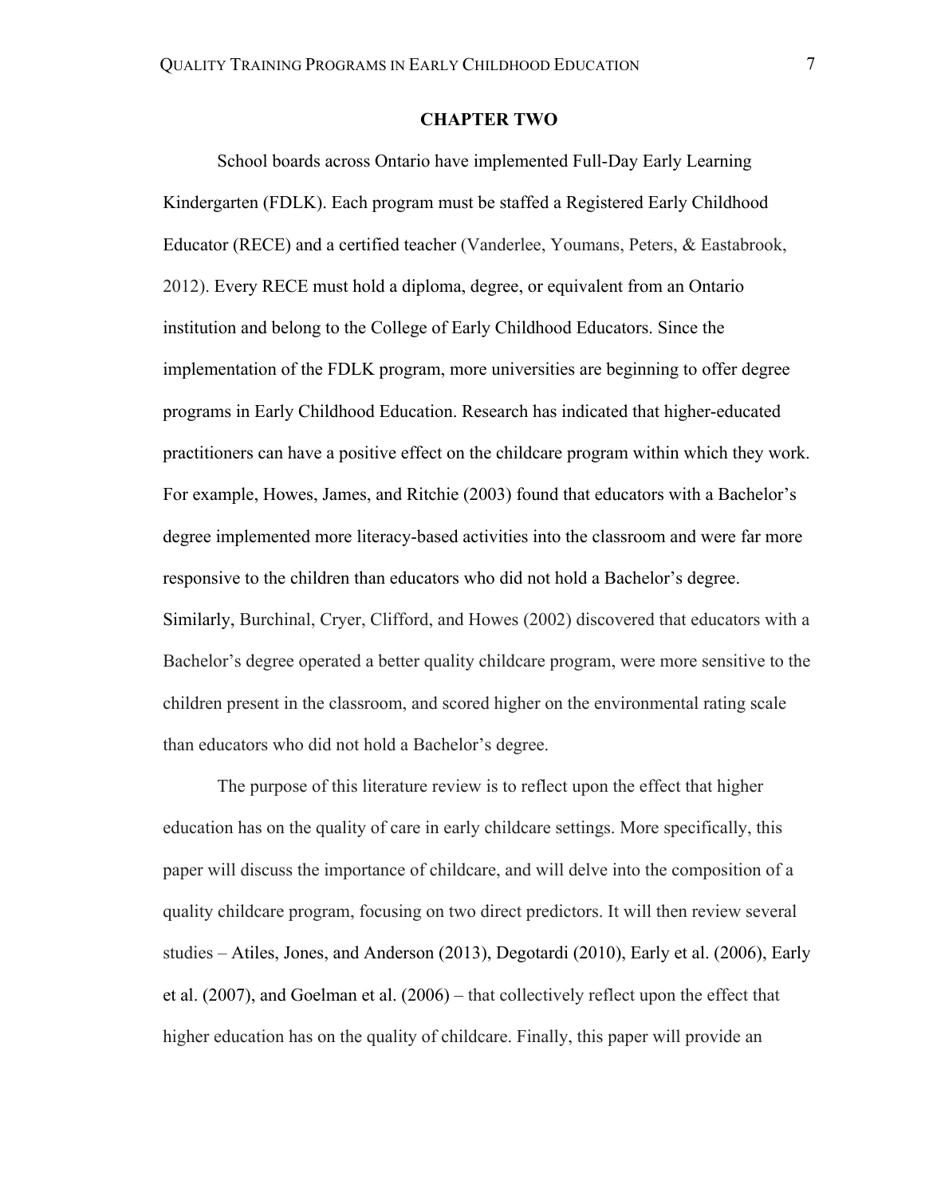# CHAPTER TWO

School boards across Ontario have implemented Full-Day Early Learning Kindergarten (FDLK). Each program must be staffed a Registered Early Childhood Educator (RECE) and a certified teacher (Vanderlee, Youmans, Peters, & Eastabrook, 2012). Every RECE must hold a diploma, degree, or equivalent from an Ontario institution and belong to the College of Early Childhood Educators. Since the implementation of the FDLK program, more universities are beginning to offer degree programs in Early Childhood Education. Research has indicated that higher-educated practitioners can have a positive effect on the childcare program within which they work. For example, Howes, James, and Ritchie (2003) found that educators with a Bachelor's degree implemented more literacy-based activities into the classroom and were far more responsive to the children than educators who did not hold a Bachelor's degree. Similarly, Burchinal, Cryer, Clifford, and Howes (2002) discovered that educators with a Bachelor's degree operated a better quality childcare program, were more sensitive to the children present in the classroom, and scored higher on the environmental rating scale than educators who did not hold a Bachelor's degree.

The purpose of this literature review is to reflect upon the effect that higher education has on the quality of care in early childcare settings. More specifically, this paper will discuss the importance of childcare, and will delve into the composition of a quality childcare program, focusing on two direct predictors. It will then review several studies – Atiles, Jones, and Anderson (2013), Degotardi (2010), Early et al. (2006), Early et al. (2007), and Goelman et al. (2006) – that collectively reflect upon the effect that higher education has on the quality of childcare. Finally, this paper will provide an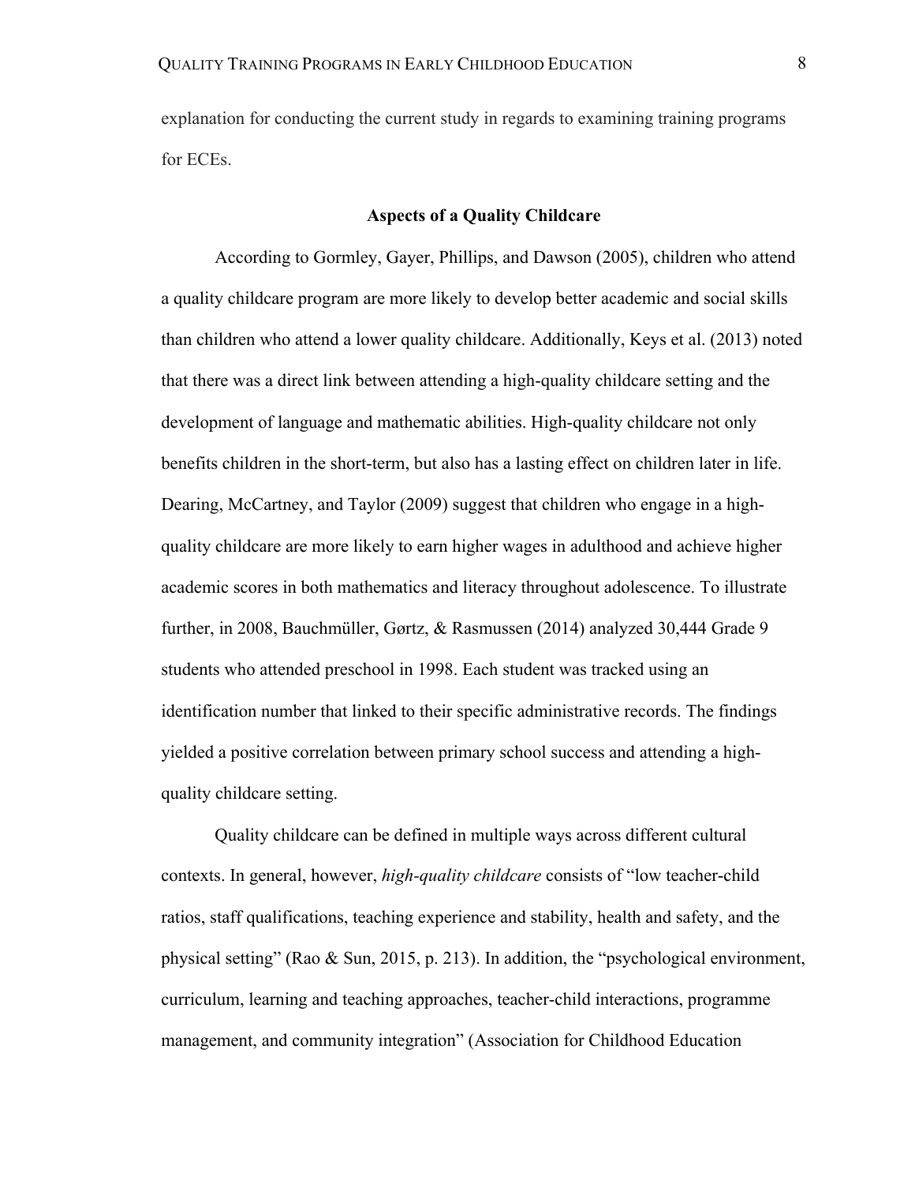explanation for conducting the current study in regards to examining training programs for ECEs.

## Aspects of a Quality Childcare

According to Gormley, Gayer, Phillips, and Dawson (2005), children who attend a quality childcare program are more likely to develop better academic and social skills than children who attend a lower quality childcare. Additionally, Keys et al. (2013) noted that there was a direct link between attending a high-quality childcare setting and the development of language and mathematic abilities. High-quality childcare not only benefits children in the short-term, but also has a lasting effect on children later in life. Dearing, McCartney, and Taylor (2009) suggest that children who engage in a high-quality childcare are more likely to earn higher wages in adulthood and achieve higher academic scores in both mathematics and literacy throughout adolescence. To illustrate further, in 2008, Bauchmüller, Gørtz, & Rasmussen (2014) analyzed 30,444 Grade 9 students who attended preschool in 1998. Each student was tracked using an identification number that linked to their specific administrative records. The findings yielded a positive correlation between primary school success and attending a high-quality childcare setting.

Quality childcare can be defined in multiple ways across different cultural contexts. In general, however, *high-quality childcare* consists of "low teacher-child ratios, staff qualifications, teaching experience and stability, health and safety, and the physical setting" (Rao & Sun, 2015, p. 213). In addition, the "psychological environment, curriculum, learning and teaching approaches, teacher-child interactions, programme management, and community integration" (Association for Childhood Education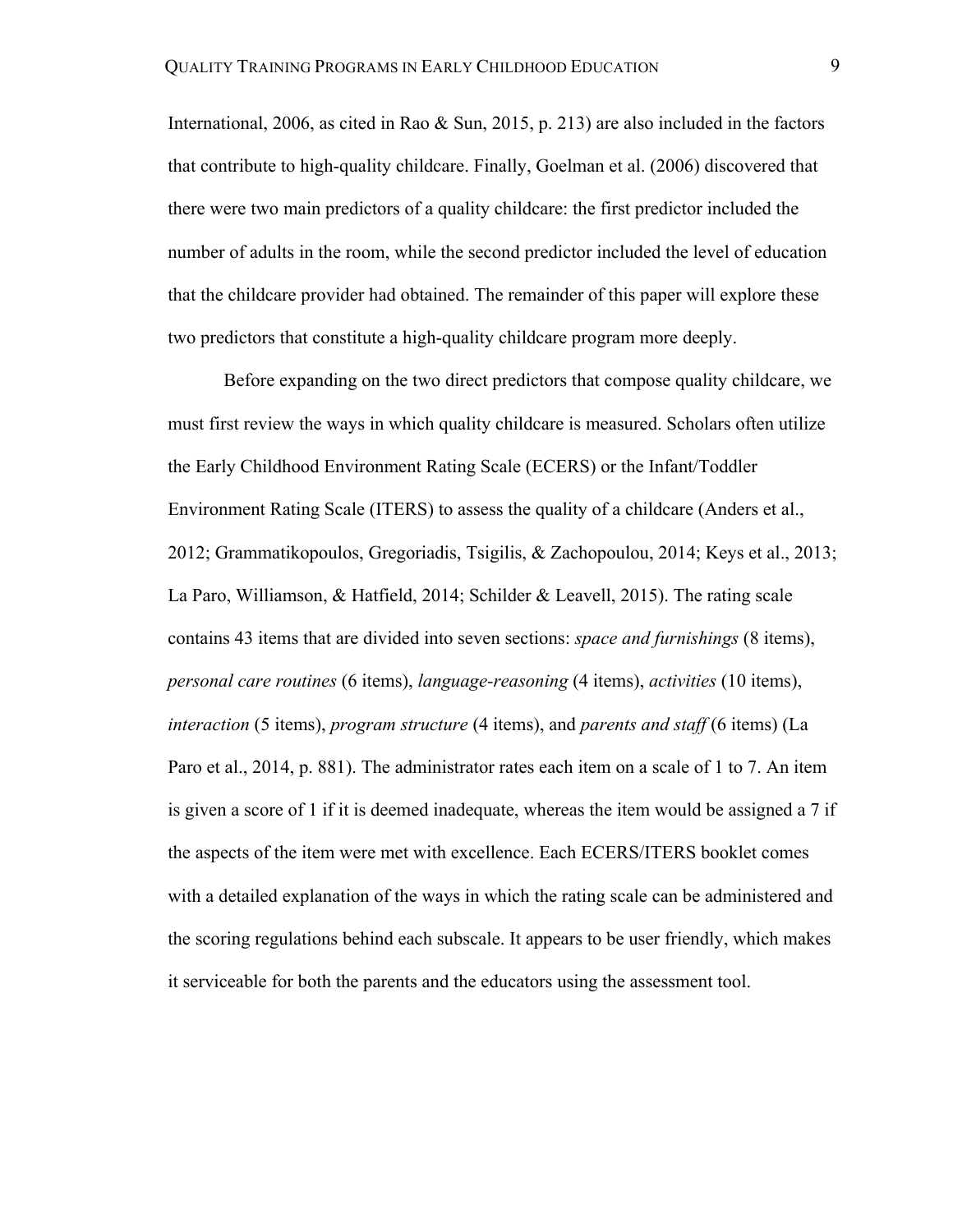International, 2006, as cited in Rao & Sun, 2015, p. 213) are also included in the factors that contribute to high-quality childcare. Finally, Goelman et al. (2006) discovered that there were two main predictors of a quality childcare: the first predictor included the number of adults in the room, while the second predictor included the level of education that the childcare provider had obtained. The remainder of this paper will explore these two predictors that constitute a high-quality childcare program more deeply.

Before expanding on the two direct predictors that compose quality childcare, we must first review the ways in which quality childcare is measured. Scholars often utilize the Early Childhood Environment Rating Scale (ECERS) or the Infant/Toddler Environment Rating Scale (ITERS) to assess the quality of a childcare (Anders et al., 2012; Grammatikopoulos, Gregoriadis, Tsigilis, & Zachopoulou, 2014; Keys et al., 2013; La Paro, Williamson, & Hatfield, 2014; Schilder & Leavell, 2015). The rating scale contains 43 items that are divided into seven sections: *space and furnishings* (8 items), *personal care routines* (6 items), *language-reasoning* (4 items), *activities* (10 items), *interaction* (5 items), *program structure* (4 items), and *parents and staff* (6 items) (La Paro et al., 2014, p. 881). The administrator rates each item on a scale of 1 to 7. An item is given a score of 1 if it is deemed inadequate, whereas the item would be assigned a 7 if the aspects of the item were met with excellence. Each ECERS/ITERS booklet comes with a detailed explanation of the ways in which the rating scale can be administered and the scoring regulations behind each subscale. It appears to be user friendly, which makes it serviceable for both the parents and the educators using the assessment tool.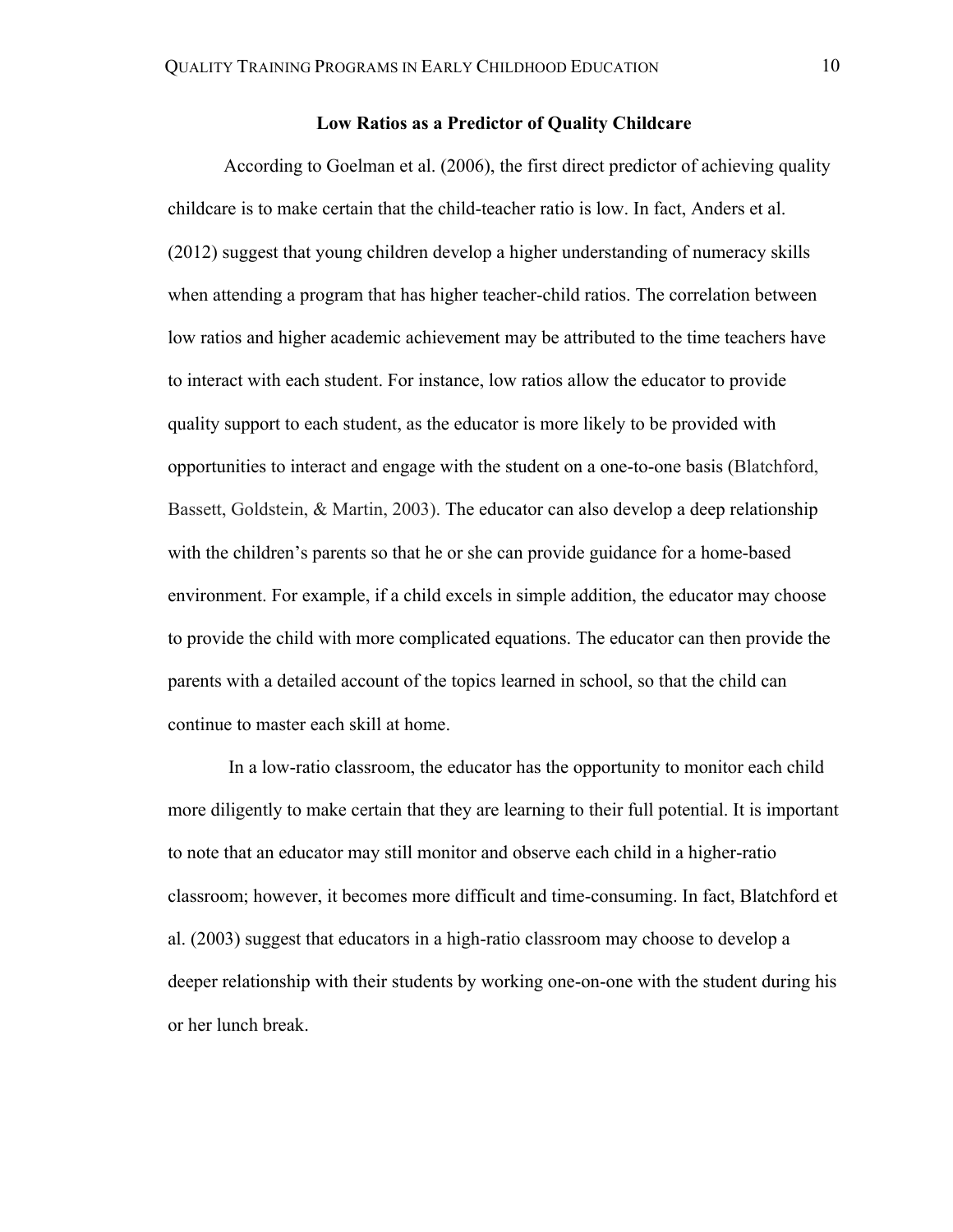## Low Ratios as a Predictor of Quality Childcare

According to Goelman et al. (2006), the first direct predictor of achieving quality childcare is to make certain that the child-teacher ratio is low. In fact, Anders et al. (2012) suggest that young children develop a higher understanding of numeracy skills when attending a program that has higher teacher-child ratios. The correlation between low ratios and higher academic achievement may be attributed to the time teachers have to interact with each student. For instance, low ratios allow the educator to provide quality support to each student, as the educator is more likely to be provided with opportunities to interact and engage with the student on a one-to-one basis (Blatchford, Bassett, Goldstein, & Martin, 2003). The educator can also develop a deep relationship with the children's parents so that he or she can provide guidance for a home-based environment. For example, if a child excels in simple addition, the educator may choose to provide the child with more complicated equations. The educator can then provide the parents with a detailed account of the topics learned in school, so that the child can continue to master each skill at home.

In a low-ratio classroom, the educator has the opportunity to monitor each child more diligently to make certain that they are learning to their full potential. It is important to note that an educator may still monitor and observe each child in a higher-ratio classroom; however, it becomes more difficult and time-consuming. In fact, Blatchford et al. (2003) suggest that educators in a high-ratio classroom may choose to develop a deeper relationship with their students by working one-on-one with the student during his or her lunch break.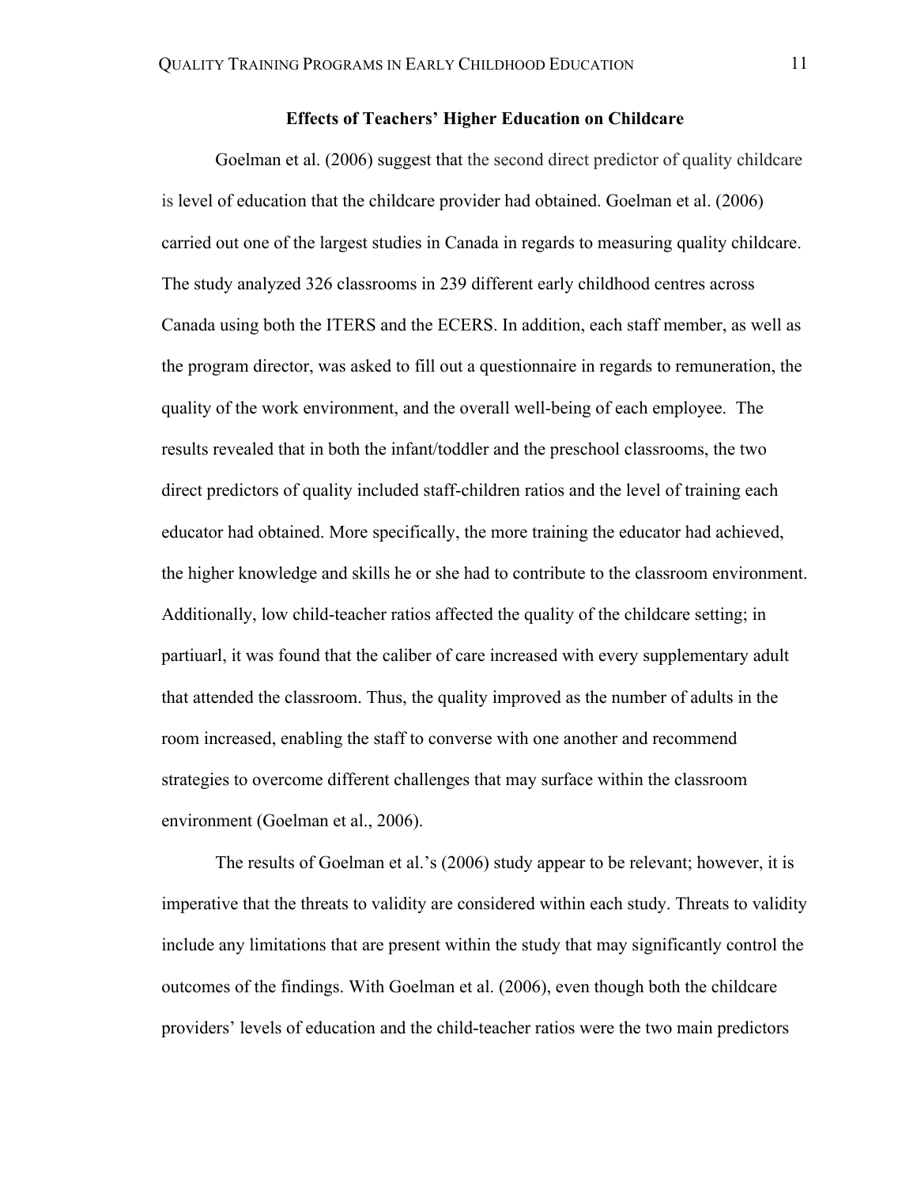## Effects of Teachers' Higher Education on Childcare

Goelman et al. (2006) suggest that the second direct predictor of quality childcare is level of education that the childcare provider had obtained. Goelman et al. (2006) carried out one of the largest studies in Canada in regards to measuring quality childcare. The study analyzed 326 classrooms in 239 different early childhood centres across Canada using both the ITERS and the ECERS. In addition, each staff member, as well as the program director, was asked to fill out a questionnaire in regards to remuneration, the quality of the work environment, and the overall well-being of each employee. The results revealed that in both the infant/toddler and the preschool classrooms, the two direct predictors of quality included staff-children ratios and the level of training each educator had obtained. More specifically, the more training the educator had achieved, the higher knowledge and skills he or she had to contribute to the classroom environment. Additionally, low child-teacher ratios affected the quality of the childcare setting; in partiuarl, it was found that the caliber of care increased with every supplementary adult that attended the classroom. Thus, the quality improved as the number of adults in the room increased, enabling the staff to converse with one another and recommend strategies to overcome different challenges that may surface within the classroom environment (Goelman et al., 2006).

The results of Goelman et al.'s (2006) study appear to be relevant; however, it is imperative that the threats to validity are considered within each study. Threats to validity include any limitations that are present within the study that may significantly control the outcomes of the findings. With Goelman et al. (2006), even though both the childcare providers' levels of education and the child-teacher ratios were the two main predictors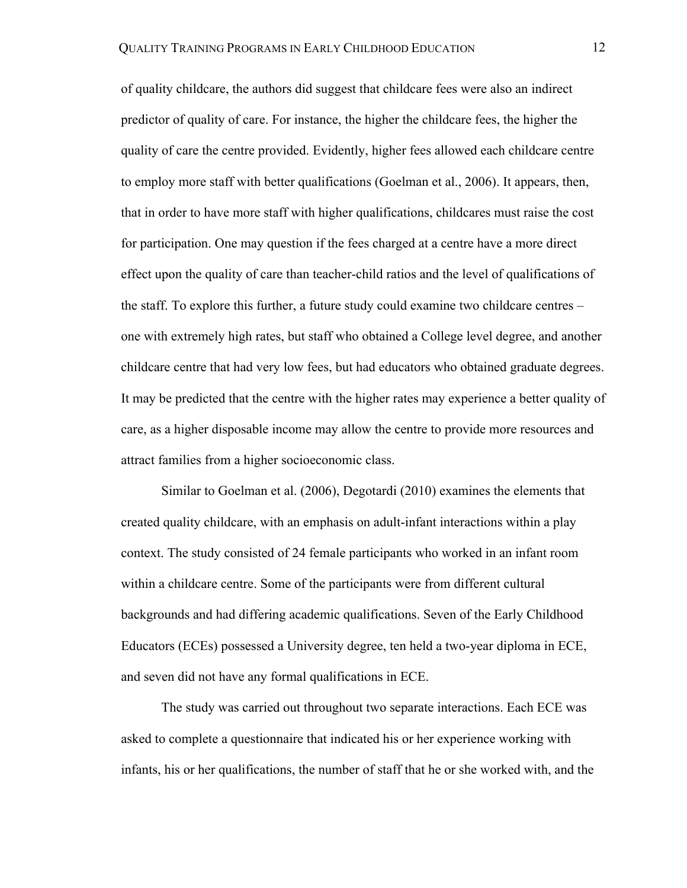of quality childcare, the authors did suggest that childcare fees were also an indirect predictor of quality of care. For instance, the higher the childcare fees, the higher the quality of care the centre provided. Evidently, higher fees allowed each childcare centre to employ more staff with better qualifications (Goelman et al., 2006). It appears, then, that in order to have more staff with higher qualifications, childcares must raise the cost for participation. One may question if the fees charged at a centre have a more direct effect upon the quality of care than teacher-child ratios and the level of qualifications of the staff. To explore this further, a future study could examine two childcare centres – one with extremely high rates, but staff who obtained a College level degree, and another childcare centre that had very low fees, but had educators who obtained graduate degrees. It may be predicted that the centre with the higher rates may experience a better quality of care, as a higher disposable income may allow the centre to provide more resources and attract families from a higher socioeconomic class.

Similar to Goelman et al. (2006), Degotardi (2010) examines the elements that created quality childcare, with an emphasis on adult-infant interactions within a play context. The study consisted of 24 female participants who worked in an infant room within a childcare centre. Some of the participants were from different cultural backgrounds and had differing academic qualifications. Seven of the Early Childhood Educators (ECEs) possessed a University degree, ten held a two-year diploma in ECE, and seven did not have any formal qualifications in ECE.

The study was carried out throughout two separate interactions. Each ECE was asked to complete a questionnaire that indicated his or her experience working with infants, his or her qualifications, the number of staff that he or she worked with, and the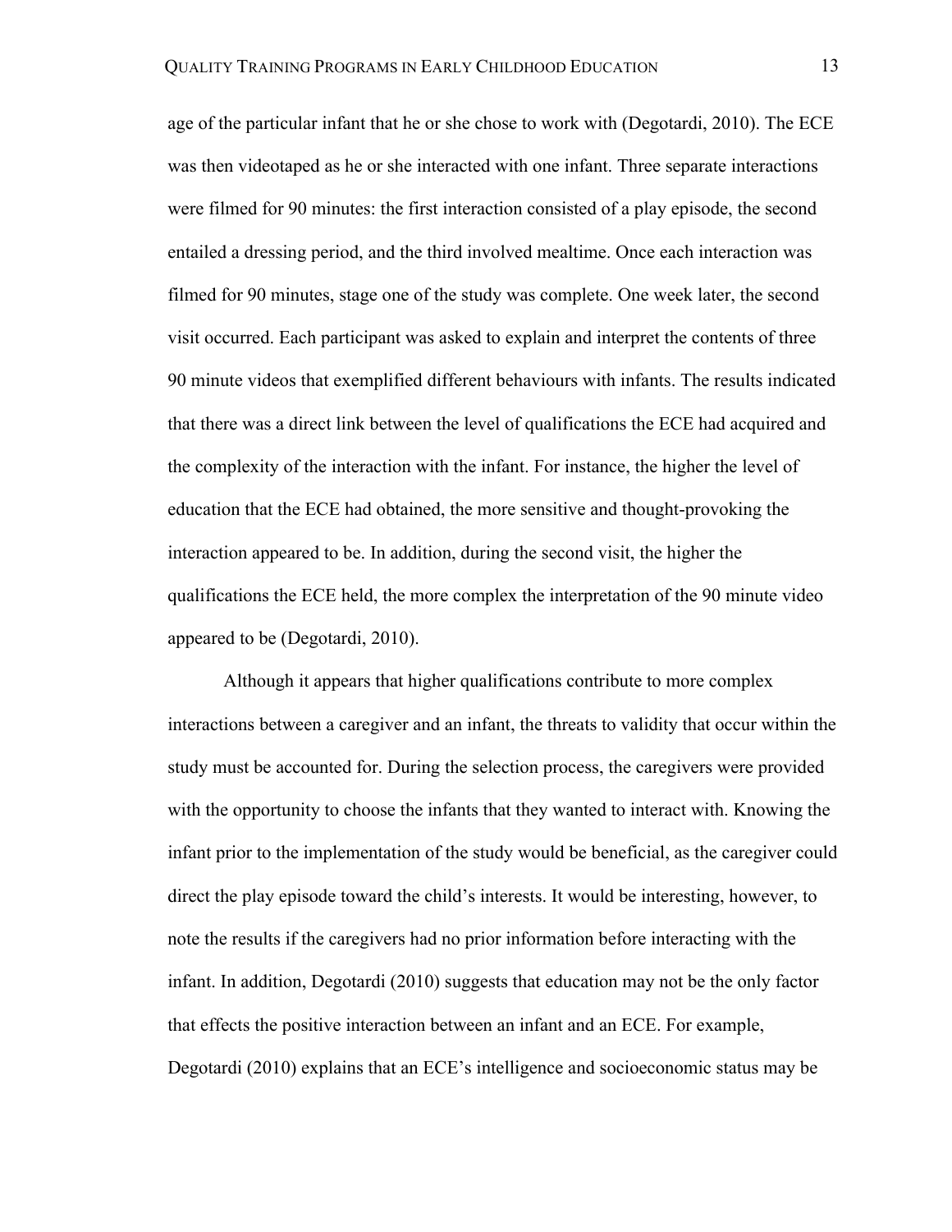age of the particular infant that he or she chose to work with (Degotardi, 2010). The ECE was then videotaped as he or she interacted with one infant. Three separate interactions were filmed for 90 minutes: the first interaction consisted of a play episode, the second entailed a dressing period, and the third involved mealtime. Once each interaction was filmed for 90 minutes, stage one of the study was complete. One week later, the second visit occurred. Each participant was asked to explain and interpret the contents of three 90 minute videos that exemplified different behaviours with infants. The results indicated that there was a direct link between the level of qualifications the ECE had acquired and the complexity of the interaction with the infant. For instance, the higher the level of education that the ECE had obtained, the more sensitive and thought-provoking the interaction appeared to be. In addition, during the second visit, the higher the qualifications the ECE held, the more complex the interpretation of the 90 minute video appeared to be (Degotardi, 2010).

Although it appears that higher qualifications contribute to more complex interactions between a caregiver and an infant, the threats to validity that occur within the study must be accounted for. During the selection process, the caregivers were provided with the opportunity to choose the infants that they wanted to interact with. Knowing the infant prior to the implementation of the study would be beneficial, as the caregiver could direct the play episode toward the child's interests. It would be interesting, however, to note the results if the caregivers had no prior information before interacting with the infant. In addition, Degotardi (2010) suggests that education may not be the only factor that effects the positive interaction between an infant and an ECE. For example, Degotardi (2010) explains that an ECE's intelligence and socioeconomic status may be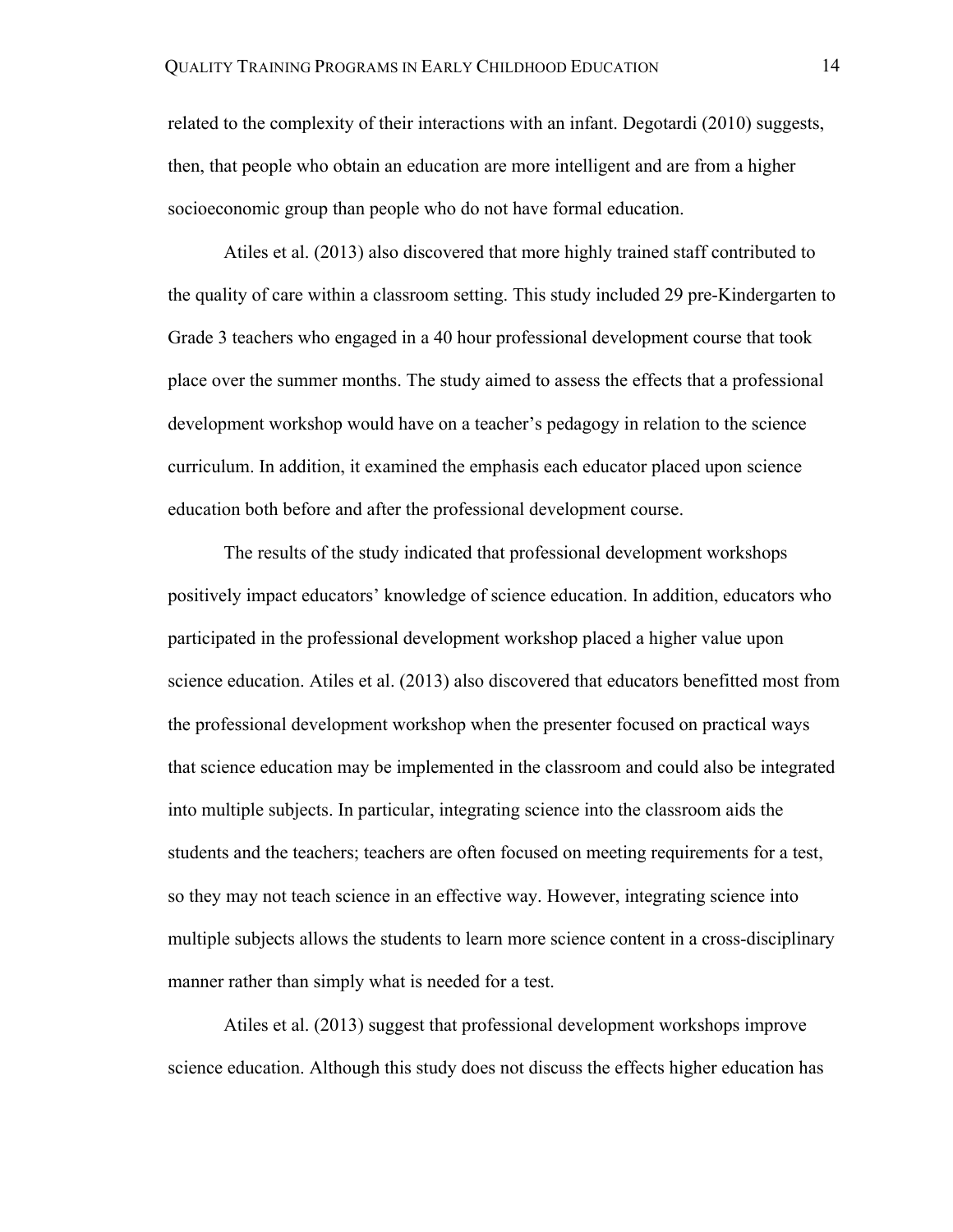related to the complexity of their interactions with an infant. Degotardi (2010) suggests, then, that people who obtain an education are more intelligent and are from a higher socioeconomic group than people who do not have formal education.

Atiles et al. (2013) also discovered that more highly trained staff contributed to the quality of care within a classroom setting. This study included 29 pre-Kindergarten to Grade 3 teachers who engaged in a 40 hour professional development course that took place over the summer months. The study aimed to assess the effects that a professional development workshop would have on a teacher's pedagogy in relation to the science curriculum. In addition, it examined the emphasis each educator placed upon science education both before and after the professional development course.

The results of the study indicated that professional development workshops positively impact educators' knowledge of science education. In addition, educators who participated in the professional development workshop placed a higher value upon science education. Atiles et al. (2013) also discovered that educators benefitted most from the professional development workshop when the presenter focused on practical ways that science education may be implemented in the classroom and could also be integrated into multiple subjects. In particular, integrating science into the classroom aids the students and the teachers; teachers are often focused on meeting requirements for a test, so they may not teach science in an effective way. However, integrating science into multiple subjects allows the students to learn more science content in a cross-disciplinary manner rather than simply what is needed for a test.

Atiles et al. (2013) suggest that professional development workshops improve science education. Although this study does not discuss the effects higher education has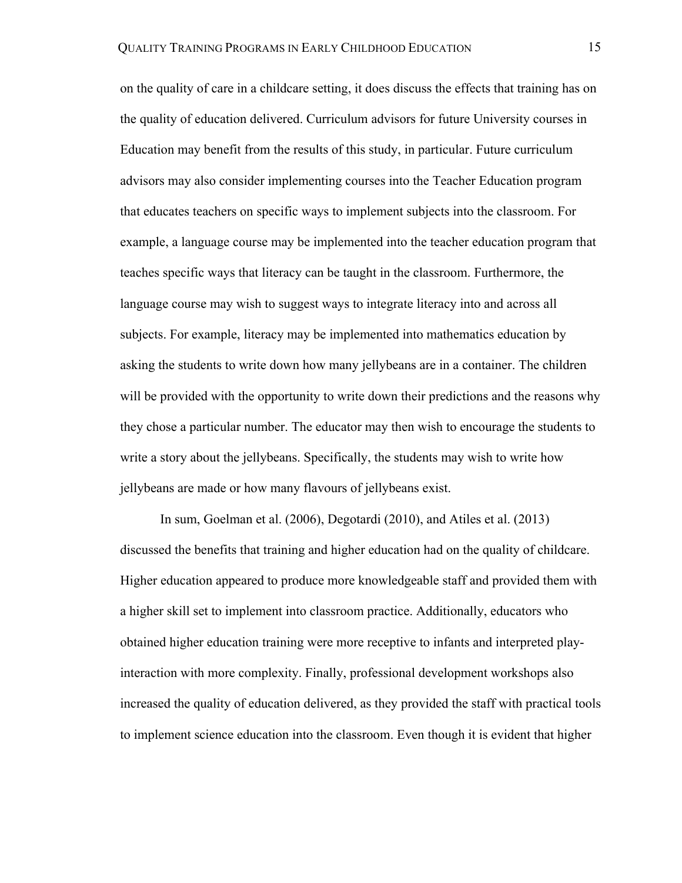on the quality of care in a childcare setting, it does discuss the effects that training has on the quality of education delivered. Curriculum advisors for future University courses in Education may benefit from the results of this study, in particular. Future curriculum advisors may also consider implementing courses into the Teacher Education program that educates teachers on specific ways to implement subjects into the classroom. For example, a language course may be implemented into the teacher education program that teaches specific ways that literacy can be taught in the classroom. Furthermore, the language course may wish to suggest ways to integrate literacy into and across all subjects. For example, literacy may be implemented into mathematics education by asking the students to write down how many jellybeans are in a container. The children will be provided with the opportunity to write down their predictions and the reasons why they chose a particular number. The educator may then wish to encourage the students to write a story about the jellybeans. Specifically, the students may wish to write how jellybeans are made or how many flavours of jellybeans exist.

In sum, Goelman et al. (2006), Degotardi (2010), and Atiles et al. (2013) discussed the benefits that training and higher education had on the quality of childcare. Higher education appeared to produce more knowledgeable staff and provided them with a higher skill set to implement into classroom practice. Additionally, educators who obtained higher education training were more receptive to infants and interpreted play-interaction with more complexity. Finally, professional development workshops also increased the quality of education delivered, as they provided the staff with practical tools to implement science education into the classroom. Even though it is evident that higher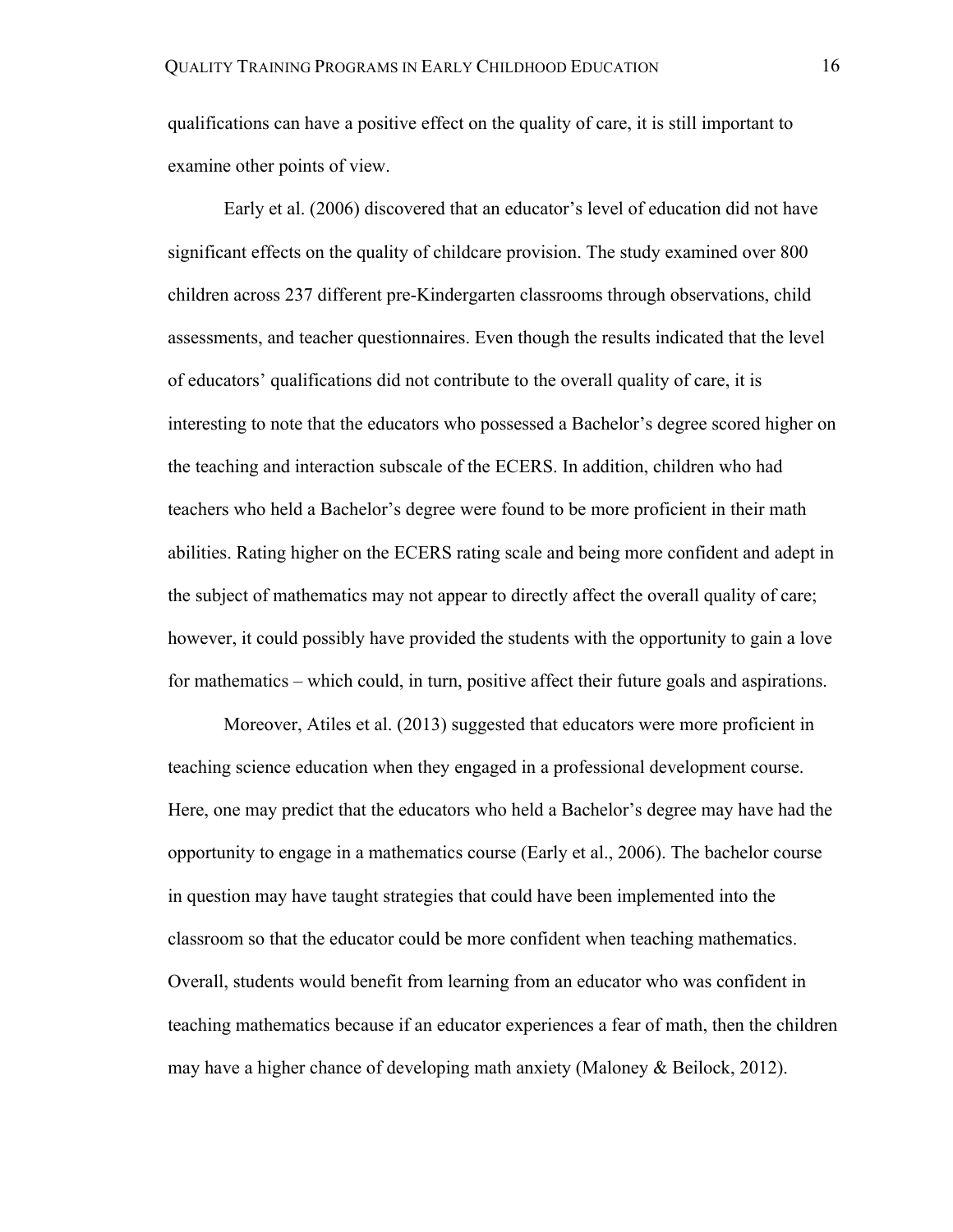qualifications can have a positive effect on the quality of care, it is still important to examine other points of view.

Early et al. (2006) discovered that an educator's level of education did not have significant effects on the quality of childcare provision. The study examined over 800 children across 237 different pre-Kindergarten classrooms through observations, child assessments, and teacher questionnaires. Even though the results indicated that the level of educators' qualifications did not contribute to the overall quality of care, it is interesting to note that the educators who possessed a Bachelor's degree scored higher on the teaching and interaction subscale of the ECERS. In addition, children who had teachers who held a Bachelor's degree were found to be more proficient in their math abilities. Rating higher on the ECERS rating scale and being more confident and adept in the subject of mathematics may not appear to directly affect the overall quality of care; however, it could possibly have provided the students with the opportunity to gain a love for mathematics – which could, in turn, positive affect their future goals and aspirations.

Moreover, Atiles et al. (2013) suggested that educators were more proficient in teaching science education when they engaged in a professional development course. Here, one may predict that the educators who held a Bachelor's degree may have had the opportunity to engage in a mathematics course (Early et al., 2006). The bachelor course in question may have taught strategies that could have been implemented into the classroom so that the educator could be more confident when teaching mathematics. Overall, students would benefit from learning from an educator who was confident in teaching mathematics because if an educator experiences a fear of math, then the children may have a higher chance of developing math anxiety (Maloney & Beilock, 2012).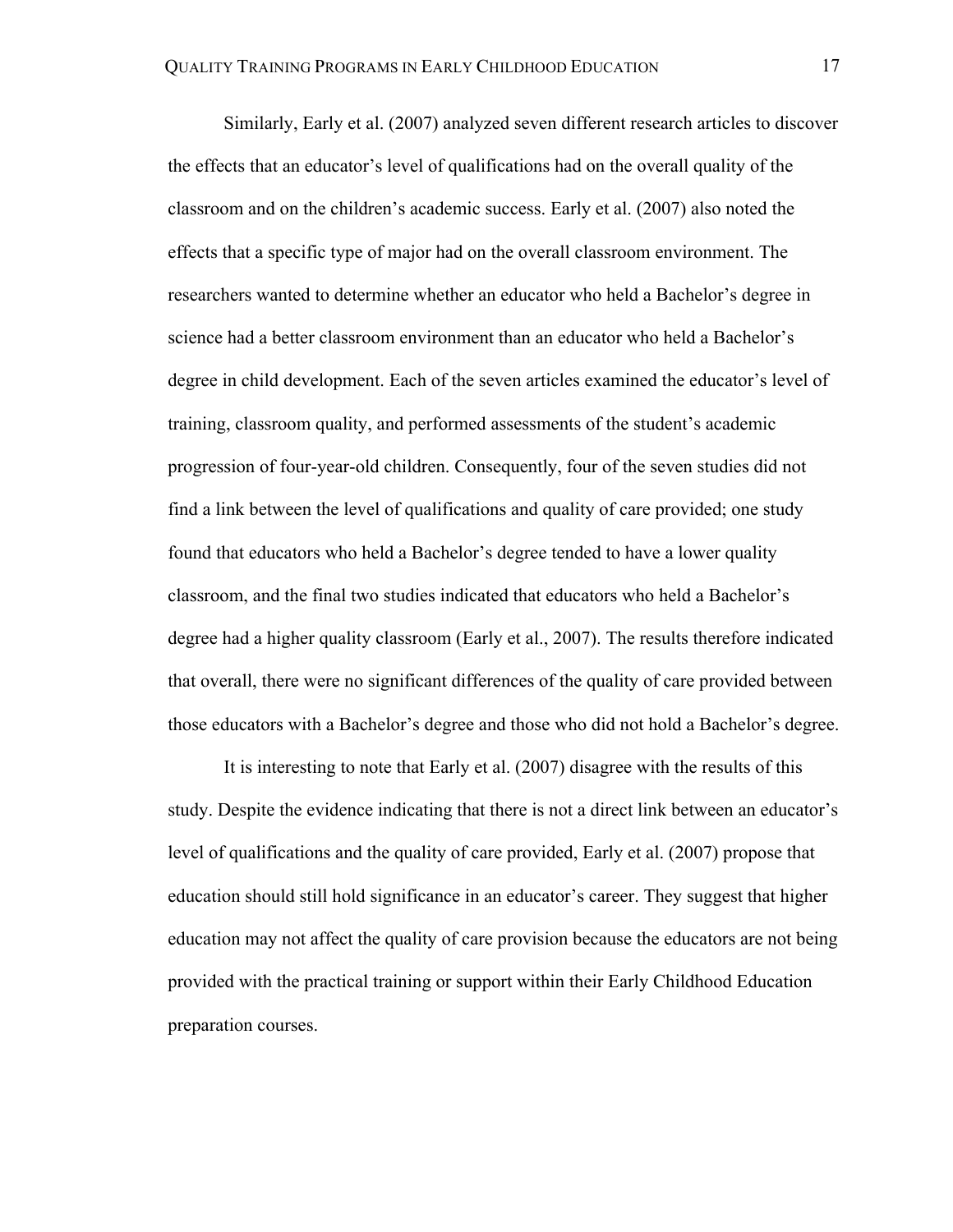Similarly, Early et al. (2007) analyzed seven different research articles to discover the effects that an educator's level of qualifications had on the overall quality of the classroom and on the children's academic success. Early et al. (2007) also noted the effects that a specific type of major had on the overall classroom environment. The researchers wanted to determine whether an educator who held a Bachelor's degree in science had a better classroom environment than an educator who held a Bachelor's degree in child development. Each of the seven articles examined the educator's level of training, classroom quality, and performed assessments of the student's academic progression of four-year-old children. Consequently, four of the seven studies did not find a link between the level of qualifications and quality of care provided; one study found that educators who held a Bachelor's degree tended to have a lower quality classroom, and the final two studies indicated that educators who held a Bachelor's degree had a higher quality classroom (Early et al., 2007). The results therefore indicated that overall, there were no significant differences of the quality of care provided between those educators with a Bachelor's degree and those who did not hold a Bachelor's degree.

It is interesting to note that Early et al. (2007) disagree with the results of this study. Despite the evidence indicating that there is not a direct link between an educator's level of qualifications and the quality of care provided, Early et al. (2007) propose that education should still hold significance in an educator's career. They suggest that higher education may not affect the quality of care provision because the educators are not being provided with the practical training or support within their Early Childhood Education preparation courses.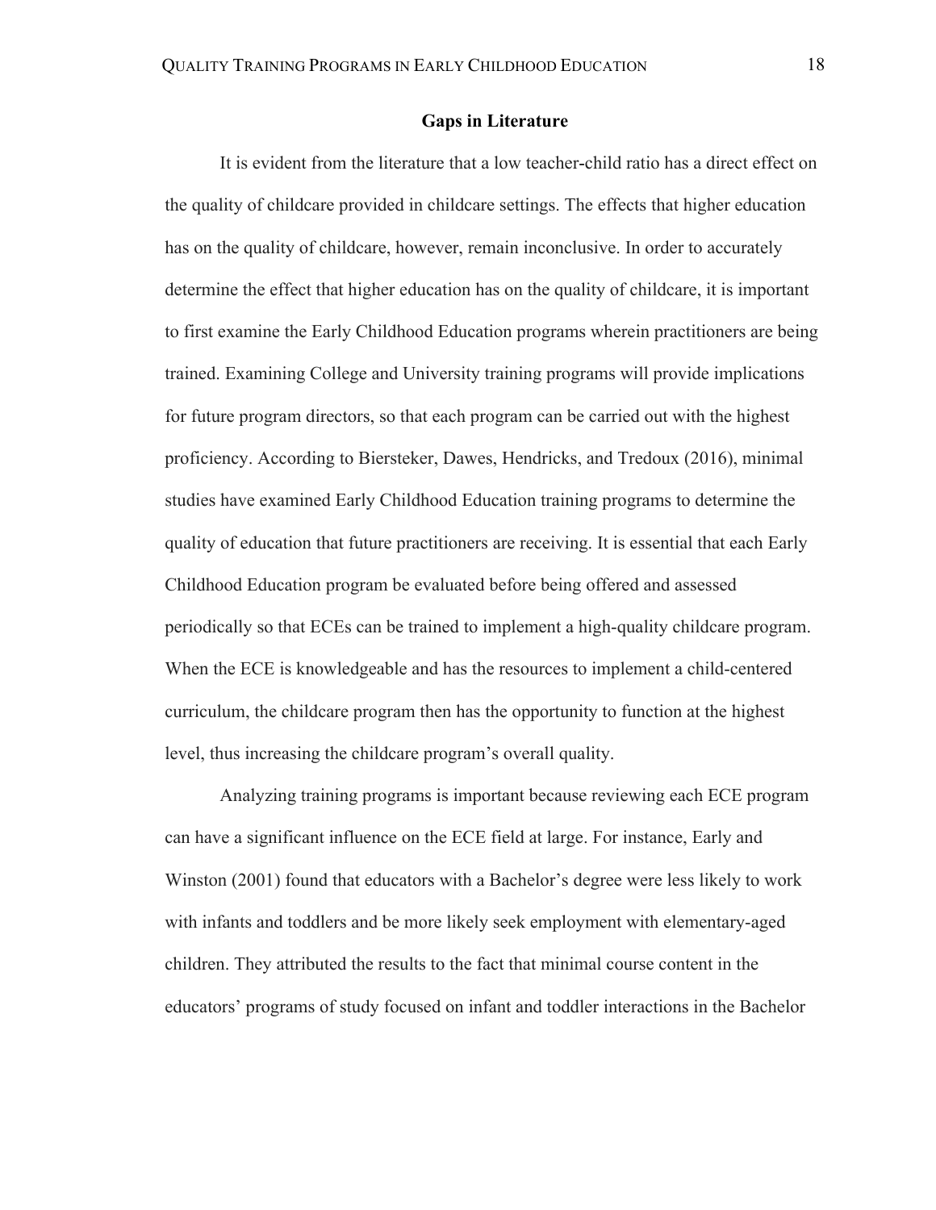## Gaps in Literature

It is evident from the literature that a low teacher-child ratio has a direct effect on the quality of childcare provided in childcare settings. The effects that higher education has on the quality of childcare, however, remain inconclusive. In order to accurately determine the effect that higher education has on the quality of childcare, it is important to first examine the Early Childhood Education programs wherein practitioners are being trained. Examining College and University training programs will provide implications for future program directors, so that each program can be carried out with the highest proficiency. According to Biersteker, Dawes, Hendricks, and Tredoux (2016), minimal studies have examined Early Childhood Education training programs to determine the quality of education that future practitioners are receiving. It is essential that each Early Childhood Education program be evaluated before being offered and assessed periodically so that ECEs can be trained to implement a high-quality childcare program. When the ECE is knowledgeable and has the resources to implement a child-centered curriculum, the childcare program then has the opportunity to function at the highest level, thus increasing the childcare program's overall quality.

Analyzing training programs is important because reviewing each ECE program can have a significant influence on the ECE field at large. For instance, Early and Winston (2001) found that educators with a Bachelor's degree were less likely to work with infants and toddlers and be more likely seek employment with elementary-aged children. They attributed the results to the fact that minimal course content in the educators' programs of study focused on infant and toddler interactions in the Bachelor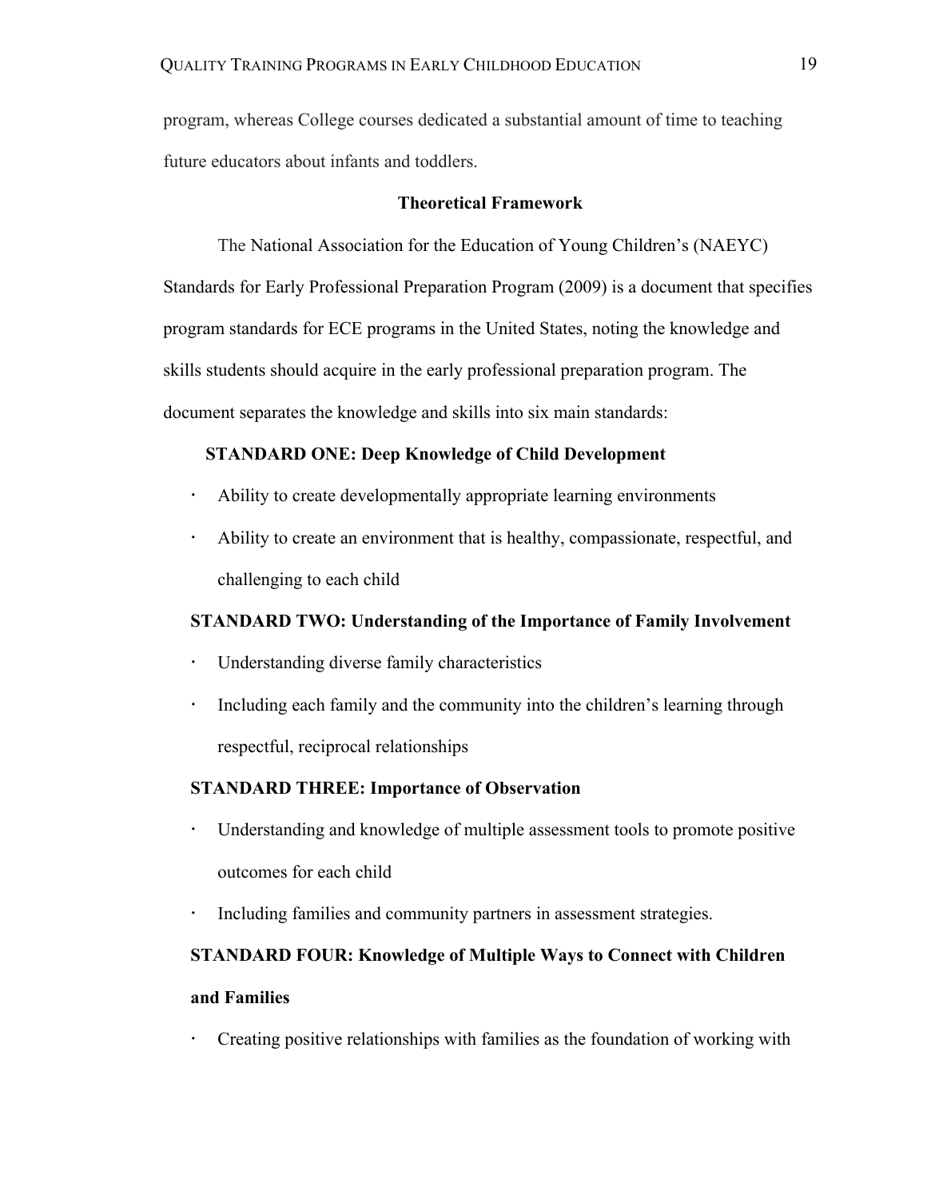program, whereas College courses dedicated a substantial amount of time to teaching future educators about infants and toddlers.

## Theoretical Framework

The National Association for the Education of Young Children's (NAEYC) Standards for Early Professional Preparation Program (2009) is a document that specifies program standards for ECE programs in the United States, noting the knowledge and skills students should acquire in the early professional preparation program. The document separates the knowledge and skills into six main standards:

**STANDARD ONE: Deep Knowledge of Child Development**

- Ability to create developmentally appropriate learning environments
- Ability to create an environment that is healthy, compassionate, respectful, and challenging to each child

**STANDARD TWO: Understanding of the Importance of Family Involvement**

- Understanding diverse family characteristics
- Including each family and the community into the children's learning through respectful, reciprocal relationships

**STANDARD THREE: Importance of Observation**

- Understanding and knowledge of multiple assessment tools to promote positive outcomes for each child
- Including families and community partners in assessment strategies.

**STANDARD FOUR: Knowledge of Multiple Ways to Connect with Children and Families**

- Creating positive relationships with families as the foundation of working with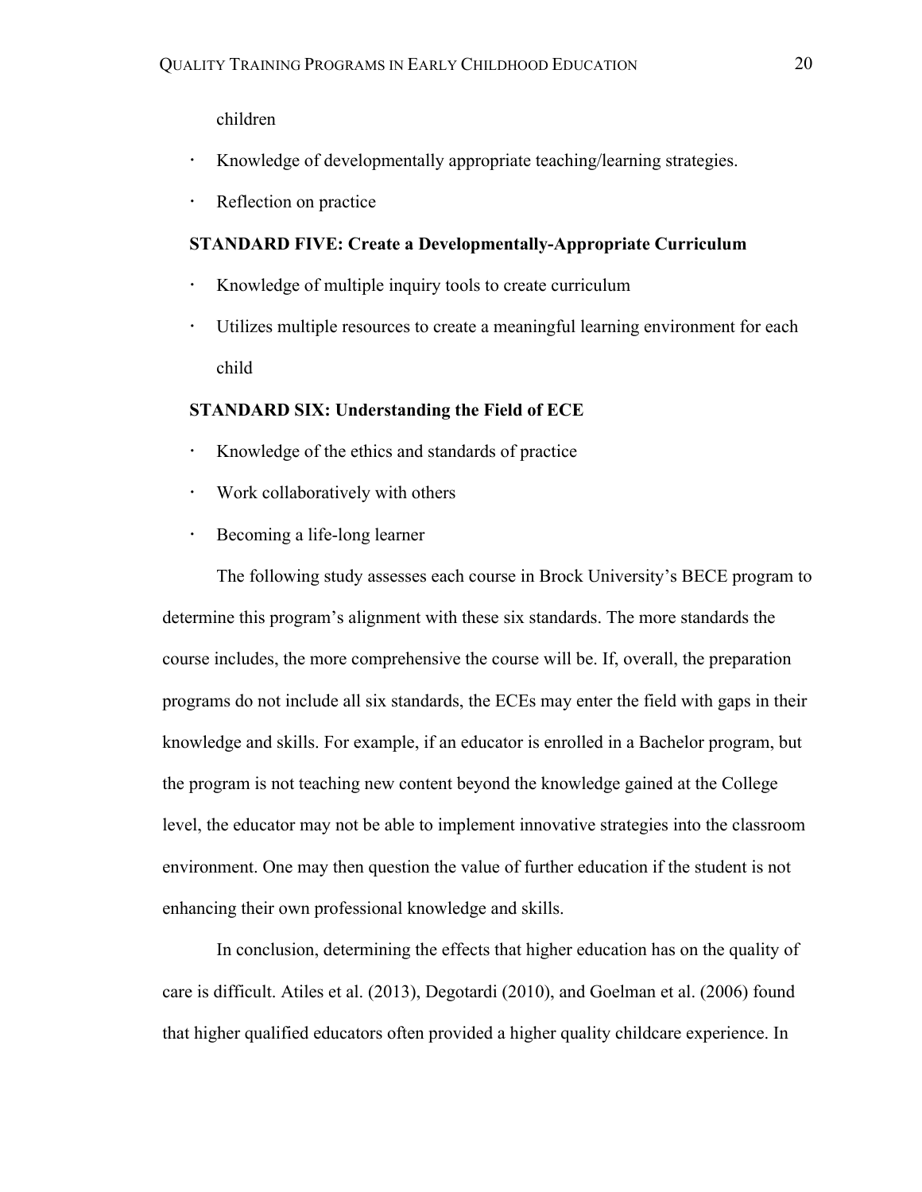children

- Knowledge of developmentally appropriate teaching/learning strategies.
- Reflection on practice

**STANDARD FIVE: Create a Developmentally-Appropriate Curriculum**

- Knowledge of multiple inquiry tools to create curriculum
- Utilizes multiple resources to create a meaningful learning environment for each child

**STANDARD SIX: Understanding the Field of ECE**

- Knowledge of the ethics and standards of practice
- Work collaboratively with others
- Becoming a life-long learner

The following study assesses each course in Brock University's BECE program to determine this program's alignment with these six standards. The more standards the course includes, the more comprehensive the course will be. If, overall, the preparation programs do not include all six standards, the ECEs may enter the field with gaps in their knowledge and skills. For example, if an educator is enrolled in a Bachelor program, but the program is not teaching new content beyond the knowledge gained at the College level, the educator may not be able to implement innovative strategies into the classroom environment. One may then question the value of further education if the student is not enhancing their own professional knowledge and skills.

In conclusion, determining the effects that higher education has on the quality of care is difficult. Atiles et al. (2013), Degotardi (2010), and Goelman et al. (2006) found that higher qualified educators often provided a higher quality childcare experience. In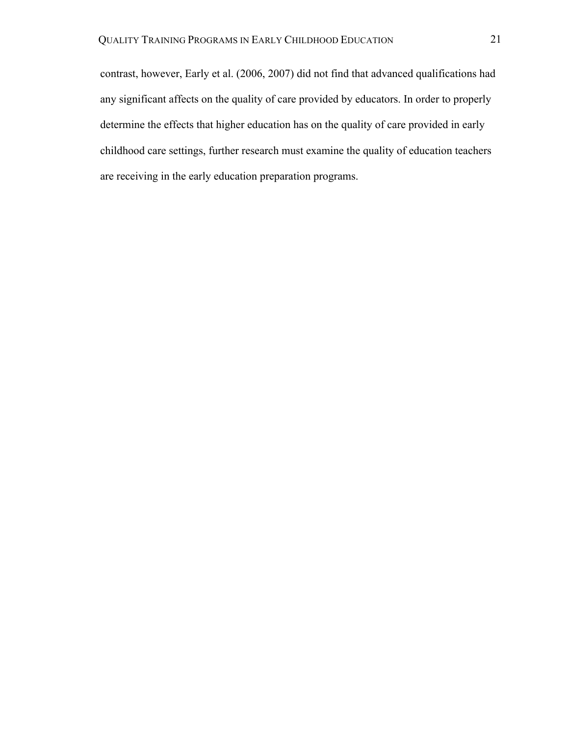contrast, however, Early et al. (2006, 2007) did not find that advanced qualifications had any significant affects on the quality of care provided by educators. In order to properly determine the effects that higher education has on the quality of care provided in early childhood care settings, further research must examine the quality of education teachers are receiving in the early education preparation programs.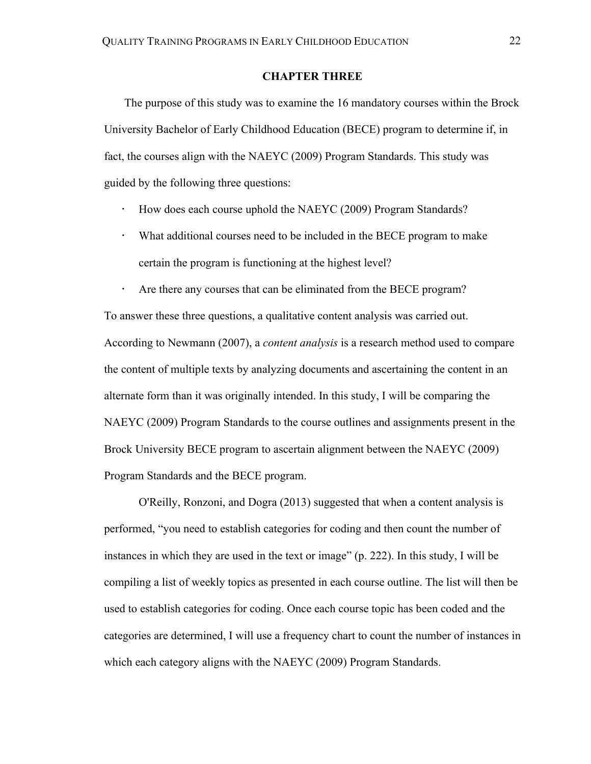# CHAPTER THREE

The purpose of this study was to examine the 16 mandatory courses within the Brock University Bachelor of Early Childhood Education (BECE) program to determine if, in fact, the courses align with the NAEYC (2009) Program Standards. This study was guided by the following three questions:

- How does each course uphold the NAEYC (2009) Program Standards?
- What additional courses need to be included in the BECE program to make certain the program is functioning at the highest level?
- Are there any courses that can be eliminated from the BECE program?

To answer these three questions, a qualitative content analysis was carried out. According to Newmann (2007), a *content analysis* is a research method used to compare the content of multiple texts by analyzing documents and ascertaining the content in an alternate form than it was originally intended. In this study, I will be comparing the NAEYC (2009) Program Standards to the course outlines and assignments present in the Brock University BECE program to ascertain alignment between the NAEYC (2009) Program Standards and the BECE program.

O'Reilly, Ronzoni, and Dogra (2013) suggested that when a content analysis is performed, "you need to establish categories for coding and then count the number of instances in which they are used in the text or image" (p. 222). In this study, I will be compiling a list of weekly topics as presented in each course outline. The list will then be used to establish categories for coding. Once each course topic has been coded and the categories are determined, I will use a frequency chart to count the number of instances in which each category aligns with the NAEYC (2009) Program Standards.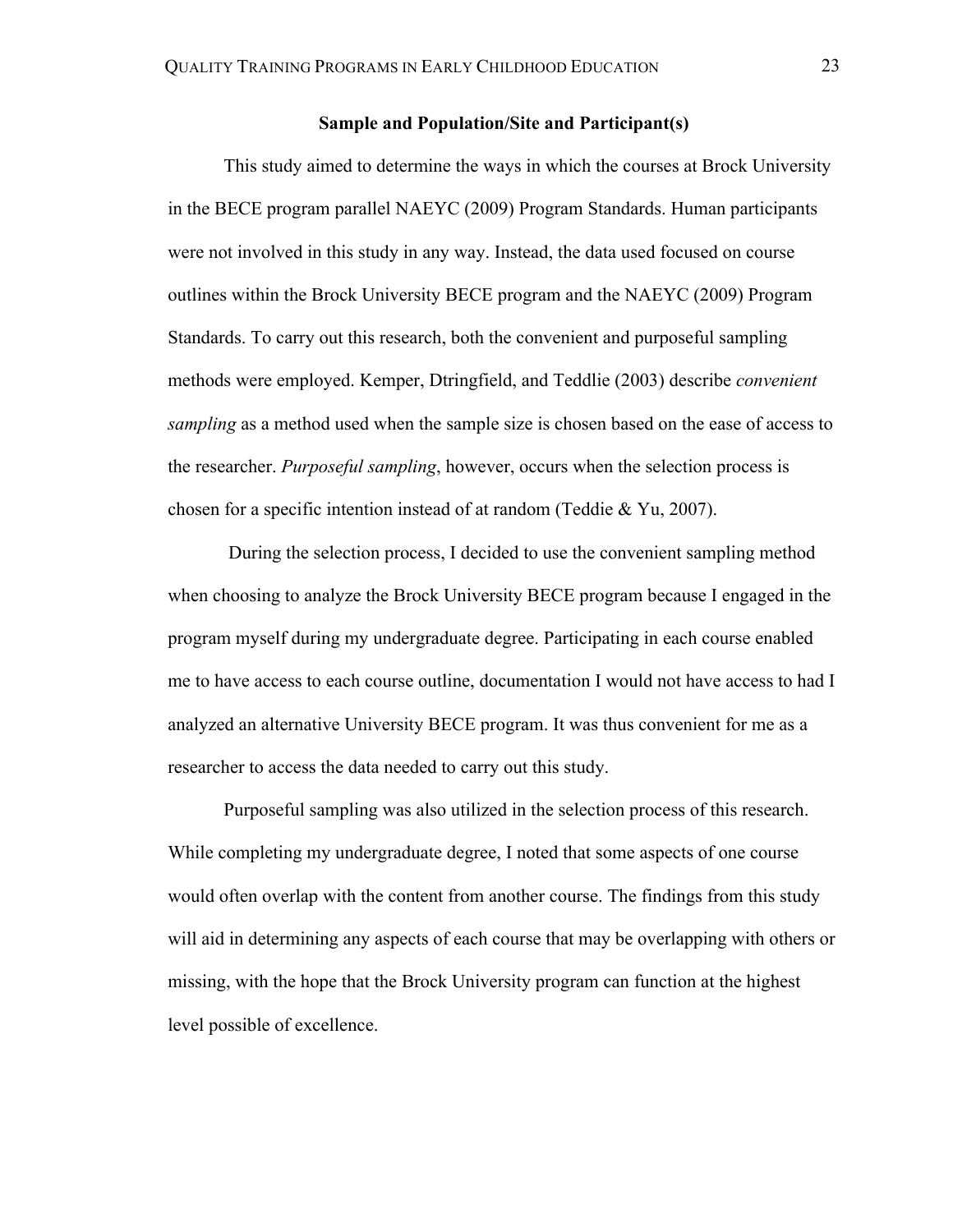### Sample and Population/Site and Participant(s)

This study aimed to determine the ways in which the courses at Brock University in the BECE program parallel NAEYC (2009) Program Standards. Human participants were not involved in this study in any way. Instead, the data used focused on course outlines within the Brock University BECE program and the NAEYC (2009) Program Standards. To carry out this research, both the convenient and purposeful sampling methods were employed. Kemper, Dtringfield, and Teddlie (2003) describe *convenient sampling* as a method used when the sample size is chosen based on the ease of access to the researcher. *Purposeful sampling*, however, occurs when the selection process is chosen for a specific intention instead of at random (Teddie & Yu, 2007).

During the selection process, I decided to use the convenient sampling method when choosing to analyze the Brock University BECE program because I engaged in the program myself during my undergraduate degree. Participating in each course enabled me to have access to each course outline, documentation I would not have access to had I analyzed an alternative University BECE program. It was thus convenient for me as a researcher to access the data needed to carry out this study.

Purposeful sampling was also utilized in the selection process of this research. While completing my undergraduate degree, I noted that some aspects of one course would often overlap with the content from another course. The findings from this study will aid in determining any aspects of each course that may be overlapping with others or missing, with the hope that the Brock University program can function at the highest level possible of excellence.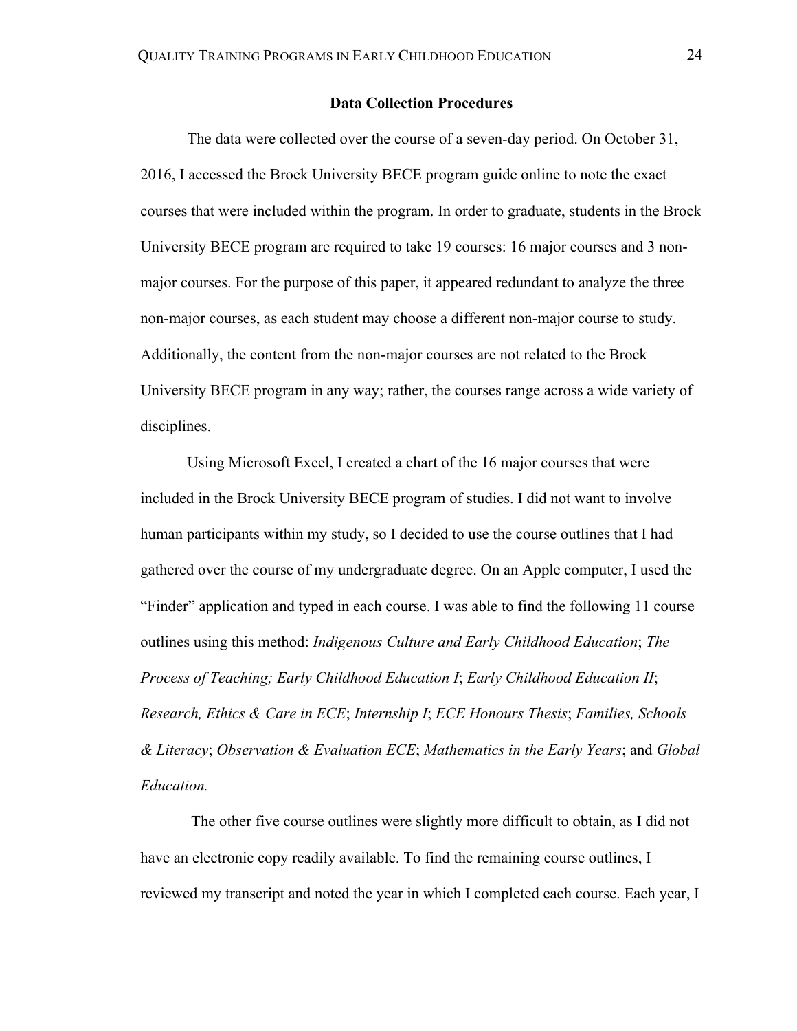## Data Collection Procedures

The data were collected over the course of a seven-day period. On October 31, 2016, I accessed the Brock University BECE program guide online to note the exact courses that were included within the program. In order to graduate, students in the Brock University BECE program are required to take 19 courses: 16 major courses and 3 non-major courses. For the purpose of this paper, it appeared redundant to analyze the three non-major courses, as each student may choose a different non-major course to study. Additionally, the content from the non-major courses are not related to the Brock University BECE program in any way; rather, the courses range across a wide variety of disciplines.

Using Microsoft Excel, I created a chart of the 16 major courses that were included in the Brock University BECE program of studies. I did not want to involve human participants within my study, so I decided to use the course outlines that I had gathered over the course of my undergraduate degree. On an Apple computer, I used the "Finder" application and typed in each course. I was able to find the following 11 course outlines using this method: *Indigenous Culture and Early Childhood Education*; *The Process of Teaching; Early Childhood Education I*; *Early Childhood Education II*; *Research, Ethics & Care in ECE*; *Internship I*; *ECE Honours Thesis*; *Families, Schools & Literacy*; *Observation & Evaluation ECE*; *Mathematics in the Early Years*; and *Global Education.*

The other five course outlines were slightly more difficult to obtain, as I did not have an electronic copy readily available. To find the remaining course outlines, I reviewed my transcript and noted the year in which I completed each course. Each year, I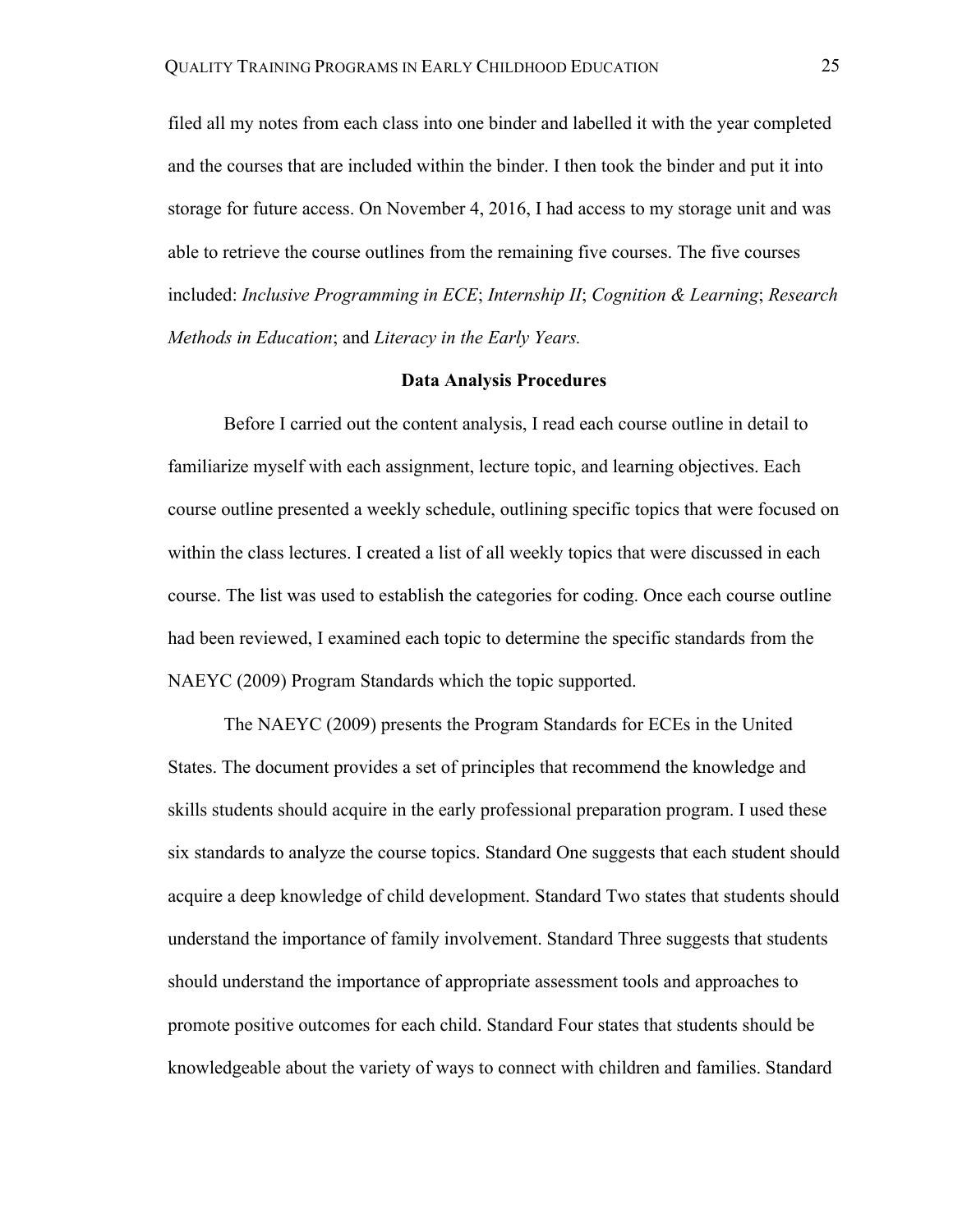filed all my notes from each class into one binder and labelled it with the year completed and the courses that are included within the binder. I then took the binder and put it into storage for future access. On November 4, 2016, I had access to my storage unit and was able to retrieve the course outlines from the remaining five courses. The five courses included: *Inclusive Programming in ECE*; *Internship II*; *Cognition & Learning*; *Research Methods in Education*; and *Literacy in the Early Years.*

## Data Analysis Procedures

Before I carried out the content analysis, I read each course outline in detail to familiarize myself with each assignment, lecture topic, and learning objectives. Each course outline presented a weekly schedule, outlining specific topics that were focused on within the class lectures. I created a list of all weekly topics that were discussed in each course. The list was used to establish the categories for coding. Once each course outline had been reviewed, I examined each topic to determine the specific standards from the NAEYC (2009) Program Standards which the topic supported.

The NAEYC (2009) presents the Program Standards for ECEs in the United States. The document provides a set of principles that recommend the knowledge and skills students should acquire in the early professional preparation program. I used these six standards to analyze the course topics. Standard One suggests that each student should acquire a deep knowledge of child development. Standard Two states that students should understand the importance of family involvement. Standard Three suggests that students should understand the importance of appropriate assessment tools and approaches to promote positive outcomes for each child. Standard Four states that students should be knowledgeable about the variety of ways to connect with children and families. Standard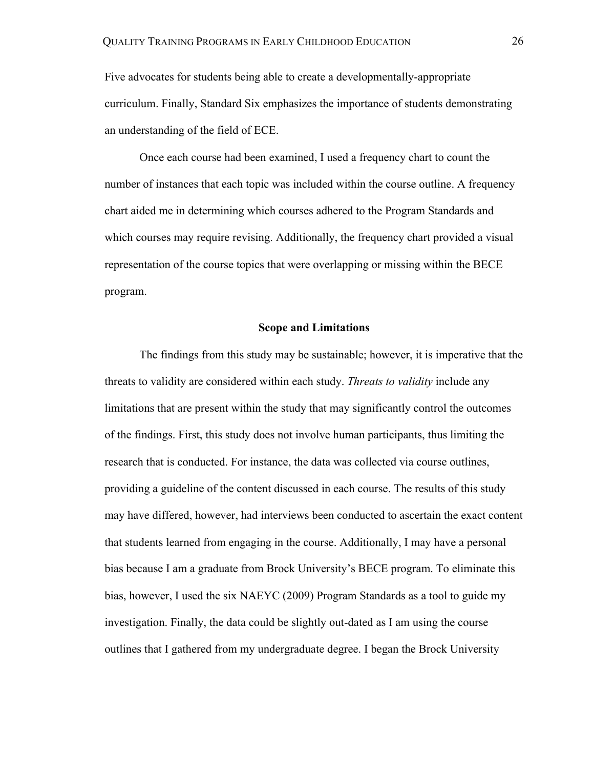Five advocates for students being able to create a developmentally-appropriate curriculum. Finally, Standard Six emphasizes the importance of students demonstrating an understanding of the field of ECE.

Once each course had been examined, I used a frequency chart to count the number of instances that each topic was included within the course outline. A frequency chart aided me in determining which courses adhered to the Program Standards and which courses may require revising. Additionally, the frequency chart provided a visual representation of the course topics that were overlapping or missing within the BECE program.

## Scope and Limitations

The findings from this study may be sustainable; however, it is imperative that the threats to validity are considered within each study. *Threats to validity* include any limitations that are present within the study that may significantly control the outcomes of the findings. First, this study does not involve human participants, thus limiting the research that is conducted. For instance, the data was collected via course outlines, providing a guideline of the content discussed in each course. The results of this study may have differed, however, had interviews been conducted to ascertain the exact content that students learned from engaging in the course. Additionally, I may have a personal bias because I am a graduate from Brock University's BECE program. To eliminate this bias, however, I used the six NAEYC (2009) Program Standards as a tool to guide my investigation. Finally, the data could be slightly out-dated as I am using the course outlines that I gathered from my undergraduate degree. I began the Brock University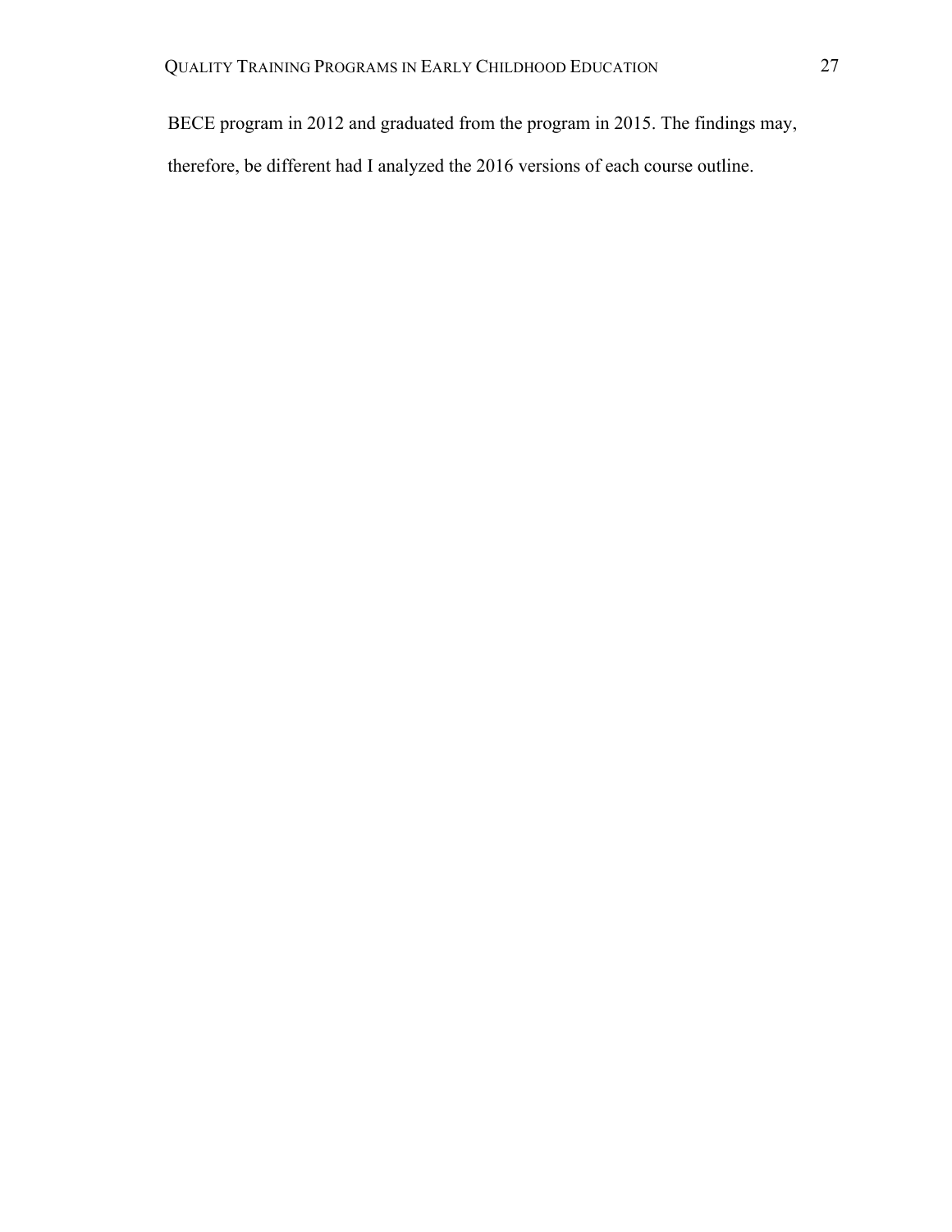BECE program in 2012 and graduated from the program in 2015. The findings may, therefore, be different had I analyzed the 2016 versions of each course outline.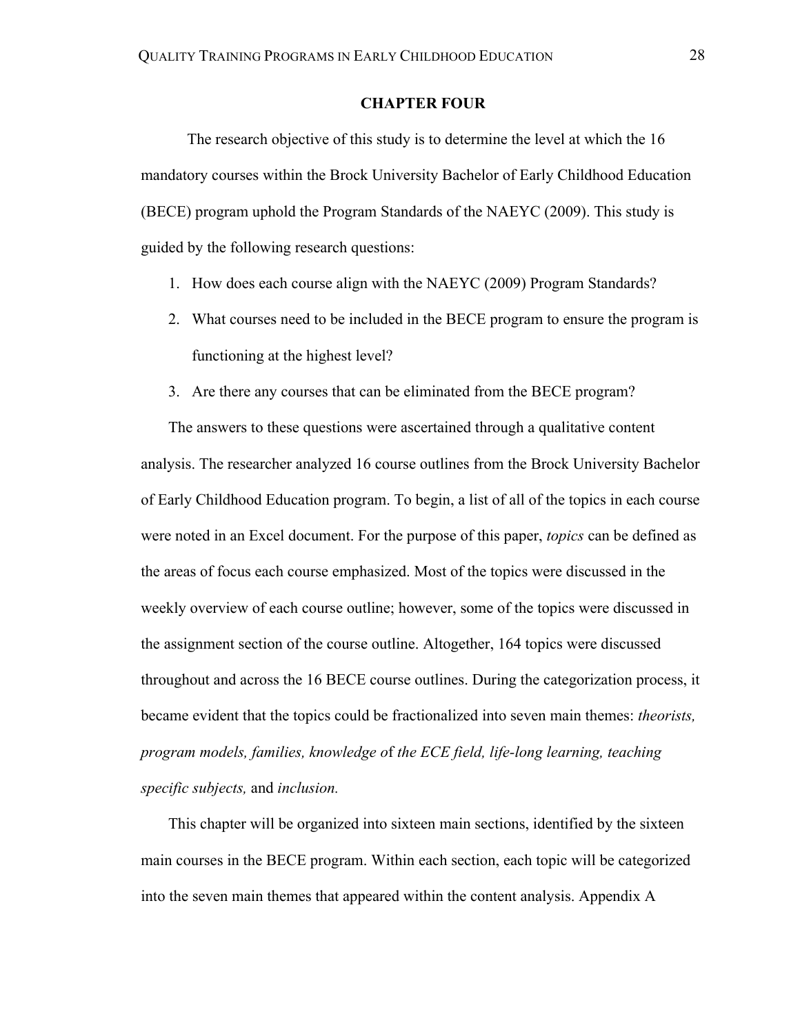# CHAPTER FOUR

The research objective of this study is to determine the level at which the 16 mandatory courses within the Brock University Bachelor of Early Childhood Education (BECE) program uphold the Program Standards of the NAEYC (2009). This study is guided by the following research questions:

1. How does each course align with the NAEYC (2009) Program Standards?
2. What courses need to be included in the BECE program to ensure the program is functioning at the highest level?
3. Are there any courses that can be eliminated from the BECE program?

The answers to these questions were ascertained through a qualitative content analysis. The researcher analyzed 16 course outlines from the Brock University Bachelor of Early Childhood Education program. To begin, a list of all of the topics in each course were noted in an Excel document. For the purpose of this paper, *topics* can be defined as the areas of focus each course emphasized. Most of the topics were discussed in the weekly overview of each course outline; however, some of the topics were discussed in the assignment section of the course outline. Altogether, 164 topics were discussed throughout and across the 16 BECE course outlines. During the categorization process, it became evident that the topics could be fractionalized into seven main themes: *theorists, program models, families, knowledge o*f *the ECE field, life-long learning, teaching specific subjects,* and *inclusion.*

This chapter will be organized into sixteen main sections, identified by the sixteen main courses in the BECE program. Within each section, each topic will be categorized into the seven main themes that appeared within the content analysis. Appendix A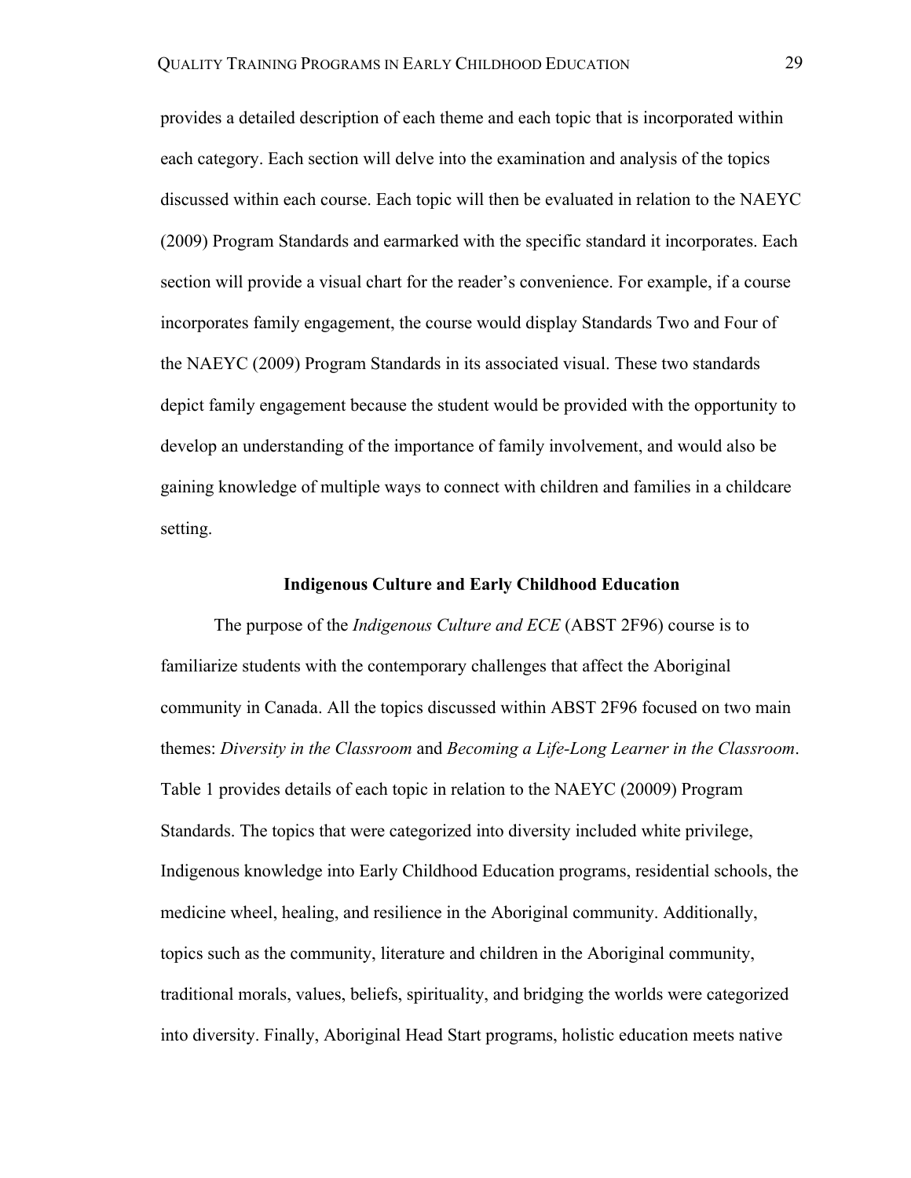provides a detailed description of each theme and each topic that is incorporated within each category. Each section will delve into the examination and analysis of the topics discussed within each course. Each topic will then be evaluated in relation to the NAEYC (2009) Program Standards and earmarked with the specific standard it incorporates. Each section will provide a visual chart for the reader's convenience. For example, if a course incorporates family engagement, the course would display Standards Two and Four of the NAEYC (2009) Program Standards in its associated visual. These two standards depict family engagement because the student would be provided with the opportunity to develop an understanding of the importance of family involvement, and would also be gaining knowledge of multiple ways to connect with children and families in a childcare setting.

## Indigenous Culture and Early Childhood Education

The purpose of the *Indigenous Culture and ECE* (ABST 2F96) course is to familiarize students with the contemporary challenges that affect the Aboriginal community in Canada. All the topics discussed within ABST 2F96 focused on two main themes: *Diversity in the Classroom* and *Becoming a Life-Long Learner in the Classroom*. Table 1 provides details of each topic in relation to the NAEYC (20009) Program Standards. The topics that were categorized into diversity included white privilege, Indigenous knowledge into Early Childhood Education programs, residential schools, the medicine wheel, healing, and resilience in the Aboriginal community. Additionally, topics such as the community, literature and children in the Aboriginal community, traditional morals, values, beliefs, spirituality, and bridging the worlds were categorized into diversity. Finally, Aboriginal Head Start programs, holistic education meets native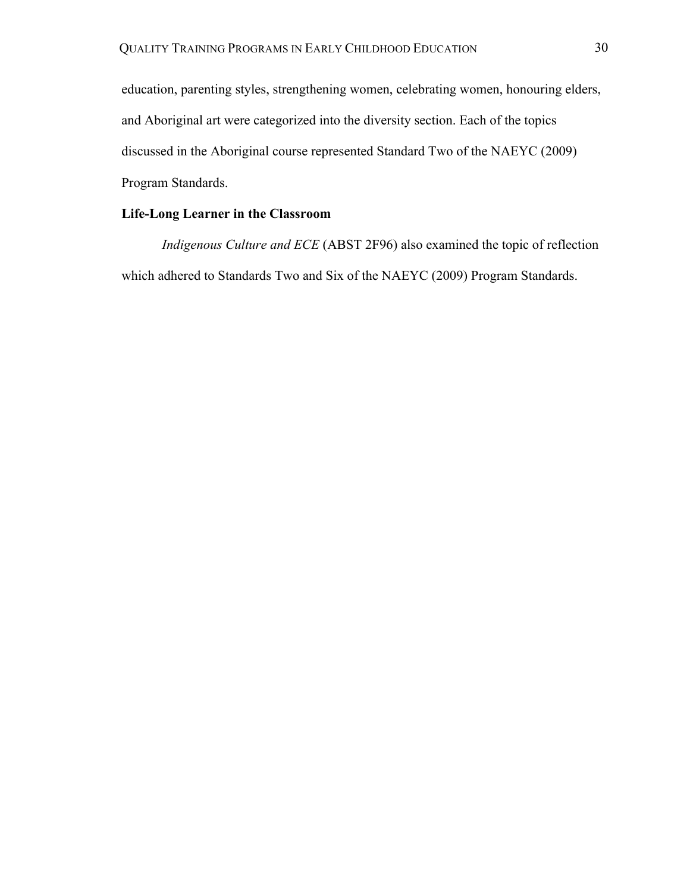education, parenting styles, strengthening women, celebrating women, honouring elders, and Aboriginal art were categorized into the diversity section. Each of the topics discussed in the Aboriginal course represented Standard Two of the NAEYC (2009) Program Standards.

**Life-Long Learner in the Classroom**

*Indigenous Culture and ECE* (ABST 2F96) also examined the topic of reflection which adhered to Standards Two and Six of the NAEYC (2009) Program Standards.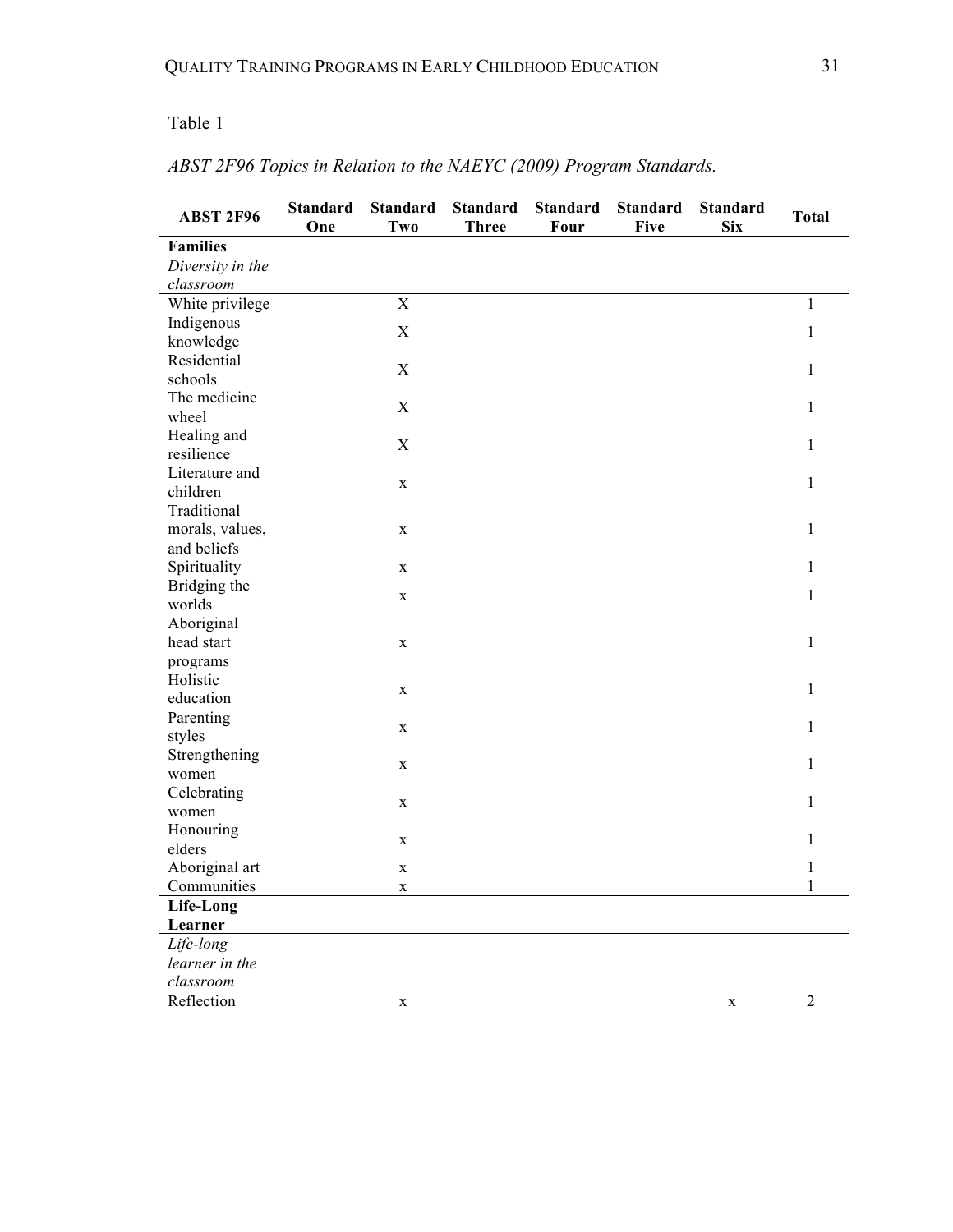Table 1

*ABST 2F96 Topics in Relation to the NAEYC (2009) Program Standards.*

| ABST 2F96 | Standard One | Standard Two | Standard Three | Standard Four | Standard Five | Standard Six | Total |
|---|---|---|---|---|---|---|---|
| **Families** | | | | | | | |
| *Diversity in the classroom* | | | | | | | |
| White privilege | | X | | | | | 1 |
| Indigenous knowledge | | X | | | | | 1 |
| Residential schools | | X | | | | | 1 |
| The medicine wheel | | X | | | | | 1 |
| Healing and resilience | | X | | | | | 1 |
| Literature and children | | x | | | | | 1 |
| Traditional morals, values, and beliefs | | x | | | | | 1 |
| Spirituality | | x | | | | | 1 |
| Bridging the worlds | | x | | | | | 1 |
| Aboriginal head start programs | | x | | | | | 1 |
| Holistic education | | x | | | | | 1 |
| Parenting styles | | x | | | | | 1 |
| Strengthening women | | x | | | | | 1 |
| Celebrating women | | x | | | | | 1 |
| Honouring elders | | x | | | | | 1 |
| Aboriginal art | | x | | | | | 1 |
| Communities | | x | | | | | 1 |
| **Life-Long Learner** | | | | | | | |
| *Life-long learner in the classroom* | | | | | | | |
| Reflection | | x | | | | x | 2 |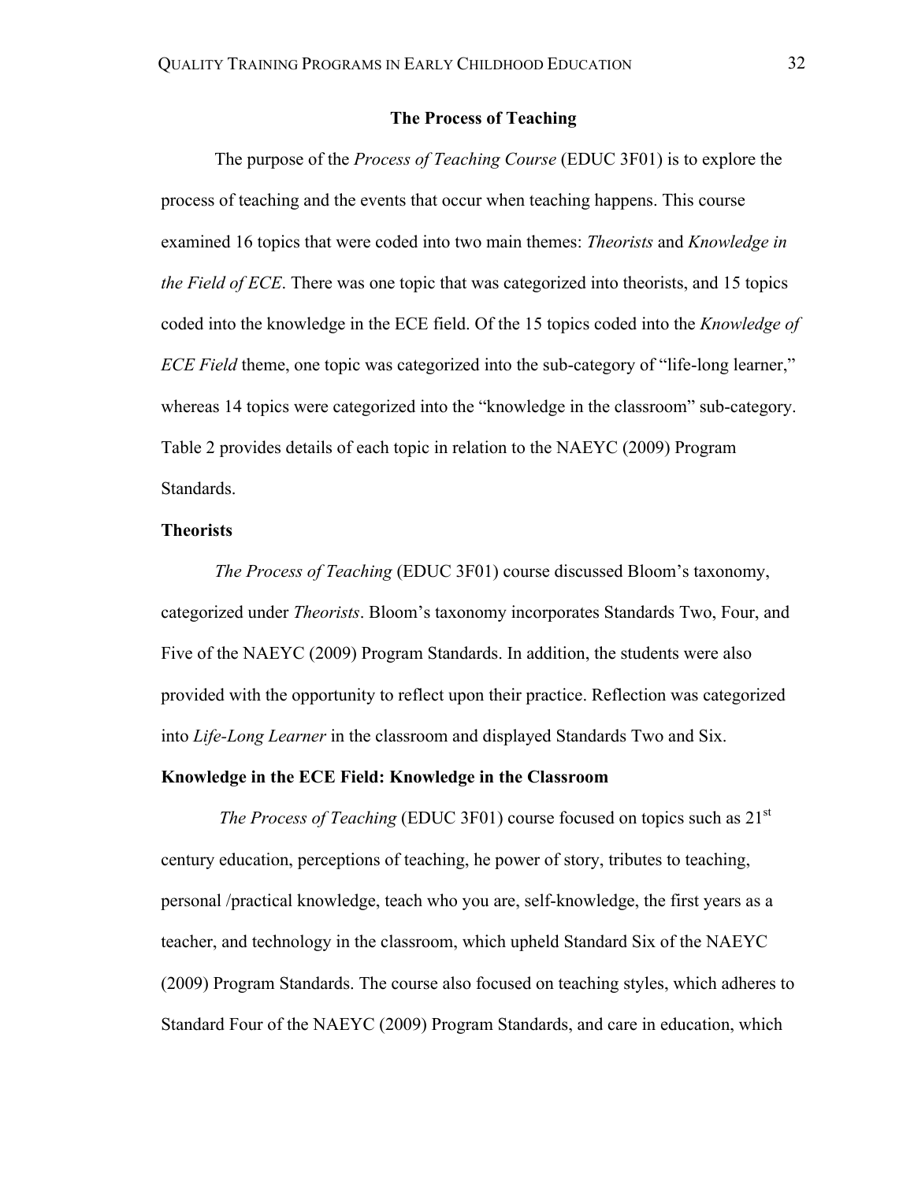## The Process of Teaching

The purpose of the *Process of Teaching Course* (EDUC 3F01) is to explore the process of teaching and the events that occur when teaching happens. This course examined 16 topics that were coded into two main themes: *Theorists* and *Knowledge in the Field of ECE*. There was one topic that was categorized into theorists, and 15 topics coded into the knowledge in the ECE field. Of the 15 topics coded into the *Knowledge of ECE Field* theme, one topic was categorized into the sub-category of "life-long learner," whereas 14 topics were categorized into the "knowledge in the classroom" sub-category. Table 2 provides details of each topic in relation to the NAEYC (2009) Program Standards.

### Theorists

*The Process of Teaching* (EDUC 3F01) course discussed Bloom's taxonomy, categorized under *Theorists*. Bloom's taxonomy incorporates Standards Two, Four, and Five of the NAEYC (2009) Program Standards. In addition, the students were also provided with the opportunity to reflect upon their practice. Reflection was categorized into *Life-Long Learner* in the classroom and displayed Standards Two and Six.

### Knowledge in the ECE Field: Knowledge in the Classroom

*The Process of Teaching* (EDUC 3F01) course focused on topics such as 21st century education, perceptions of teaching, he power of story, tributes to teaching, personal /practical knowledge, teach who you are, self-knowledge, the first years as a teacher, and technology in the classroom, which upheld Standard Six of the NAEYC (2009) Program Standards. The course also focused on teaching styles, which adheres to Standard Four of the NAEYC (2009) Program Standards, and care in education, which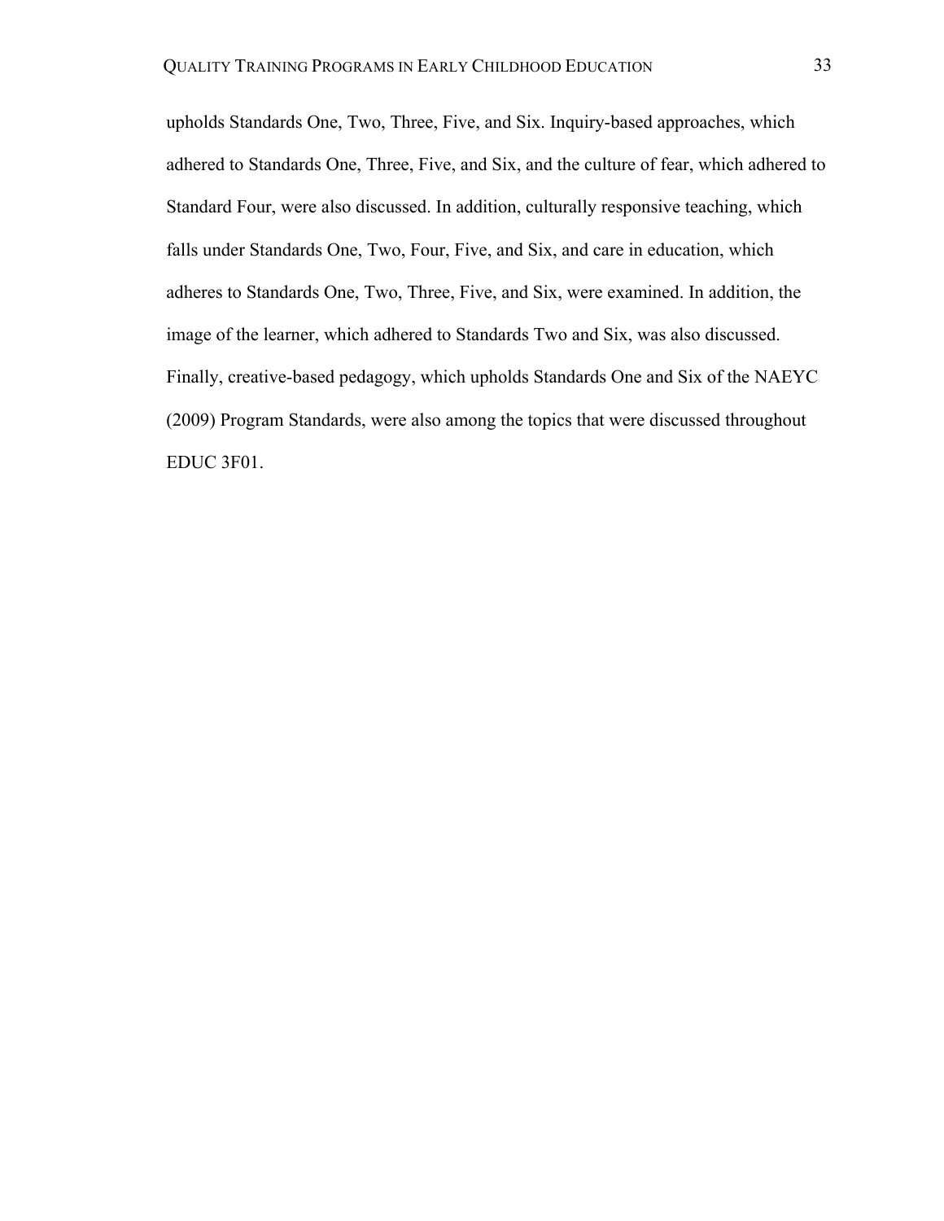upholds Standards One, Two, Three, Five, and Six. Inquiry-based approaches, which adhered to Standards One, Three, Five, and Six, and the culture of fear, which adhered to Standard Four, were also discussed. In addition, culturally responsive teaching, which falls under Standards One, Two, Four, Five, and Six, and care in education, which adheres to Standards One, Two, Three, Five, and Six, were examined. In addition, the image of the learner, which adhered to Standards Two and Six, was also discussed. Finally, creative-based pedagogy, which upholds Standards One and Six of the NAEYC (2009) Program Standards, were also among the topics that were discussed throughout EDUC 3F01.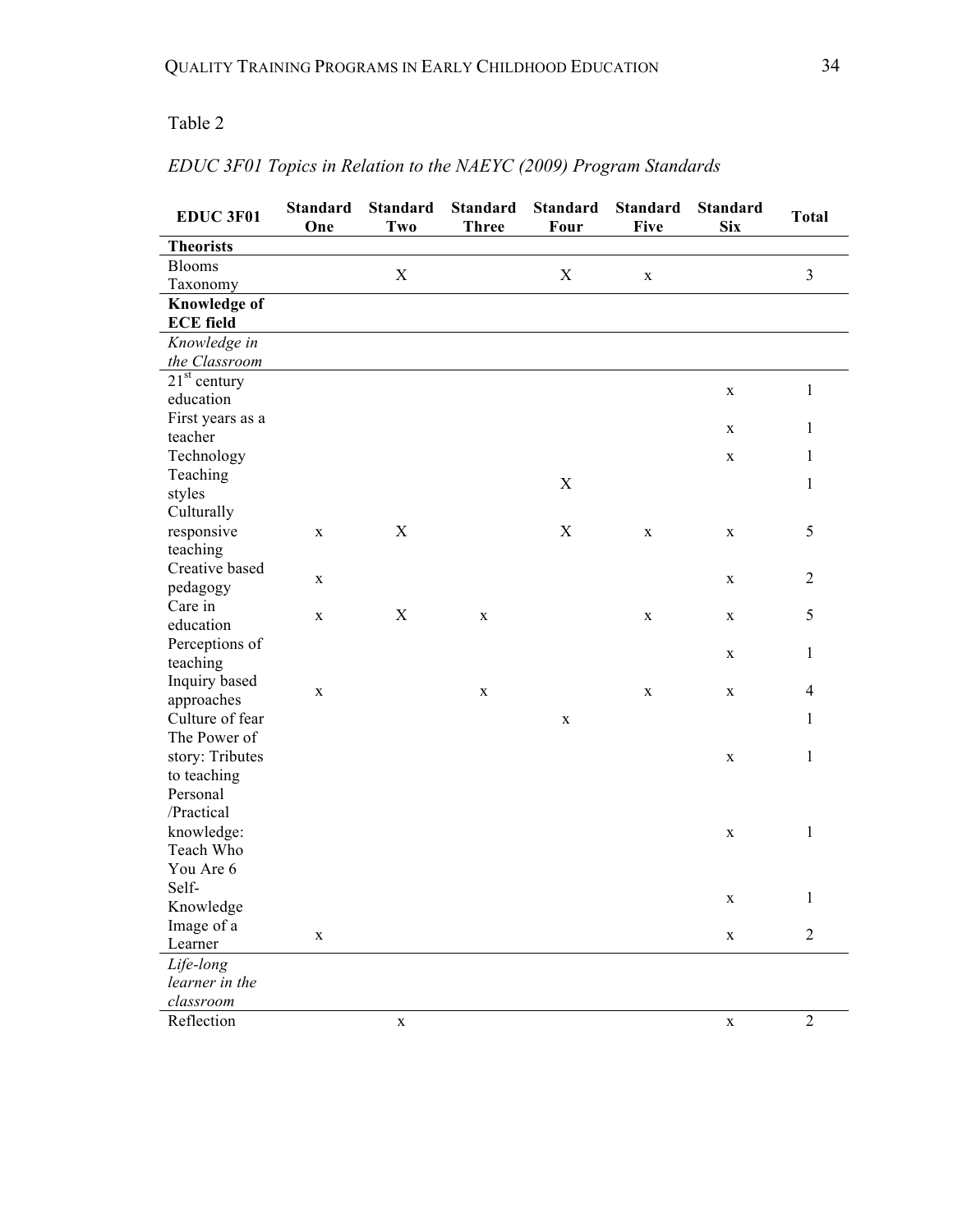Table 2

*EDUC 3F01 Topics in Relation to the NAEYC (2009) Program Standards*

| EDUC 3F01 | Standard One | Standard Two | Standard Three | Standard Four | Standard Five | Standard Six | Total |
|---|---|---|---|---|---|---|---|
| **Theorists** | | | | | | | |
| Blooms Taxonomy | | X | | X | x | | 3 |
| **Knowledge of ECE field** | | | | | | | |
| *Knowledge in the Classroom* | | | | | | | |
| 21st century education | | | | | | x | 1 |
| First years as a teacher | | | | | | x | 1 |
| Technology | | | | | | x | 1 |
| Teaching styles | | | | X | | | 1 |
| Culturally responsive teaching | x | X | | X | x | x | 5 |
| Creative based pedagogy | x | | | | | x | 2 |
| Care in education | x | X | x | | x | x | 5 |
| Perceptions of teaching | | | | | | x | 1 |
| Inquiry based approaches | x | | x | | x | x | 4 |
| Culture of fear | | | | x | | | 1 |
| The Power of story: Tributes to teaching | | | | | | x | 1 |
| Personal /Practical knowledge: Teach Who You Are 6 | | | | | | x | 1 |
| Self-Knowledge | | | | | | x | 1 |
| Image of a Learner | x | | | | | x | 2 |
| *Life-long learner in the classroom* | | | | | | | |
| Reflection | | x | | | | x | 2 |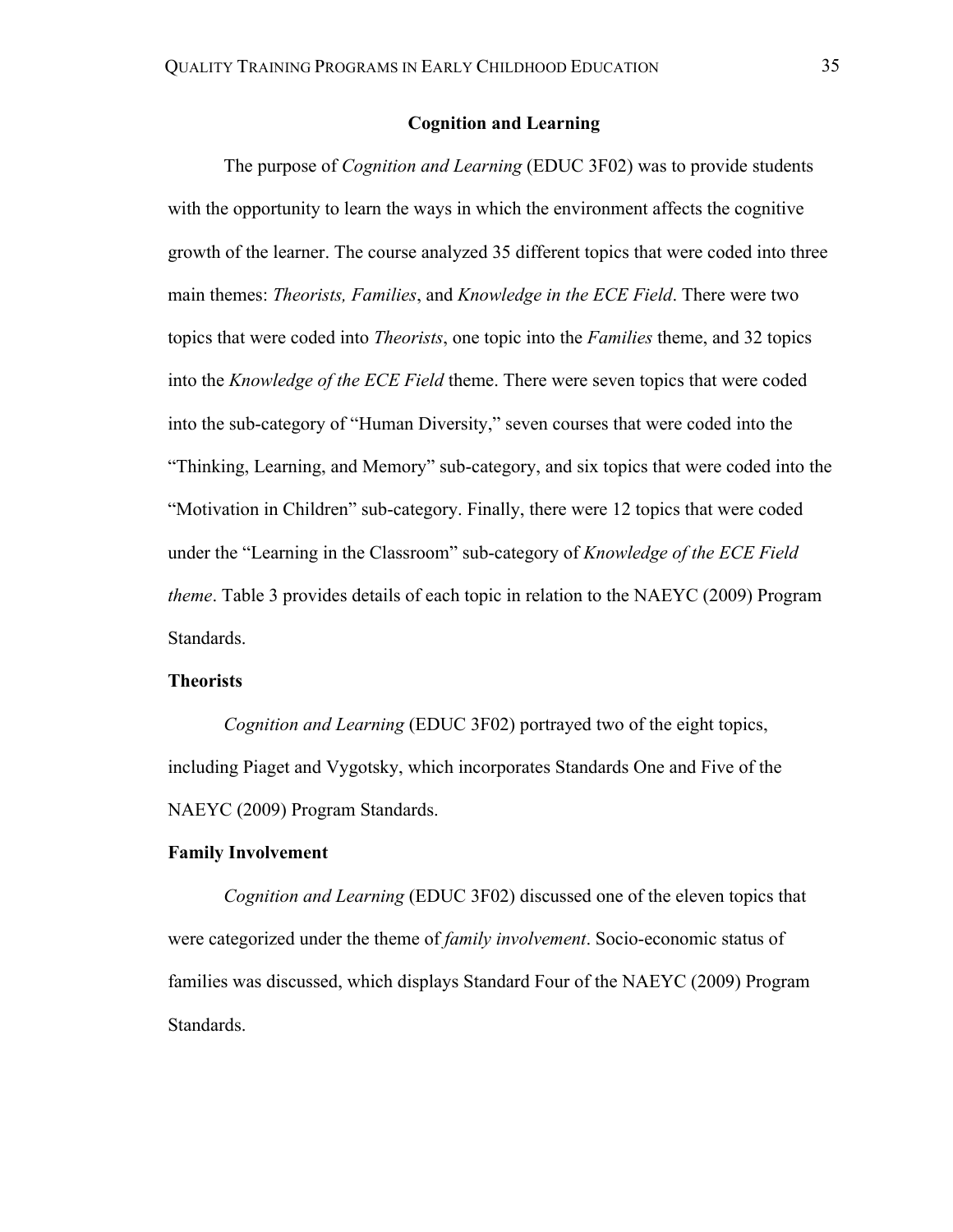## Cognition and Learning

The purpose of *Cognition and Learning* (EDUC 3F02) was to provide students with the opportunity to learn the ways in which the environment affects the cognitive growth of the learner. The course analyzed 35 different topics that were coded into three main themes: *Theorists, Families*, and *Knowledge in the ECE Field*. There were two topics that were coded into *Theorists*, one topic into the *Families* theme, and 32 topics into the *Knowledge of the ECE Field* theme. There were seven topics that were coded into the sub-category of "Human Diversity," seven courses that were coded into the "Thinking, Learning, and Memory" sub-category, and six topics that were coded into the "Motivation in Children" sub-category. Finally, there were 12 topics that were coded under the "Learning in the Classroom" sub-category of *Knowledge of the ECE Field theme*. Table 3 provides details of each topic in relation to the NAEYC (2009) Program Standards.

### Theorists

*Cognition and Learning* (EDUC 3F02) portrayed two of the eight topics, including Piaget and Vygotsky, which incorporates Standards One and Five of the NAEYC (2009) Program Standards.

### Family Involvement

*Cognition and Learning* (EDUC 3F02) discussed one of the eleven topics that were categorized under the theme of *family involvement*. Socio-economic status of families was discussed, which displays Standard Four of the NAEYC (2009) Program Standards.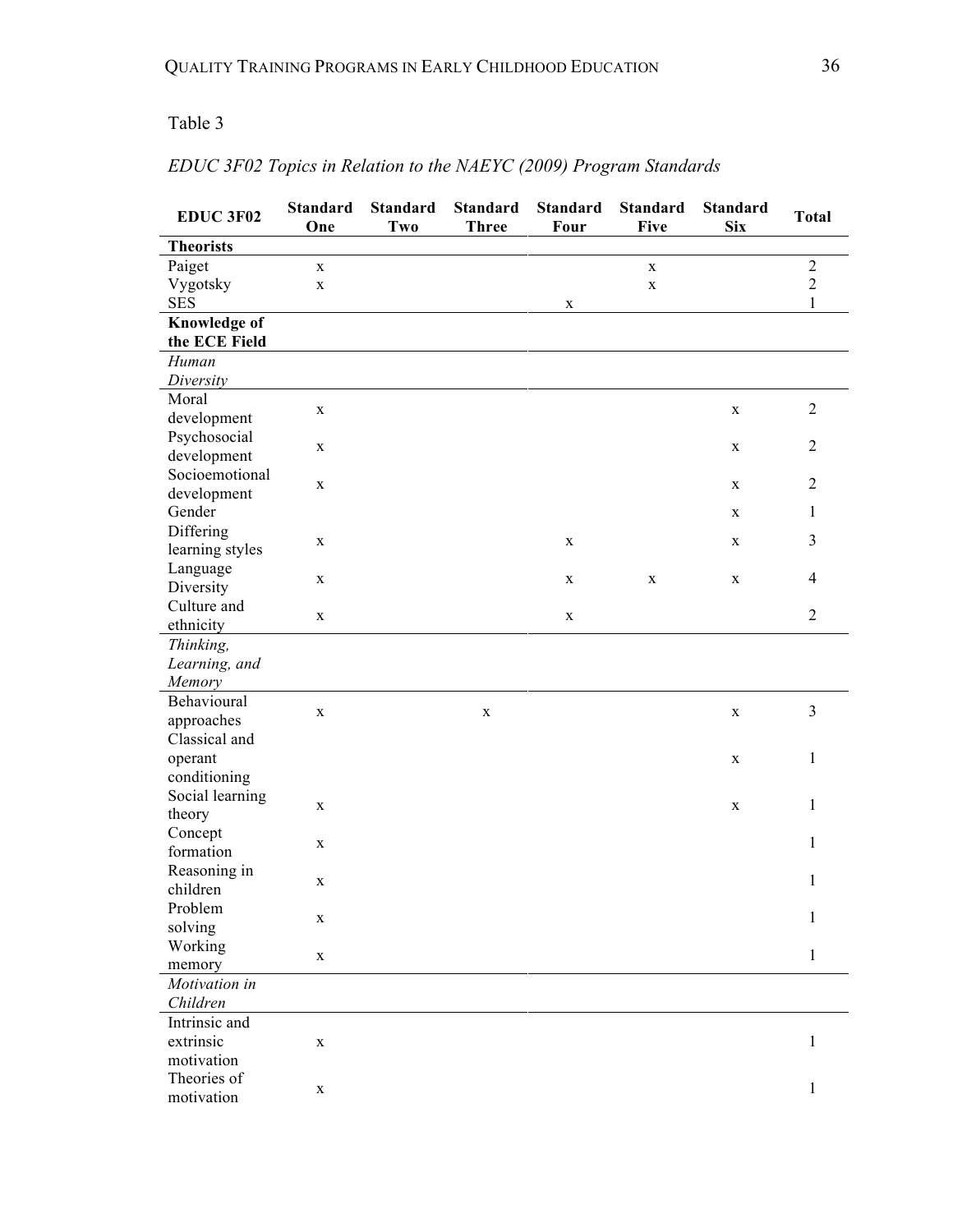Table 3

*EDUC 3F02 Topics in Relation to the NAEYC (2009) Program Standards*

| EDUC 3F02 | Standard One | Standard Two | Standard Three | Standard Four | Standard Five | Standard Six | Total |
|---|---|---|---|---|---|---|---|
| **Theorists** | | | | | | | |
| Paiget | x | | | | x | | 2 |
| Vygotsky | x | | | | x | | 2 |
| SES | | | | x | | | 1 |
| **Knowledge of the ECE Field** | | | | | | | |
| *Human Diversity* | | | | | | | |
| Moral development | x | | | | | x | 2 |
| Psychosocial development | x | | | | | x | 2 |
| Socioemotional development | x | | | | | x | 2 |
| Gender | | | | | | x | 1 |
| Differing learning styles | x | | | x | | x | 3 |
| Language Diversity | x | | | x | x | x | 4 |
| Culture and ethnicity | x | | | x | | | 2 |
| *Thinking, Learning, and Memory* | | | | | | | |
| Behavioural approaches | x | | x | | | x | 3 |
| Classical and operant conditioning | | | | | | x | 1 |
| Social learning theory | x | | | | | x | 1 |
| Concept formation | x | | | | | | 1 |
| Reasoning in children | x | | | | | | 1 |
| Problem solving | x | | | | | | 1 |
| Working memory | x | | | | | | 1 |
| *Motivation in Children* | | | | | | | |
| Intrinsic and extrinsic motivation | x | | | | | | 1 |
| Theories of motivation | x | | | | | | 1 |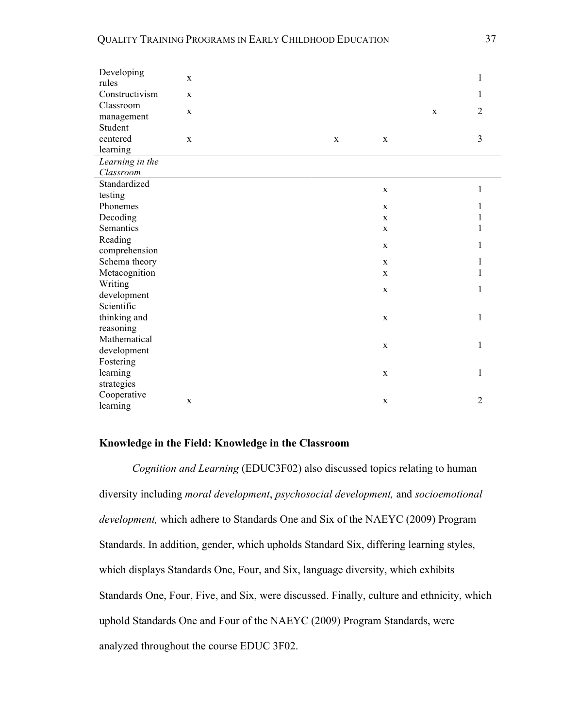| | | | | | | | |
|---|---|---|---|---|---|---|---|
| Developing rules | x | | | | | | 1 |
| Constructivism | x | | | | | | 1 |
| Classroom management | x | | | | | x | 2 |
| Student centered learning | x | | | x | x | | 3 |
| *Learning in the Classroom* | | | | | | | |
| Standardized testing | | | | | x | | 1 |
| Phonemes | | | | | x | | 1 |
| Decoding | | | | | x | | 1 |
| Semantics | | | | | x | | 1 |
| Reading comprehension | | | | | x | | 1 |
| Schema theory | | | | | x | | 1 |
| Metacognition | | | | | x | | 1 |
| Writing development | | | | | x | | 1 |
| Scientific thinking and reasoning | | | | | x | | 1 |
| Mathematical development | | | | | x | | 1 |
| Fostering learning strategies | | | | | x | | 1 |
| Cooperative learning | x | | | | x | | 2 |

## Knowledge in the Field: Knowledge in the Classroom

*Cognition and Learning* (EDUC3F02) also discussed topics relating to human diversity including *moral development*, *psychosocial development,* and *socioemotional development,* which adhere to Standards One and Six of the NAEYC (2009) Program Standards. In addition, gender, which upholds Standard Six, differing learning styles, which displays Standards One, Four, and Six, language diversity, which exhibits Standards One, Four, Five, and Six, were discussed. Finally, culture and ethnicity, which uphold Standards One and Four of the NAEYC (2009) Program Standards, were analyzed throughout the course EDUC 3F02.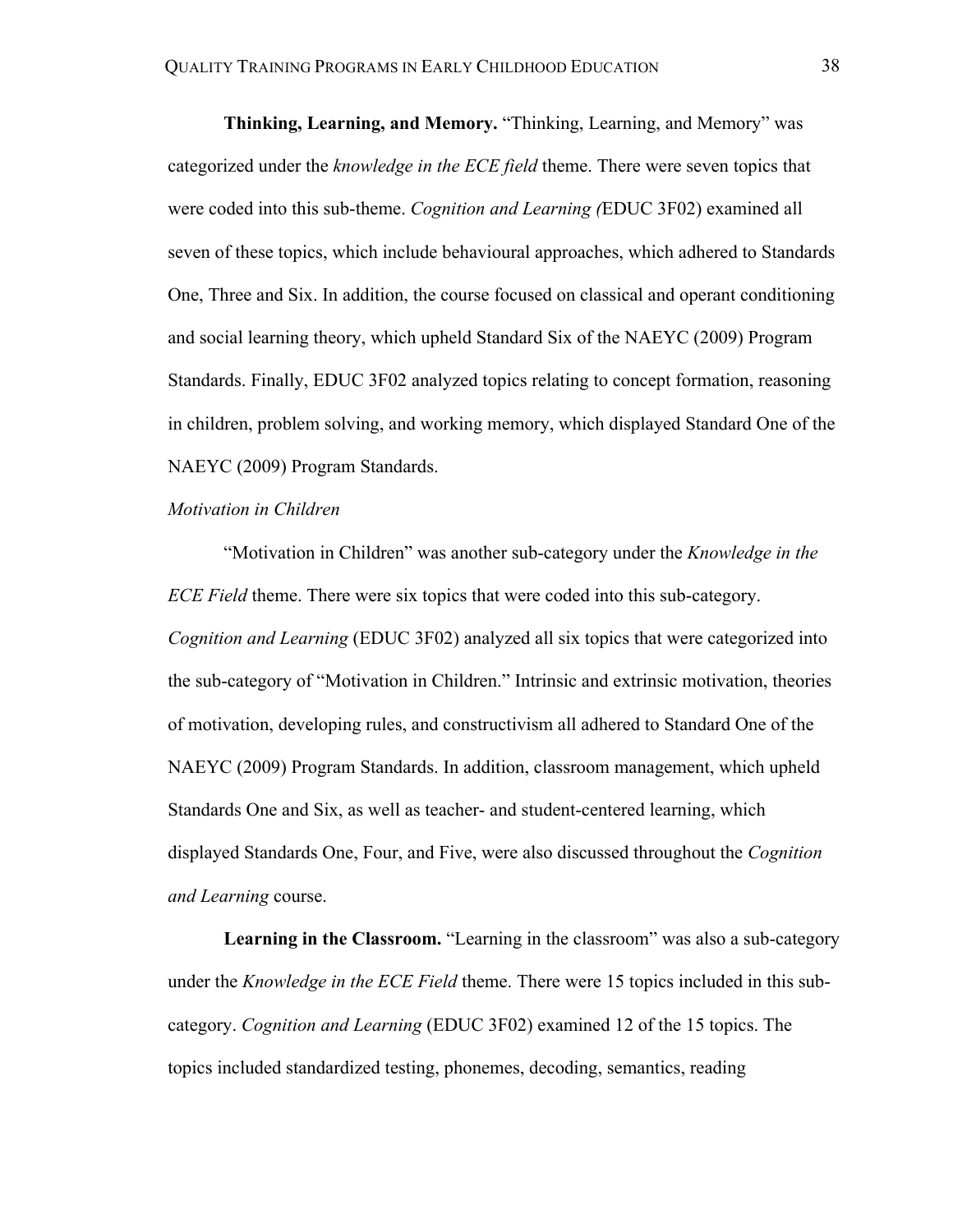**Thinking, Learning, and Memory.** "Thinking, Learning, and Memory" was categorized under the *knowledge in the ECE field* theme. There were seven topics that were coded into this sub-theme. *Cognition and Learning (*EDUC 3F02) examined all seven of these topics, which include behavioural approaches, which adhered to Standards One, Three and Six. In addition, the course focused on classical and operant conditioning and social learning theory, which upheld Standard Six of the NAEYC (2009) Program Standards. Finally, EDUC 3F02 analyzed topics relating to concept formation, reasoning in children, problem solving, and working memory, which displayed Standard One of the NAEYC (2009) Program Standards.

*Motivation in Children*

"Motivation in Children" was another sub-category under the *Knowledge in the ECE Field* theme. There were six topics that were coded into this sub-category. *Cognition and Learning* (EDUC 3F02) analyzed all six topics that were categorized into the sub-category of "Motivation in Children." Intrinsic and extrinsic motivation, theories of motivation, developing rules, and constructivism all adhered to Standard One of the NAEYC (2009) Program Standards. In addition, classroom management, which upheld Standards One and Six, as well as teacher- and student-centered learning, which displayed Standards One, Four, and Five, were also discussed throughout the *Cognition and Learning* course.

**Learning in the Classroom.** "Learning in the classroom" was also a sub-category under the *Knowledge in the ECE Field* theme. There were 15 topics included in this sub-category. *Cognition and Learning* (EDUC 3F02) examined 12 of the 15 topics. The topics included standardized testing, phonemes, decoding, semantics, reading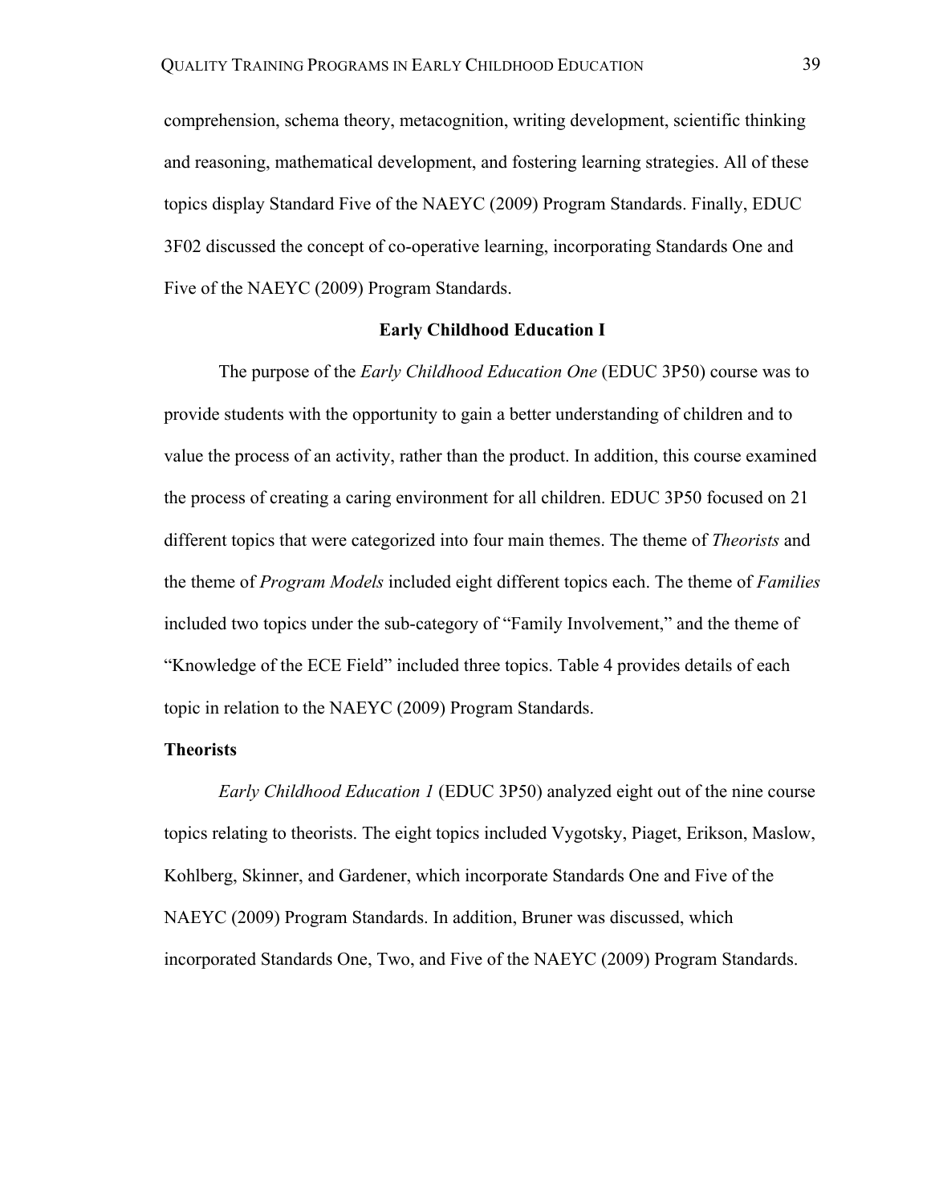comprehension, schema theory, metacognition, writing development, scientific thinking and reasoning, mathematical development, and fostering learning strategies. All of these topics display Standard Five of the NAEYC (2009) Program Standards. Finally, EDUC 3F02 discussed the concept of co-operative learning, incorporating Standards One and Five of the NAEYC (2009) Program Standards.

## Early Childhood Education I

The purpose of the *Early Childhood Education One* (EDUC 3P50) course was to provide students with the opportunity to gain a better understanding of children and to value the process of an activity, rather than the product. In addition, this course examined the process of creating a caring environment for all children. EDUC 3P50 focused on 21 different topics that were categorized into four main themes. The theme of *Theorists* and the theme of *Program Models* included eight different topics each. The theme of *Families* included two topics under the sub-category of "Family Involvement," and the theme of "Knowledge of the ECE Field" included three topics. Table 4 provides details of each topic in relation to the NAEYC (2009) Program Standards.

### Theorists

*Early Childhood Education 1* (EDUC 3P50) analyzed eight out of the nine course topics relating to theorists. The eight topics included Vygotsky, Piaget, Erikson, Maslow, Kohlberg, Skinner, and Gardener, which incorporate Standards One and Five of the NAEYC (2009) Program Standards. In addition, Bruner was discussed, which incorporated Standards One, Two, and Five of the NAEYC (2009) Program Standards.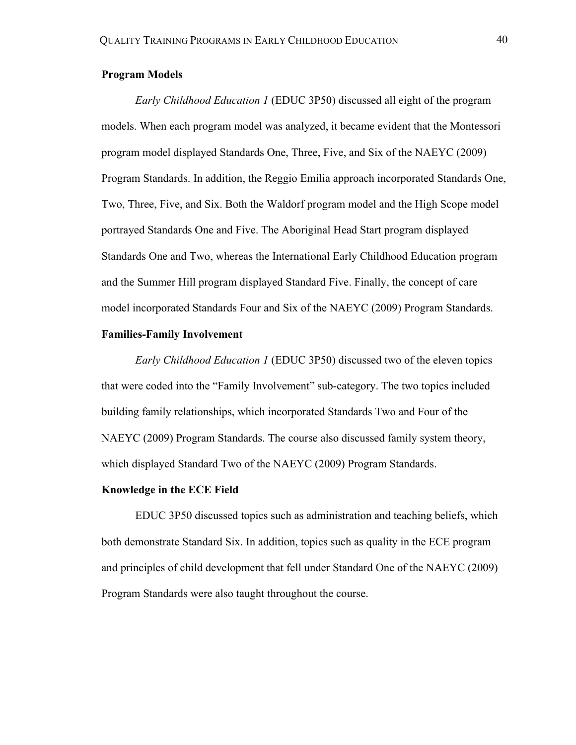**Program Models**

*Early Childhood Education 1* (EDUC 3P50) discussed all eight of the program models. When each program model was analyzed, it became evident that the Montessori program model displayed Standards One, Three, Five, and Six of the NAEYC (2009) Program Standards. In addition, the Reggio Emilia approach incorporated Standards One, Two, Three, Five, and Six. Both the Waldorf program model and the High Scope model portrayed Standards One and Five. The Aboriginal Head Start program displayed Standards One and Two, whereas the International Early Childhood Education program and the Summer Hill program displayed Standard Five. Finally, the concept of care model incorporated Standards Four and Six of the NAEYC (2009) Program Standards.

**Families-Family Involvement**

*Early Childhood Education 1* (EDUC 3P50) discussed two of the eleven topics that were coded into the "Family Involvement" sub-category. The two topics included building family relationships, which incorporated Standards Two and Four of the NAEYC (2009) Program Standards. The course also discussed family system theory, which displayed Standard Two of the NAEYC (2009) Program Standards.

**Knowledge in the ECE Field**

EDUC 3P50 discussed topics such as administration and teaching beliefs, which both demonstrate Standard Six. In addition, topics such as quality in the ECE program and principles of child development that fell under Standard One of the NAEYC (2009) Program Standards were also taught throughout the course.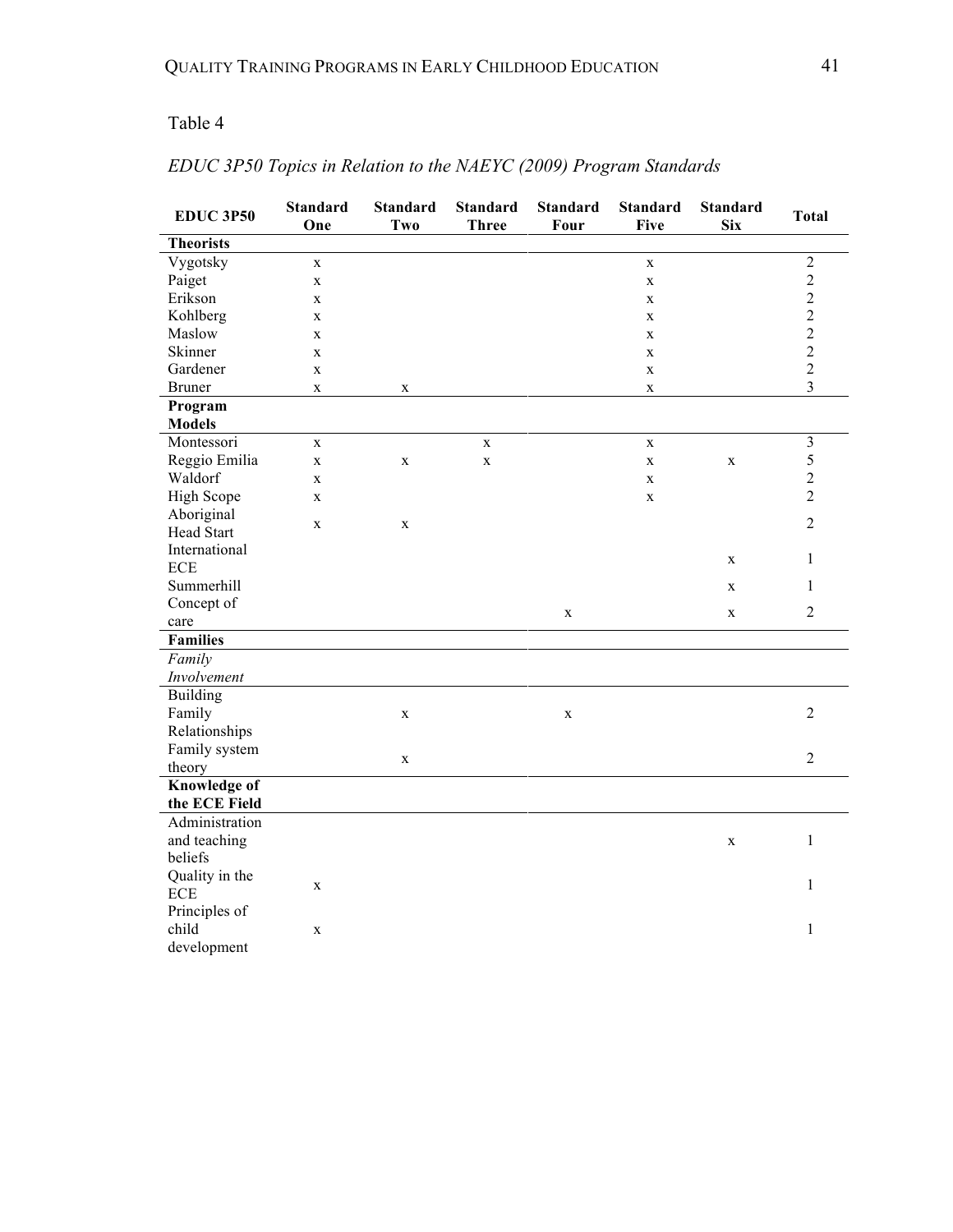Table 4

*EDUC 3P50 Topics in Relation to the NAEYC (2009) Program Standards*

| EDUC 3P50 | Standard One | Standard Two | Standard Three | Standard Four | Standard Five | Standard Six | Total |
|---|---|---|---|---|---|---|---|
| **Theorists** | | | | | | | |
| Vygotsky | x | | | | x | | 2 |
| Paiget | x | | | | x | | 2 |
| Erikson | x | | | | x | | 2 |
| Kohlberg | x | | | | x | | 2 |
| Maslow | x | | | | x | | 2 |
| Skinner | x | | | | x | | 2 |
| Gardener | x | | | | x | | 2 |
| Bruner | x | x | | | x | | 3 |
| **Program Models** | | | | | | | |
| Montessori | x | | x | | x | | 3 |
| Reggio Emilia | x | x | x | | x | x | 5 |
| Waldorf | x | | | | x | | 2 |
| High Scope | x | | | | x | | 2 |
| Aboriginal Head Start | x | x | | | | | 2 |
| International ECE | | | | | | x | 1 |
| Summerhill | | | | | | x | 1 |
| Concept of care | | | | x | | x | 2 |
| **Families** | | | | | | | |
| *Family Involvement* | | | | | | | |
| Building Family Relationships | | x | | x | | | 2 |
| Family system theory | | x | | | | | 2 |
| **Knowledge of the ECE Field** | | | | | | | |
| Administration and teaching beliefs | | | | | | x | 1 |
| Quality in the ECE | x | | | | | | 1 |
| Principles of child development | x | | | | | | 1 |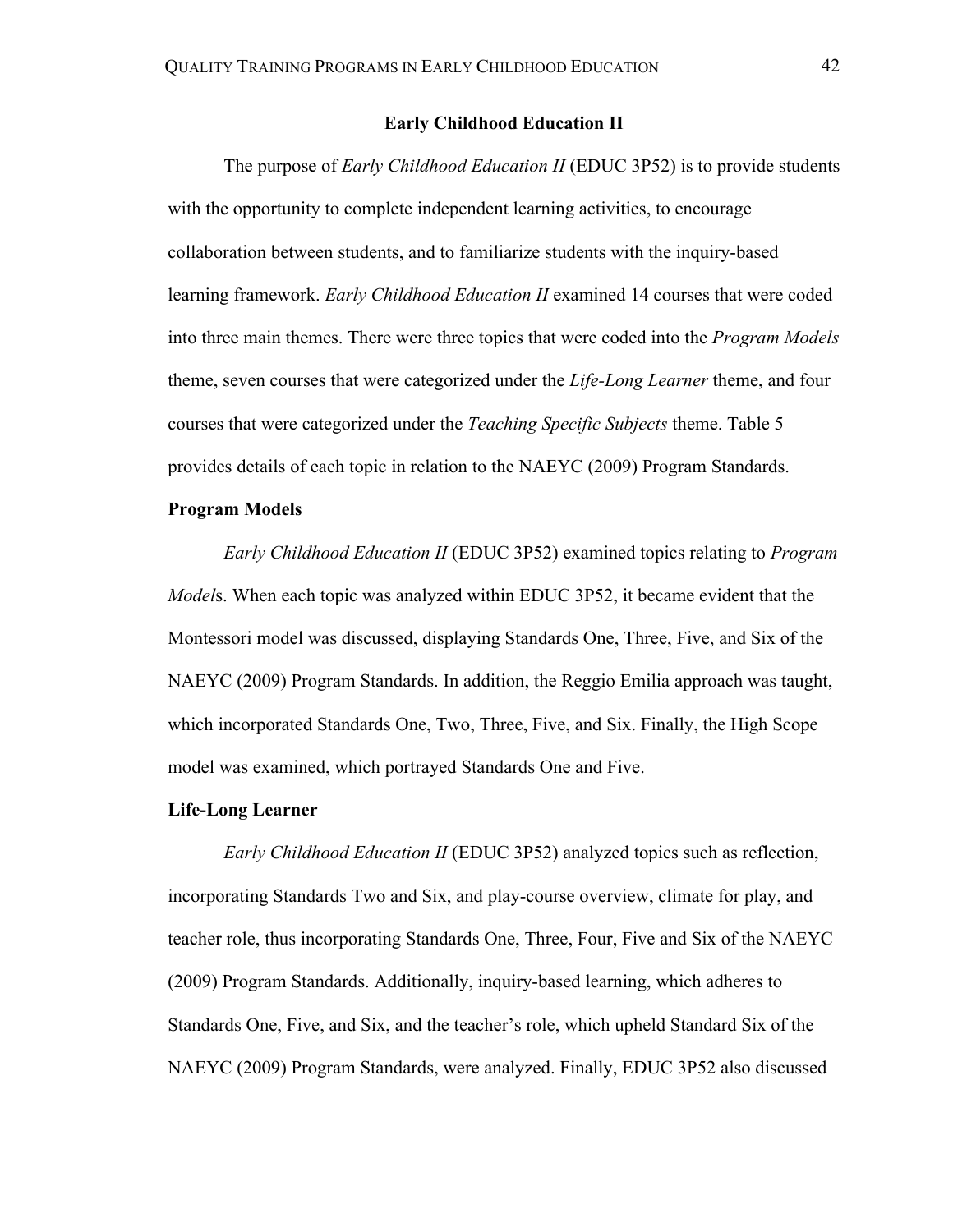## Early Childhood Education II

The purpose of *Early Childhood Education II* (EDUC 3P52) is to provide students with the opportunity to complete independent learning activities, to encourage collaboration between students, and to familiarize students with the inquiry-based learning framework. *Early Childhood Education II* examined 14 courses that were coded into three main themes. There were three topics that were coded into the *Program Models* theme, seven courses that were categorized under the *Life-Long Learner* theme, and four courses that were categorized under the *Teaching Specific Subjects* theme. Table 5 provides details of each topic in relation to the NAEYC (2009) Program Standards.

### Program Models

*Early Childhood Education II* (EDUC 3P52) examined topics relating to *Program Model*s. When each topic was analyzed within EDUC 3P52, it became evident that the Montessori model was discussed, displaying Standards One, Three, Five, and Six of the NAEYC (2009) Program Standards. In addition, the Reggio Emilia approach was taught, which incorporated Standards One, Two, Three, Five, and Six. Finally, the High Scope model was examined, which portrayed Standards One and Five.

### Life-Long Learner

*Early Childhood Education II* (EDUC 3P52) analyzed topics such as reflection, incorporating Standards Two and Six, and play-course overview, climate for play, and teacher role, thus incorporating Standards One, Three, Four, Five and Six of the NAEYC (2009) Program Standards. Additionally, inquiry-based learning, which adheres to Standards One, Five, and Six, and the teacher's role, which upheld Standard Six of the NAEYC (2009) Program Standards, were analyzed. Finally, EDUC 3P52 also discussed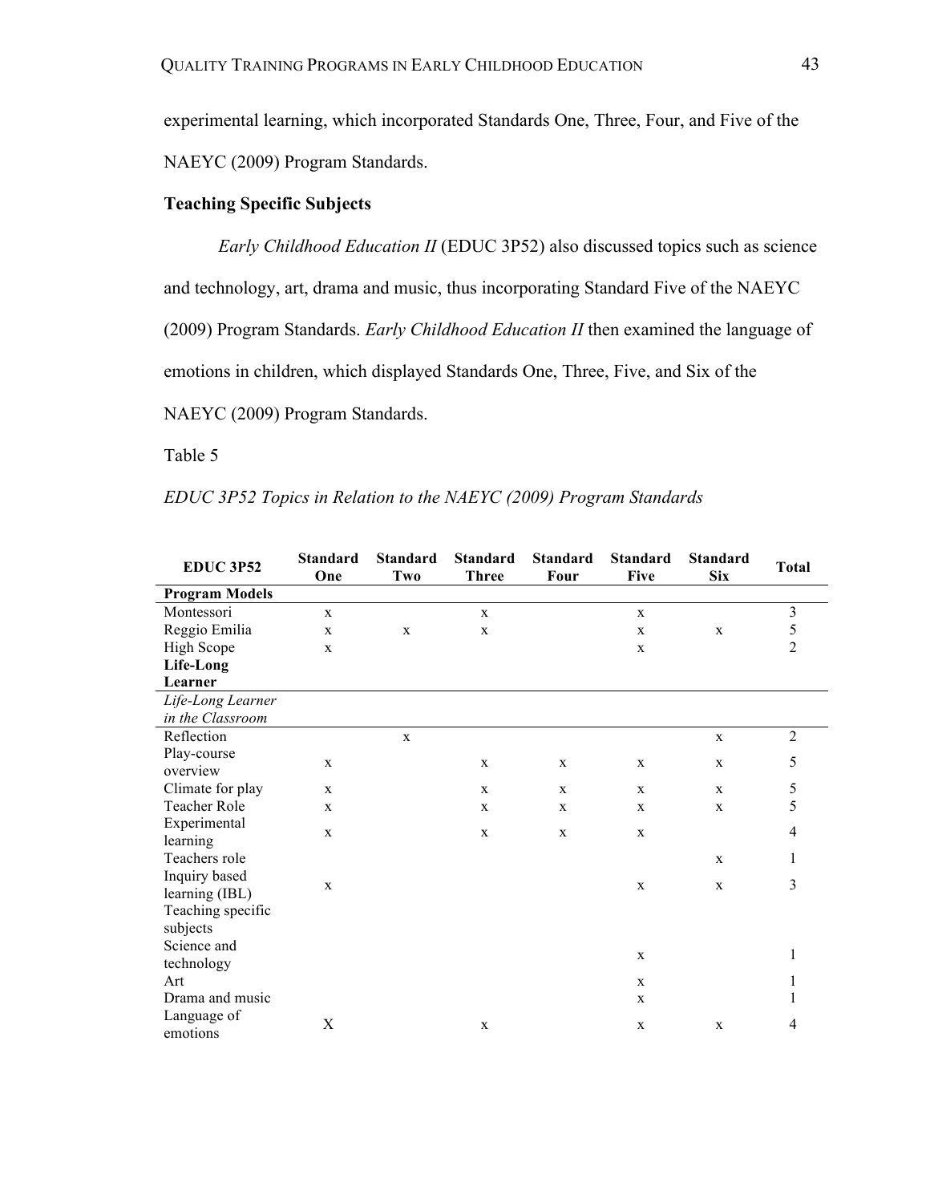experimental learning, which incorporated Standards One, Three, Four, and Five of the NAEYC (2009) Program Standards.

### Teaching Specific Subjects

*Early Childhood Education II* (EDUC 3P52) also discussed topics such as science and technology, art, drama and music, thus incorporating Standard Five of the NAEYC (2009) Program Standards. *Early Childhood Education II* then examined the language of emotions in children, which displayed Standards One, Three, Five, and Six of the NAEYC (2009) Program Standards.

Table 5

*EDUC 3P52 Topics in Relation to the NAEYC (2009) Program Standards*

| EDUC 3P52 | Standard One | Standard Two | Standard Three | Standard Four | Standard Five | Standard Six | Total |
|---|---|---|---|---|---|---|---|
| **Program Models** | | | | | | | |
| Montessori | x | | x | | x | | 3 |
| Reggio Emilia | x | x | x | | x | x | 5 |
| High Scope | x | | | | x | | 2 |
| **Life-Long Learner** | | | | | | | |
| *Life-Long Learner in the Classroom* | | | | | | | |
| Reflection | | x | | | | x | 2 |
| Play-course overview | x | | x | x | x | x | 5 |
| Climate for play | x | | x | x | x | x | 5 |
| Teacher Role | x | | x | x | x | x | 5 |
| Experimental learning | x | | x | x | x | | 4 |
| Teachers role | | | | | | x | 1 |
| Inquiry based learning (IBL) | x | | | | x | x | 3 |
| Teaching specific subjects | | | | | | | |
| Science and technology | | | | | x | | 1 |
| Art | | | | | x | | 1 |
| Drama and music | | | | | x | | 1 |
| Language of emotions | X | | x | | x | x | 4 |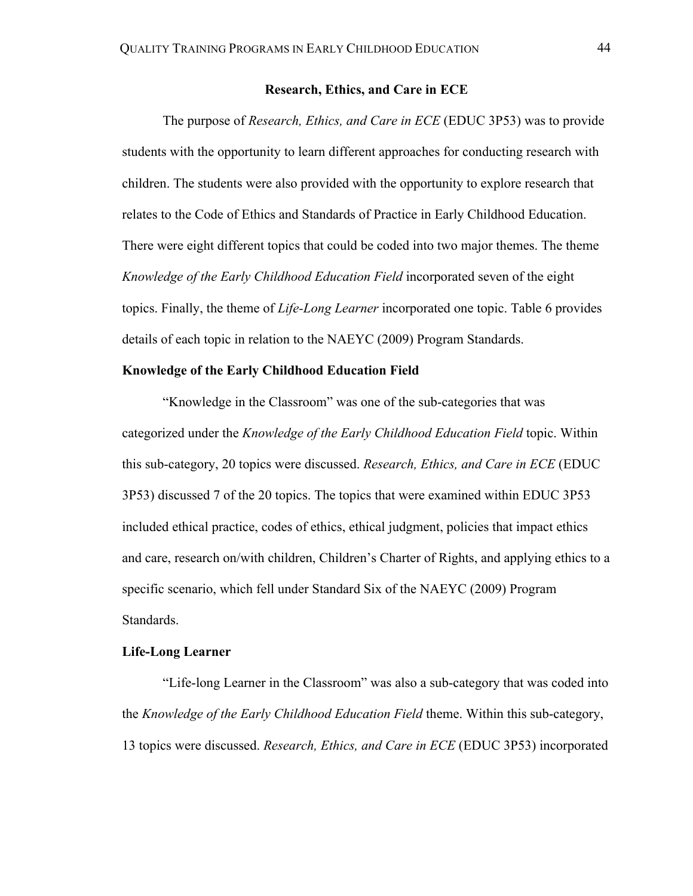## Research, Ethics, and Care in ECE

The purpose of *Research, Ethics, and Care in ECE* (EDUC 3P53) was to provide students with the opportunity to learn different approaches for conducting research with children. The students were also provided with the opportunity to explore research that relates to the Code of Ethics and Standards of Practice in Early Childhood Education. There were eight different topics that could be coded into two major themes. The theme *Knowledge of the Early Childhood Education Field* incorporated seven of the eight topics. Finally, the theme of *Life-Long Learner* incorporated one topic. Table 6 provides details of each topic in relation to the NAEYC (2009) Program Standards.

### Knowledge of the Early Childhood Education Field

"Knowledge in the Classroom" was one of the sub-categories that was categorized under the *Knowledge of the Early Childhood Education Field* topic. Within this sub-category, 20 topics were discussed. *Research, Ethics, and Care in ECE* (EDUC 3P53) discussed 7 of the 20 topics. The topics that were examined within EDUC 3P53 included ethical practice, codes of ethics, ethical judgment, policies that impact ethics and care, research on/with children, Children's Charter of Rights, and applying ethics to a specific scenario, which fell under Standard Six of the NAEYC (2009) Program Standards.

### Life-Long Learner

"Life-long Learner in the Classroom" was also a sub-category that was coded into the *Knowledge of the Early Childhood Education Field* theme. Within this sub-category, 13 topics were discussed. *Research, Ethics, and Care in ECE* (EDUC 3P53) incorporated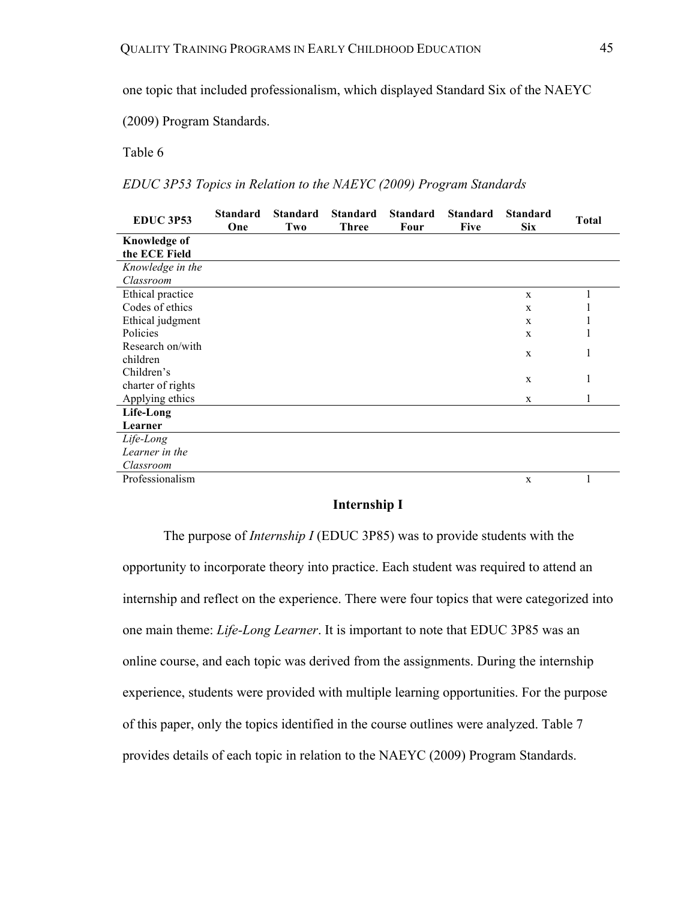one topic that included professionalism, which displayed Standard Six of the NAEYC (2009) Program Standards.

Table 6

*EDUC 3P53 Topics in Relation to the NAEYC (2009) Program Standards*

| EDUC 3P53 | Standard One | Standard Two | Standard Three | Standard Four | Standard Five | Standard Six | Total |
|---|---|---|---|---|---|---|---|
| **Knowledge of the ECE Field** | | | | | | | |
| *Knowledge in the Classroom* | | | | | | | |
| Ethical practice | | | | | | x | 1 |
| Codes of ethics | | | | | | x | 1 |
| Ethical judgment | | | | | | x | 1 |
| Policies | | | | | | x | 1 |
| Research on/with children | | | | | | x | 1 |
| Children's charter of rights | | | | | | x | 1 |
| Applying ethics | | | | | | x | 1 |
| **Life-Long Learner** | | | | | | | |
| *Life-Long Learner in the Classroom* | | | | | | | |
| Professionalism | | | | | | x | 1 |

## Internship I

The purpose of *Internship I* (EDUC 3P85) was to provide students with the opportunity to incorporate theory into practice. Each student was required to attend an internship and reflect on the experience. There were four topics that were categorized into one main theme: *Life-Long Learner*. It is important to note that EDUC 3P85 was an online course, and each topic was derived from the assignments. During the internship experience, students were provided with multiple learning opportunities. For the purpose of this paper, only the topics identified in the course outlines were analyzed. Table 7 provides details of each topic in relation to the NAEYC (2009) Program Standards.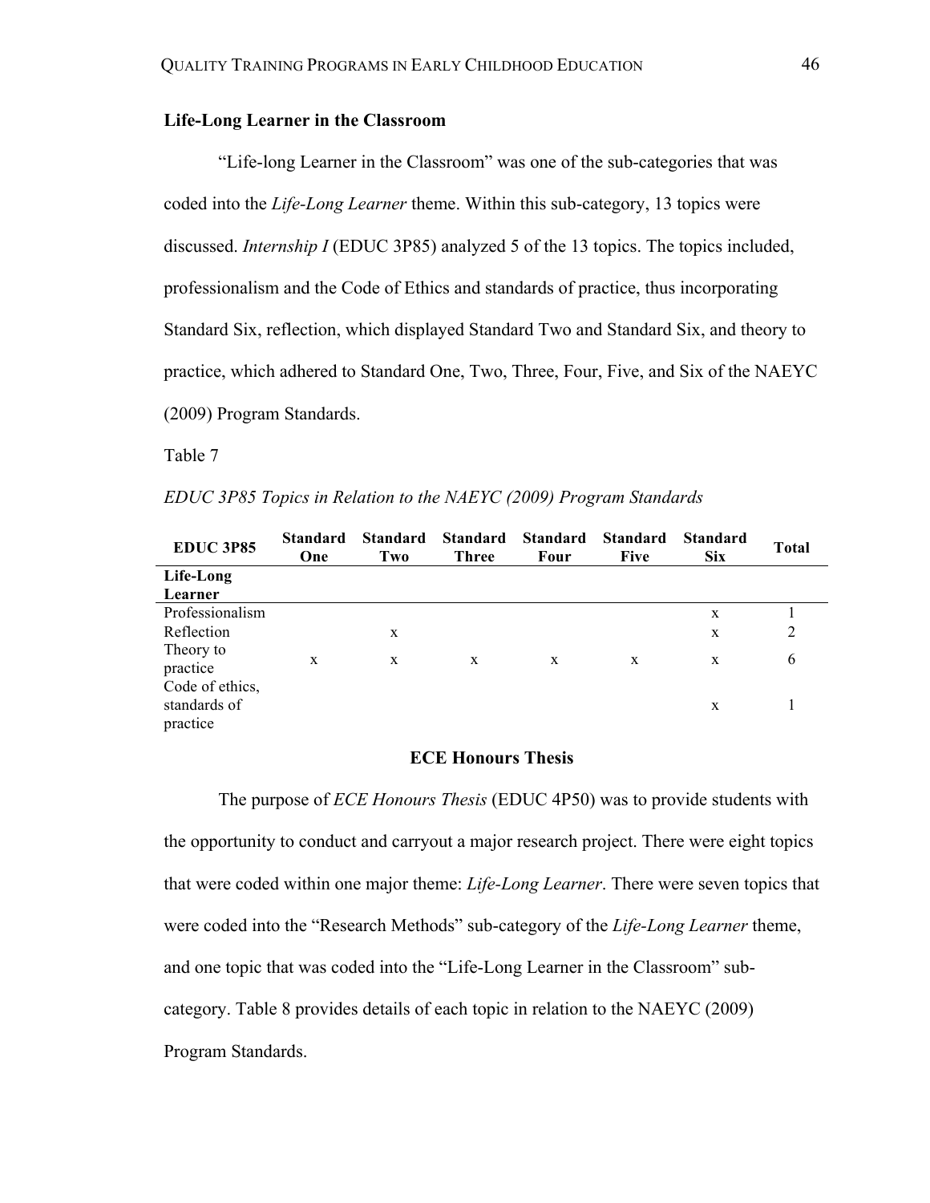### Life-Long Learner in the Classroom

"Life-long Learner in the Classroom" was one of the sub-categories that was coded into the *Life-Long Learner* theme. Within this sub-category, 13 topics were discussed. *Internship I* (EDUC 3P85) analyzed 5 of the 13 topics. The topics included, professionalism and the Code of Ethics and standards of practice, thus incorporating Standard Six, reflection, which displayed Standard Two and Standard Six, and theory to practice, which adhered to Standard One, Two, Three, Four, Five, and Six of the NAEYC (2009) Program Standards.

Table 7

*EDUC 3P85 Topics in Relation to the NAEYC (2009) Program Standards*

| EDUC 3P85 | Standard One | Standard Two | Standard Three | Standard Four | Standard Five | Standard Six | Total |
|---|---|---|---|---|---|---|---|
| **Life-Long Learner** | | | | | | | |
| Professionalism | | | | | | x | 1 |
| Reflection | | x | | | | x | 2 |
| Theory to practice | x | x | x | x | x | x | 6 |
| Code of ethics, standards of practice | | | | | | x | 1 |

### ECE Honours Thesis

The purpose of *ECE Honours Thesis* (EDUC 4P50) was to provide students with the opportunity to conduct and carryout a major research project. There were eight topics that were coded within one major theme: *Life-Long Learner*. There were seven topics that were coded into the "Research Methods" sub-category of the *Life-Long Learner* theme, and one topic that was coded into the "Life-Long Learner in the Classroom" sub-category. Table 8 provides details of each topic in relation to the NAEYC (2009) Program Standards.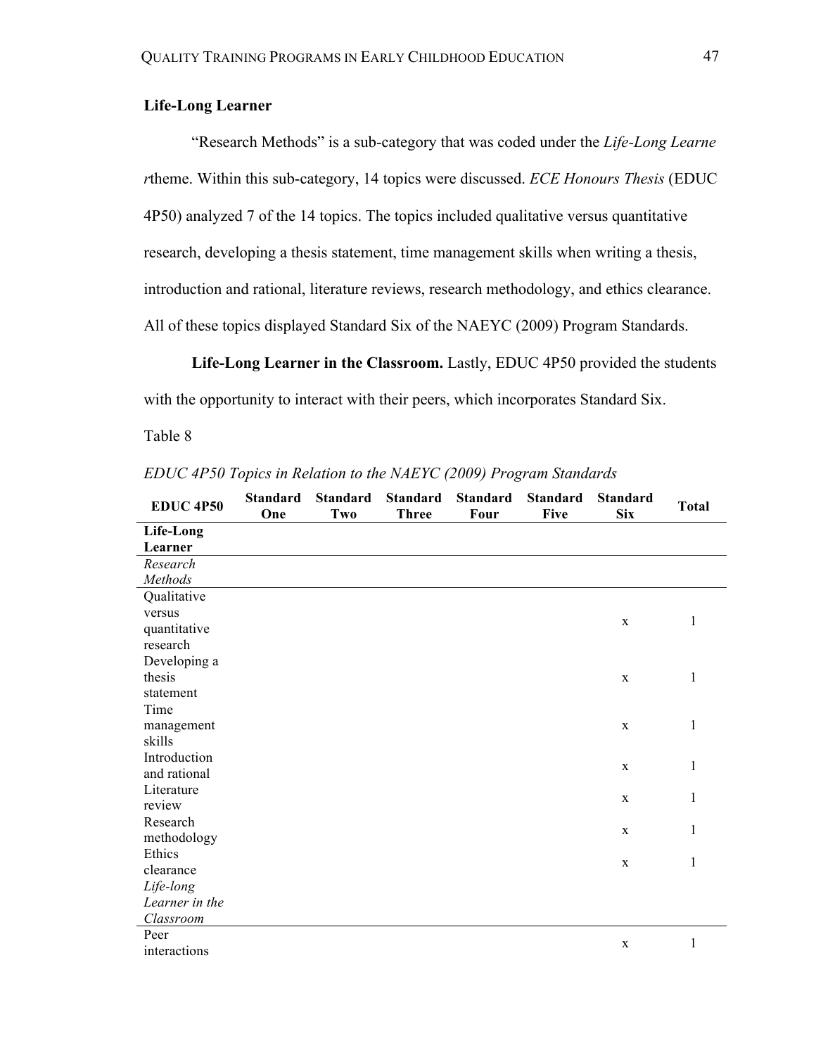**Life-Long Learner**

"Research Methods" is a sub-category that was coded under the *Life-Long Learne r*theme. Within this sub-category, 14 topics were discussed. *ECE Honours Thesis* (EDUC 4P50) analyzed 7 of the 14 topics. The topics included qualitative versus quantitative research, developing a thesis statement, time management skills when writing a thesis, introduction and rational, literature reviews, research methodology, and ethics clearance. All of these topics displayed Standard Six of the NAEYC (2009) Program Standards.

**Life-Long Learner in the Classroom.** Lastly, EDUC 4P50 provided the students with the opportunity to interact with their peers, which incorporates Standard Six.

Table 8

*EDUC 4P50 Topics in Relation to the NAEYC (2009) Program Standards*

| EDUC 4P50 | Standard One | Standard Two | Standard Three | Standard Four | Standard Five | Standard Six | Total |
|---|---|---|---|---|---|---|---|
| **Life-Long Learner** | | | | | | | |
| *Research Methods* | | | | | | | |
| Qualitative versus quantitative research | | | | | | x | 1 |
| Developing a thesis statement | | | | | | x | 1 |
| Time management skills | | | | | | x | 1 |
| Introduction and rational | | | | | | x | 1 |
| Literature review | | | | | | x | 1 |
| Research methodology | | | | | | x | 1 |
| Ethics clearance | | | | | | x | 1 |
| *Life-long Learner in the Classroom* | | | | | | | |
| Peer interactions | | | | | | x | 1 |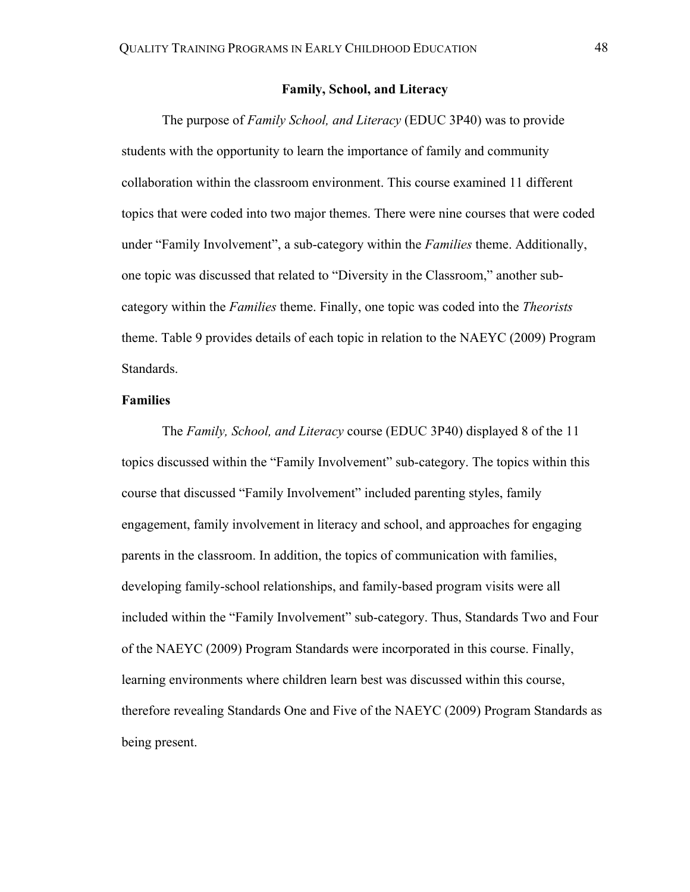## Family, School, and Literacy

The purpose of *Family School, and Literacy* (EDUC 3P40) was to provide students with the opportunity to learn the importance of family and community collaboration within the classroom environment. This course examined 11 different topics that were coded into two major themes. There were nine courses that were coded under "Family Involvement", a sub-category within the *Families* theme. Additionally, one topic was discussed that related to "Diversity in the Classroom," another sub-category within the *Families* theme. Finally, one topic was coded into the *Theorists* theme. Table 9 provides details of each topic in relation to the NAEYC (2009) Program Standards.

### Families

The *Family, School, and Literacy* course (EDUC 3P40) displayed 8 of the 11 topics discussed within the "Family Involvement" sub-category. The topics within this course that discussed "Family Involvement" included parenting styles, family engagement, family involvement in literacy and school, and approaches for engaging parents in the classroom. In addition, the topics of communication with families, developing family-school relationships, and family-based program visits were all included within the "Family Involvement" sub-category. Thus, Standards Two and Four of the NAEYC (2009) Program Standards were incorporated in this course. Finally, learning environments where children learn best was discussed within this course, therefore revealing Standards One and Five of the NAEYC (2009) Program Standards as being present.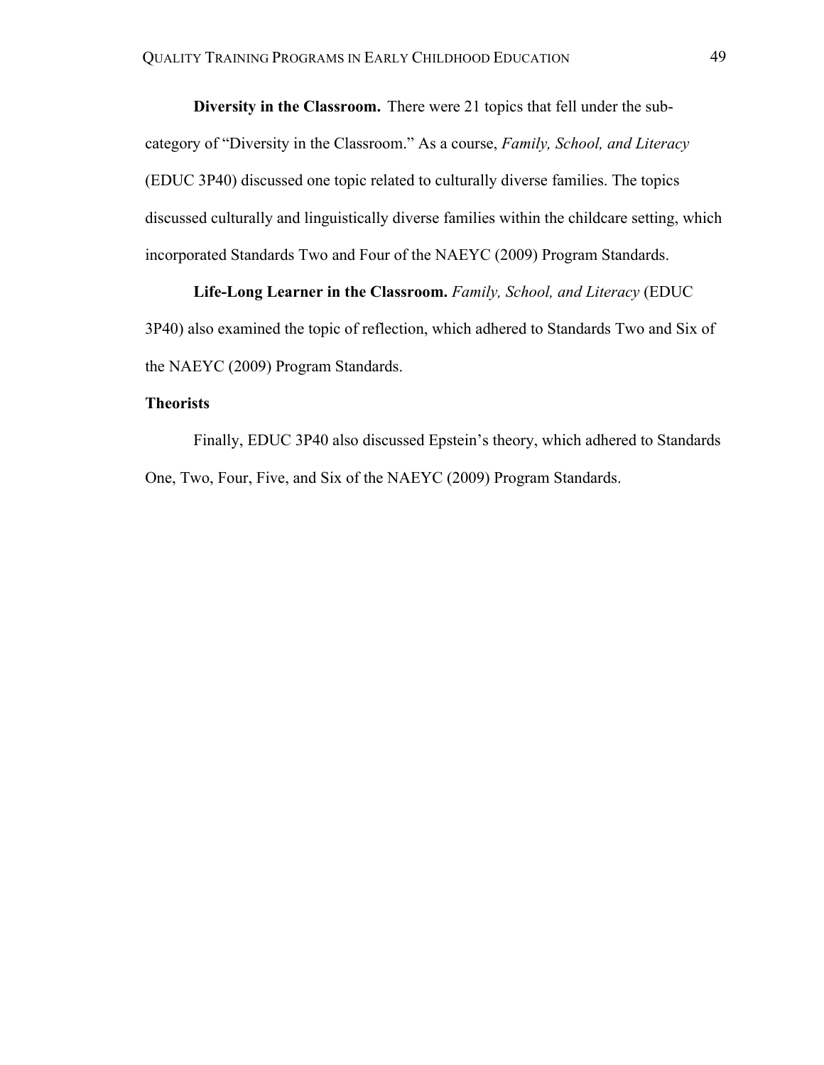**Diversity in the Classroom.** There were 21 topics that fell under the sub-category of "Diversity in the Classroom." As a course, *Family, School, and Literacy* (EDUC 3P40) discussed one topic related to culturally diverse families. The topics discussed culturally and linguistically diverse families within the childcare setting, which incorporated Standards Two and Four of the NAEYC (2009) Program Standards.

**Life-Long Learner in the Classroom.** *Family, School, and Literacy* (EDUC 3P40) also examined the topic of reflection, which adhered to Standards Two and Six of the NAEYC (2009) Program Standards.

**Theorists**

Finally, EDUC 3P40 also discussed Epstein's theory, which adhered to Standards One, Two, Four, Five, and Six of the NAEYC (2009) Program Standards.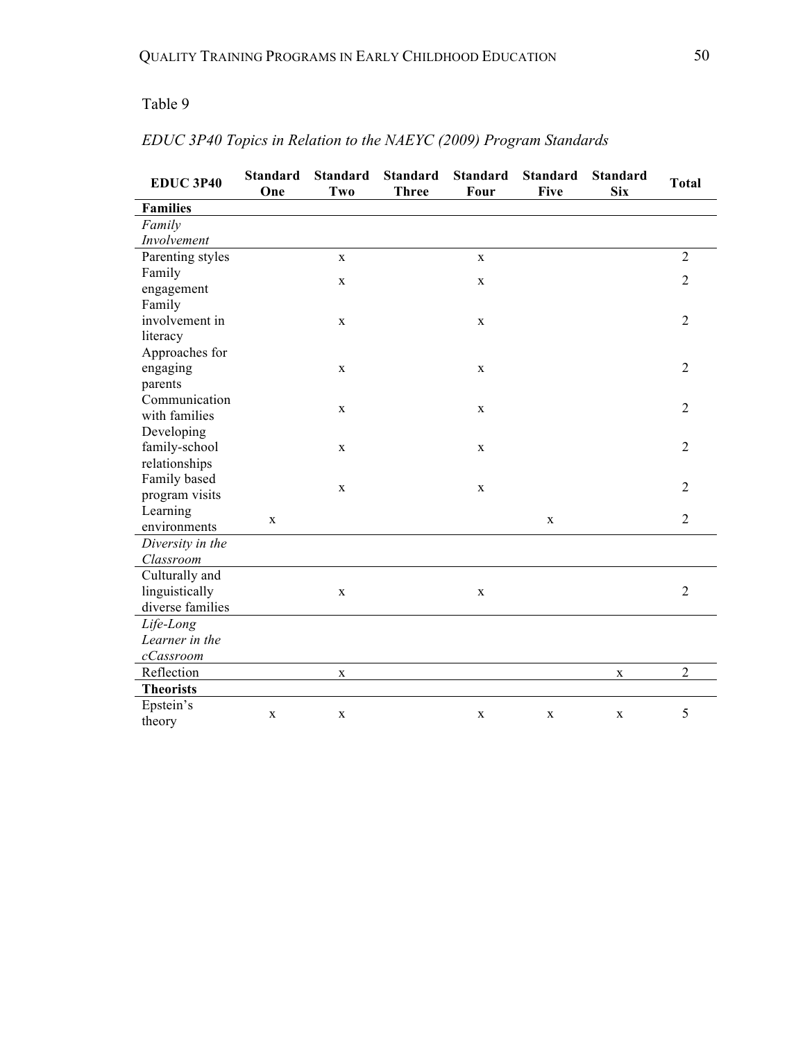Table 9

*EDUC 3P40 Topics in Relation to the NAEYC (2009) Program Standards*

| EDUC 3P40 | Standard One | Standard Two | Standard Three | Standard Four | Standard Five | Standard Six | Total |
|---|---|---|---|---|---|---|---|
| **Families** | | | | | | | |
| *Family Involvement* | | | | | | | |
| Parenting styles | | x | | x | | | 2 |
| Family engagement | | x | | x | | | 2 |
| Family involvement in literacy | | x | | x | | | 2 |
| Approaches for engaging parents | | x | | x | | | 2 |
| Communication with families | | x | | x | | | 2 |
| Developing family-school relationships | | x | | x | | | 2 |
| Family based program visits | | x | | x | | | 2 |
| Learning environments | x | | | | x | | 2 |
| *Diversity in the Classroom* | | | | | | | |
| Culturally and linguistically diverse families | | x | | x | | | 2 |
| *Life-Long Learner in the cCassroom* | | | | | | | |
| Reflection | | x | | | | x | 2 |
| **Theorists** | | | | | | | |
| Epstein's theory | x | x | | x | x | x | 5 |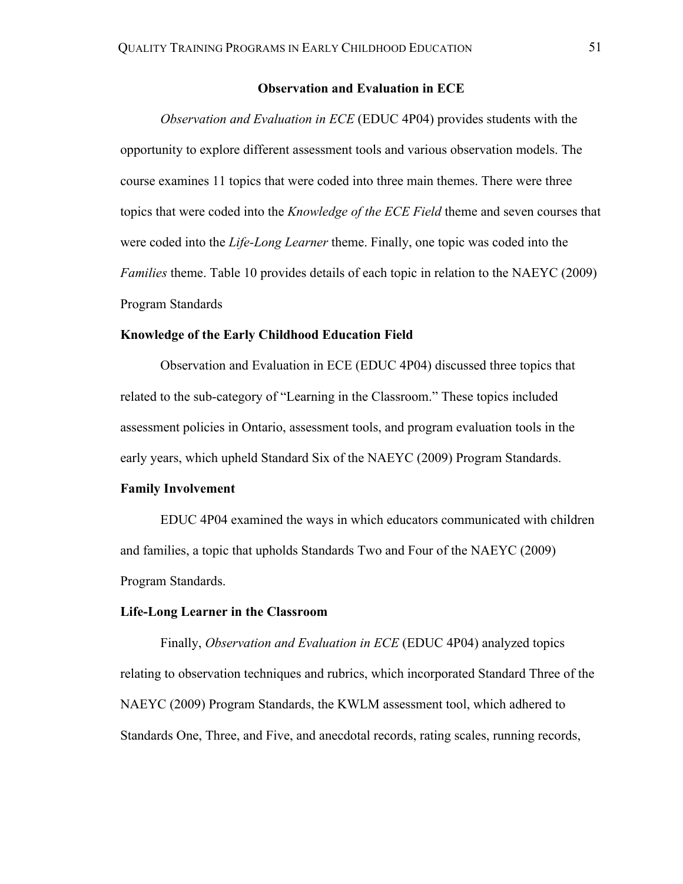## Observation and Evaluation in ECE

*Observation and Evaluation in ECE* (EDUC 4P04) provides students with the opportunity to explore different assessment tools and various observation models. The course examines 11 topics that were coded into three main themes. There were three topics that were coded into the *Knowledge of the ECE Field* theme and seven courses that were coded into the *Life-Long Learner* theme. Finally, one topic was coded into the *Families* theme. Table 10 provides details of each topic in relation to the NAEYC (2009) Program Standards

### Knowledge of the Early Childhood Education Field

Observation and Evaluation in ECE (EDUC 4P04) discussed three topics that related to the sub-category of "Learning in the Classroom." These topics included assessment policies in Ontario, assessment tools, and program evaluation tools in the early years, which upheld Standard Six of the NAEYC (2009) Program Standards.

### Family Involvement

EDUC 4P04 examined the ways in which educators communicated with children and families, a topic that upholds Standards Two and Four of the NAEYC (2009) Program Standards.

### Life-Long Learner in the Classroom

Finally, *Observation and Evaluation in ECE* (EDUC 4P04) analyzed topics relating to observation techniques and rubrics, which incorporated Standard Three of the NAEYC (2009) Program Standards, the KWLM assessment tool, which adhered to Standards One, Three, and Five, and anecdotal records, rating scales, running records,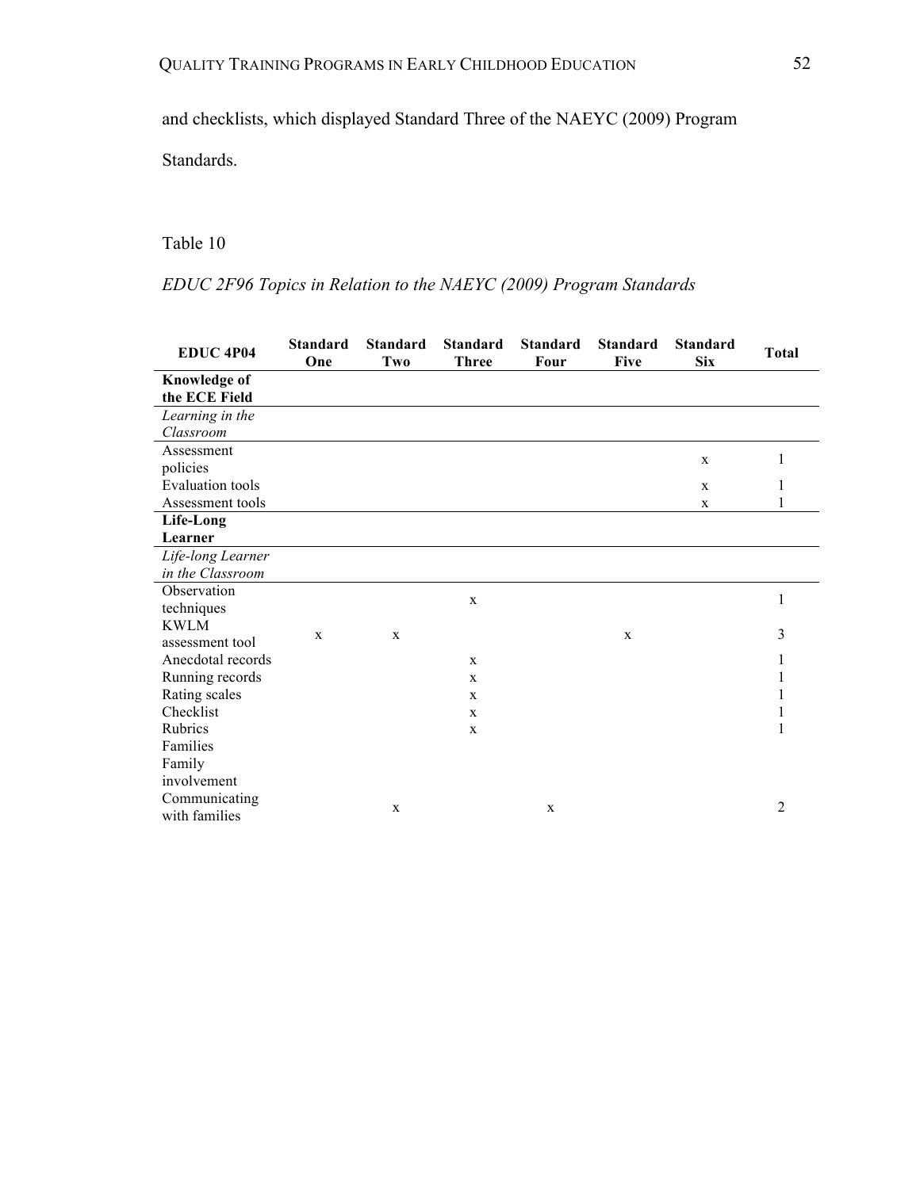and checklists, which displayed Standard Three of the NAEYC (2009) Program Standards.

Table 10

*EDUC 2F96 Topics in Relation to the NAEYC (2009) Program Standards*

| EDUC 4P04 | Standard One | Standard Two | Standard Three | Standard Four | Standard Five | Standard Six | Total |
|---|---|---|---|---|---|---|---|
| **Knowledge of the ECE Field** | | | | | | | |
| *Learning in the Classroom* | | | | | | | |
| Assessment policies | | | | | | x | 1 |
| Evaluation tools | | | | | | x | 1 |
| Assessment tools | | | | | | x | 1 |
| **Life-Long Learner** | | | | | | | |
| *Life-long Learner in the Classroom* | | | | | | | |
| Observation techniques | | | x | | | | 1 |
| KWLM assessment tool | x | x | | | x | | 3 |
| Anecdotal records | | | x | | | | 1 |
| Running records | | | x | | | | 1 |
| Rating scales | | | x | | | | 1 |
| Checklist | | | x | | | | 1 |
| Rubrics | | | x | | | | 1 |
| Families | | | | | | | |
| Family involvement | | | | | | | |
| Communicating with families | | x | | x | | | 2 |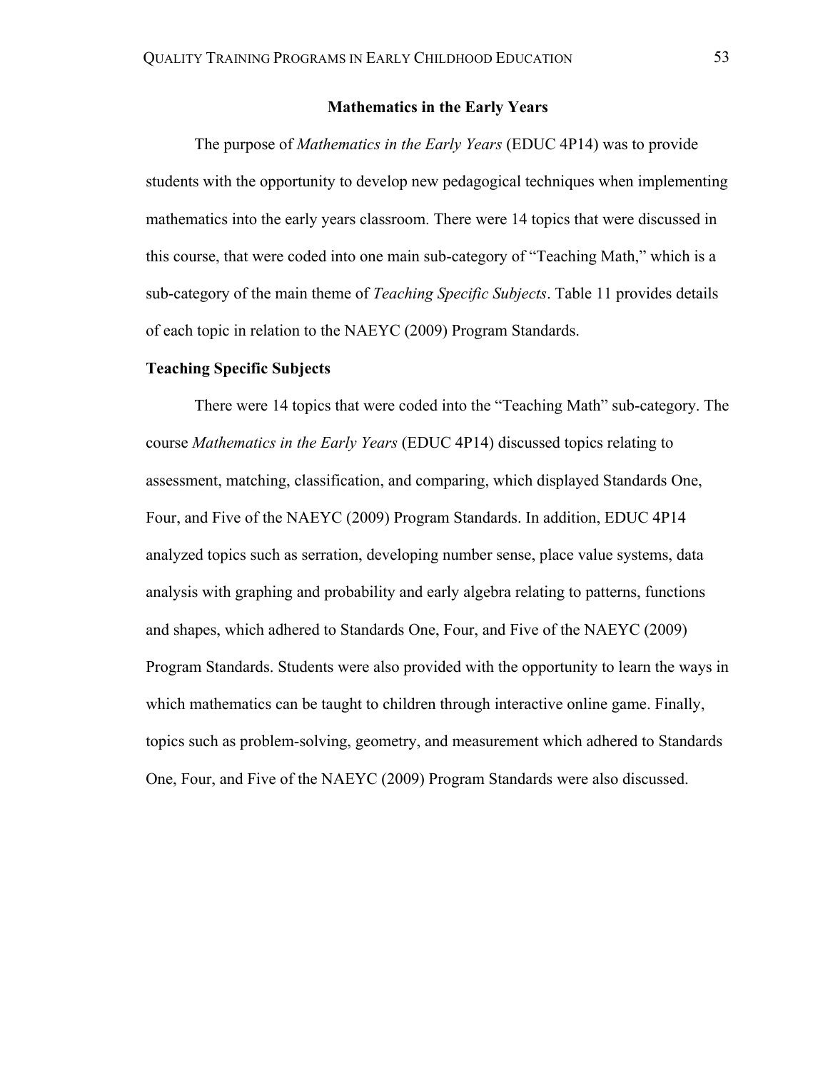## Mathematics in the Early Years

The purpose of *Mathematics in the Early Years* (EDUC 4P14) was to provide students with the opportunity to develop new pedagogical techniques when implementing mathematics into the early years classroom. There were 14 topics that were discussed in this course, that were coded into one main sub-category of "Teaching Math," which is a sub-category of the main theme of *Teaching Specific Subjects*. Table 11 provides details of each topic in relation to the NAEYC (2009) Program Standards.

### Teaching Specific Subjects

There were 14 topics that were coded into the "Teaching Math" sub-category. The course *Mathematics in the Early Years* (EDUC 4P14) discussed topics relating to assessment, matching, classification, and comparing, which displayed Standards One, Four, and Five of the NAEYC (2009) Program Standards. In addition, EDUC 4P14 analyzed topics such as serration, developing number sense, place value systems, data analysis with graphing and probability and early algebra relating to patterns, functions and shapes, which adhered to Standards One, Four, and Five of the NAEYC (2009) Program Standards. Students were also provided with the opportunity to learn the ways in which mathematics can be taught to children through interactive online game. Finally, topics such as problem-solving, geometry, and measurement which adhered to Standards One, Four, and Five of the NAEYC (2009) Program Standards were also discussed.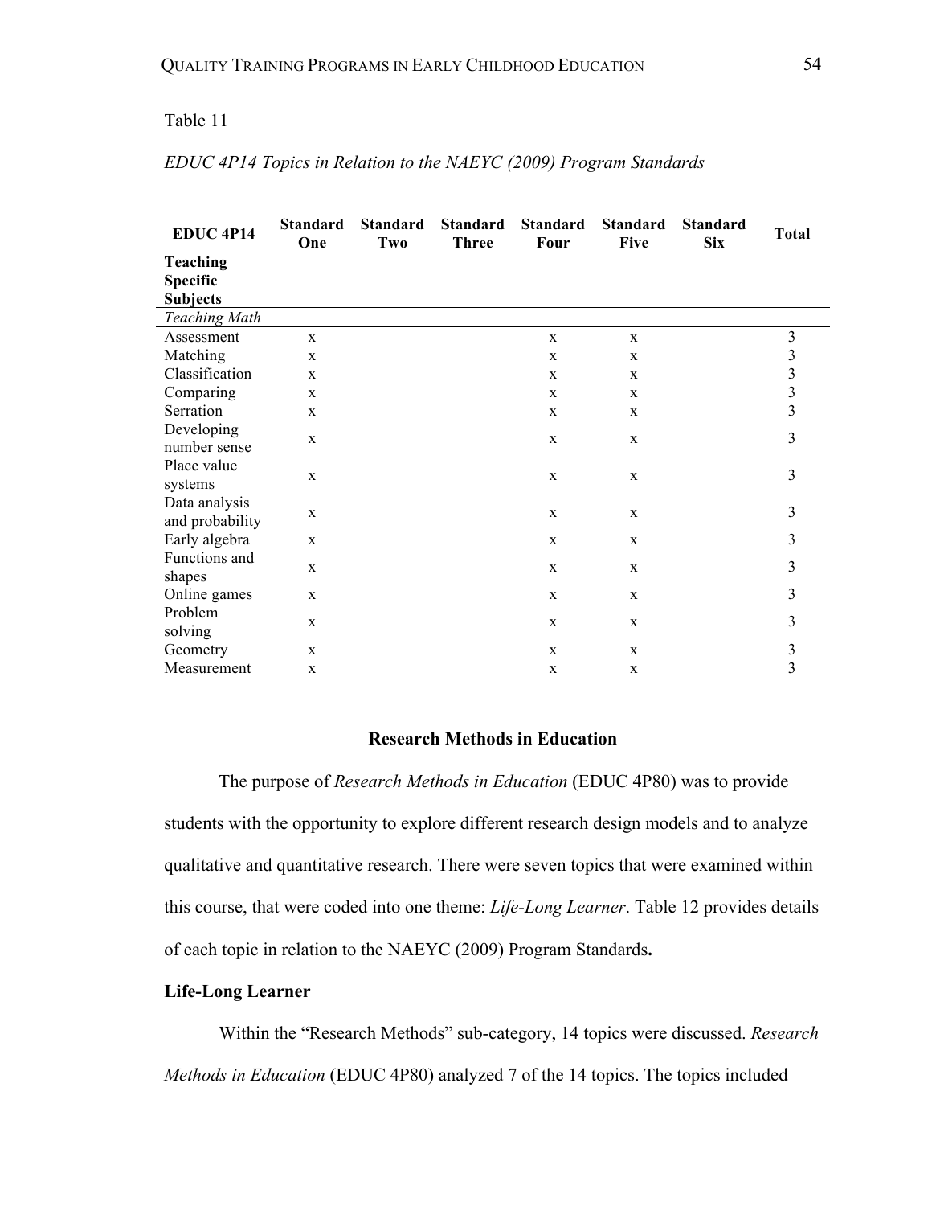Table 11

*EDUC 4P14 Topics in Relation to the NAEYC (2009) Program Standards*

| EDUC 4P14 | Standard One | Standard Two | Standard Three | Standard Four | Standard Five | Standard Six | Total |
|---|---|---|---|---|---|---|---|
| **Teaching Specific Subjects** | | | | | | | |
| *Teaching Math* | | | | | | | |
| Assessment | x | | | x | x | | 3 |
| Matching | x | | | x | x | | 3 |
| Classification | x | | | x | x | | 3 |
| Comparing | x | | | x | x | | 3 |
| Serration | x | | | x | x | | 3 |
| Developing number sense | x | | | x | x | | 3 |
| Place value systems | x | | | x | x | | 3 |
| Data analysis and probability | x | | | x | x | | 3 |
| Early algebra | x | | | x | x | | 3 |
| Functions and shapes | x | | | x | x | | 3 |
| Online games | x | | | x | x | | 3 |
| Problem solving | x | | | x | x | | 3 |
| Geometry | x | | | x | x | | 3 |
| Measurement | x | | | x | x | | 3 |

## Research Methods in Education

The purpose of *Research Methods in Education* (EDUC 4P80) was to provide students with the opportunity to explore different research design models and to analyze qualitative and quantitative research. There were seven topics that were examined within this course, that were coded into one theme: *Life-Long Learner*. Table 12 provides details of each topic in relation to the NAEYC (2009) Program Standards**.**

### Life-Long Learner

Within the "Research Methods" sub-category, 14 topics were discussed. *Research Methods in Education* (EDUC 4P80) analyzed 7 of the 14 topics. The topics included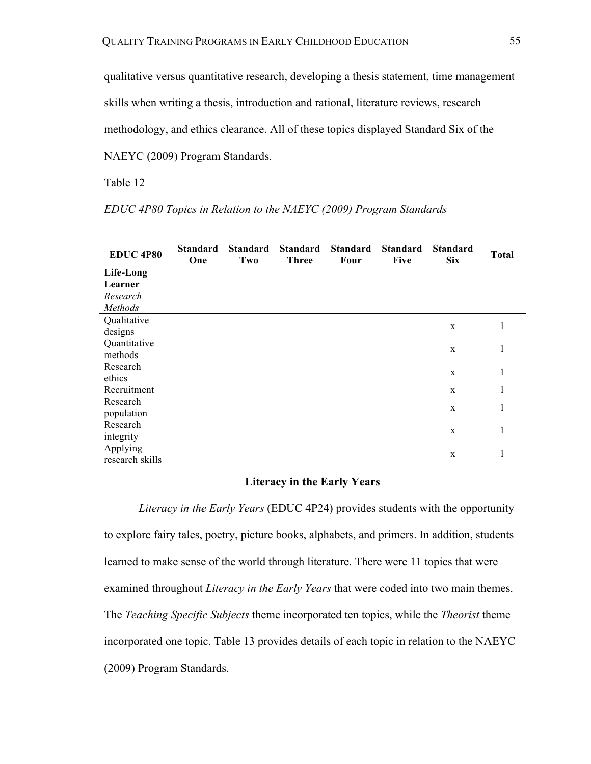qualitative versus quantitative research, developing a thesis statement, time management skills when writing a thesis, introduction and rational, literature reviews, research methodology, and ethics clearance. All of these topics displayed Standard Six of the NAEYC (2009) Program Standards.

Table 12

*EDUC 4P80 Topics in Relation to the NAEYC (2009) Program Standards*

| EDUC 4P80 | Standard One | Standard Two | Standard Three | Standard Four | Standard Five | Standard Six | Total |
|---|---|---|---|---|---|---|---|
| **Life-Long Learner** | | | | | | | |
| *Research Methods* | | | | | | | |
| Qualitative designs | | | | | | x | 1 |
| Quantitative methods | | | | | | x | 1 |
| Research ethics | | | | | | x | 1 |
| Recruitment | | | | | | x | 1 |
| Research population | | | | | | x | 1 |
| Research integrity | | | | | | x | 1 |
| Applying research skills | | | | | | x | 1 |

## Literacy in the Early Years

*Literacy in the Early Years* (EDUC 4P24) provides students with the opportunity to explore fairy tales, poetry, picture books, alphabets, and primers. In addition, students learned to make sense of the world through literature. There were 11 topics that were examined throughout *Literacy in the Early Years* that were coded into two main themes. The *Teaching Specific Subjects* theme incorporated ten topics, while the *Theorist* theme incorporated one topic. Table 13 provides details of each topic in relation to the NAEYC (2009) Program Standards.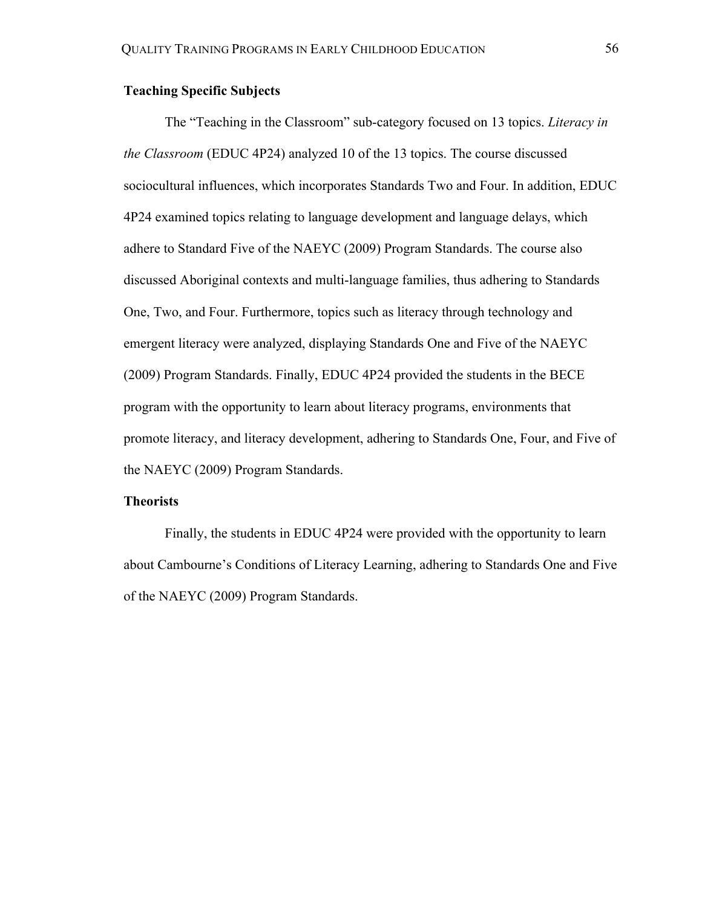**Teaching Specific Subjects**

The "Teaching in the Classroom" sub-category focused on 13 topics. *Literacy in the Classroom* (EDUC 4P24) analyzed 10 of the 13 topics. The course discussed sociocultural influences, which incorporates Standards Two and Four. In addition, EDUC 4P24 examined topics relating to language development and language delays, which adhere to Standard Five of the NAEYC (2009) Program Standards. The course also discussed Aboriginal contexts and multi-language families, thus adhering to Standards One, Two, and Four. Furthermore, topics such as literacy through technology and emergent literacy were analyzed, displaying Standards One and Five of the NAEYC (2009) Program Standards. Finally, EDUC 4P24 provided the students in the BECE program with the opportunity to learn about literacy programs, environments that promote literacy, and literacy development, adhering to Standards One, Four, and Five of the NAEYC (2009) Program Standards.

**Theorists**

Finally, the students in EDUC 4P24 were provided with the opportunity to learn about Cambourne's Conditions of Literacy Learning, adhering to Standards One and Five of the NAEYC (2009) Program Standards.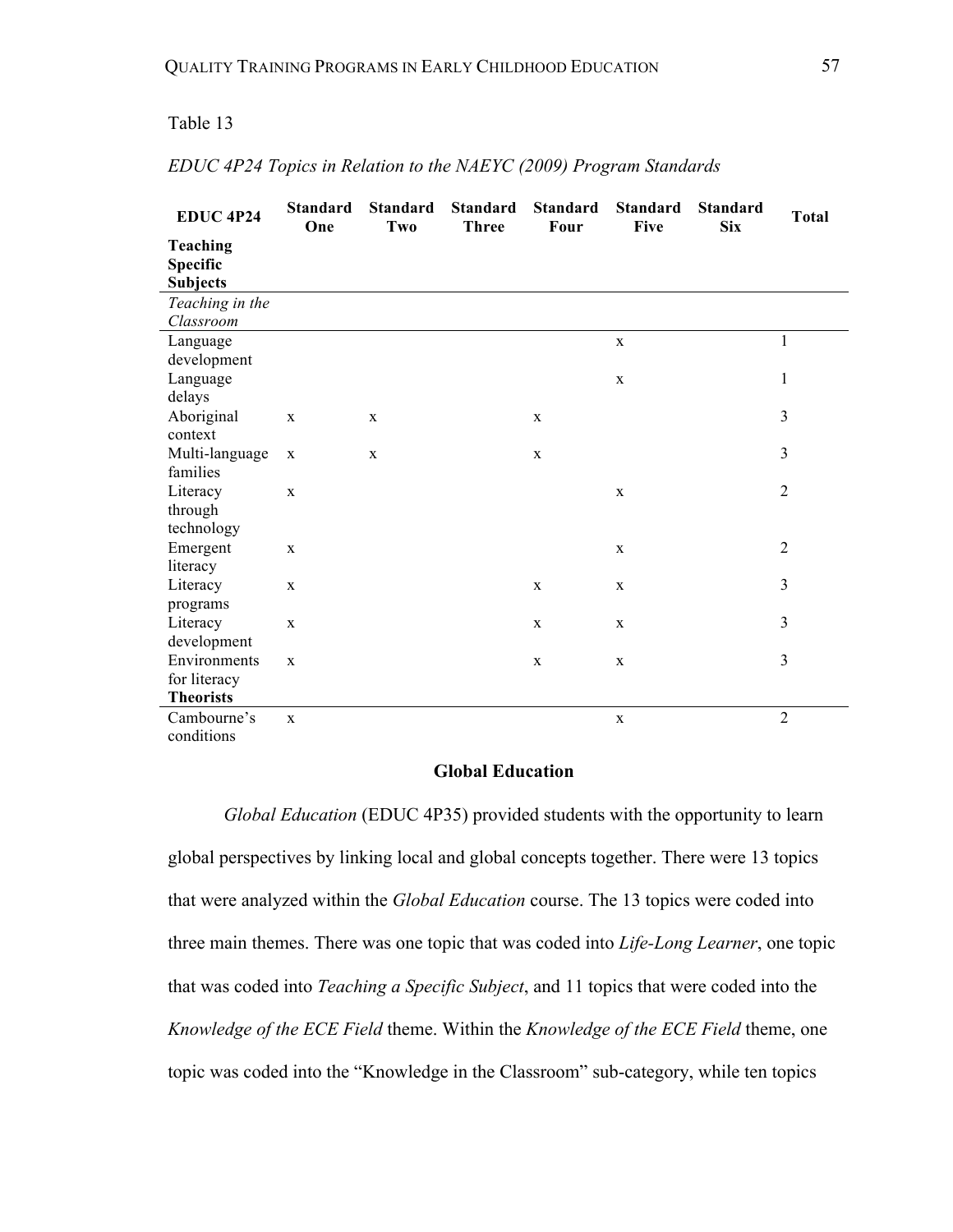Table 13

*EDUC 4P24 Topics in Relation to the NAEYC (2009) Program Standards*

| EDUC 4P24 | Standard One | Standard Two | Standard Three | Standard Four | Standard Five | Standard Six | Total |
|---|---|---|---|---|---|---|---|
| **Teaching Specific Subjects** | | | | | | | |
| *Teaching in the Classroom* | | | | | | | |
| Language development | | | | | x | | 1 |
| Language delays | | | | | x | | 1 |
| Aboriginal context | x | x | | x | | | 3 |
| Multi-language families | x | x | | x | | | 3 |
| Literacy through technology | x | | | | x | | 2 |
| Emergent literacy | x | | | | x | | 2 |
| Literacy programs | x | | | x | x | | 3 |
| Literacy development | x | | | x | x | | 3 |
| Environments for literacy | x | | | x | x | | 3 |
| **Theorists** | | | | | | | |
| Cambourne's conditions | x | | | | x | | 2 |

## Global Education

*Global Education* (EDUC 4P35) provided students with the opportunity to learn global perspectives by linking local and global concepts together. There were 13 topics that were analyzed within the *Global Education* course. The 13 topics were coded into three main themes. There was one topic that was coded into *Life-Long Learner*, one topic that was coded into *Teaching a Specific Subject*, and 11 topics that were coded into the *Knowledge of the ECE Field* theme. Within the *Knowledge of the ECE Field* theme, one topic was coded into the "Knowledge in the Classroom" sub-category, while ten topics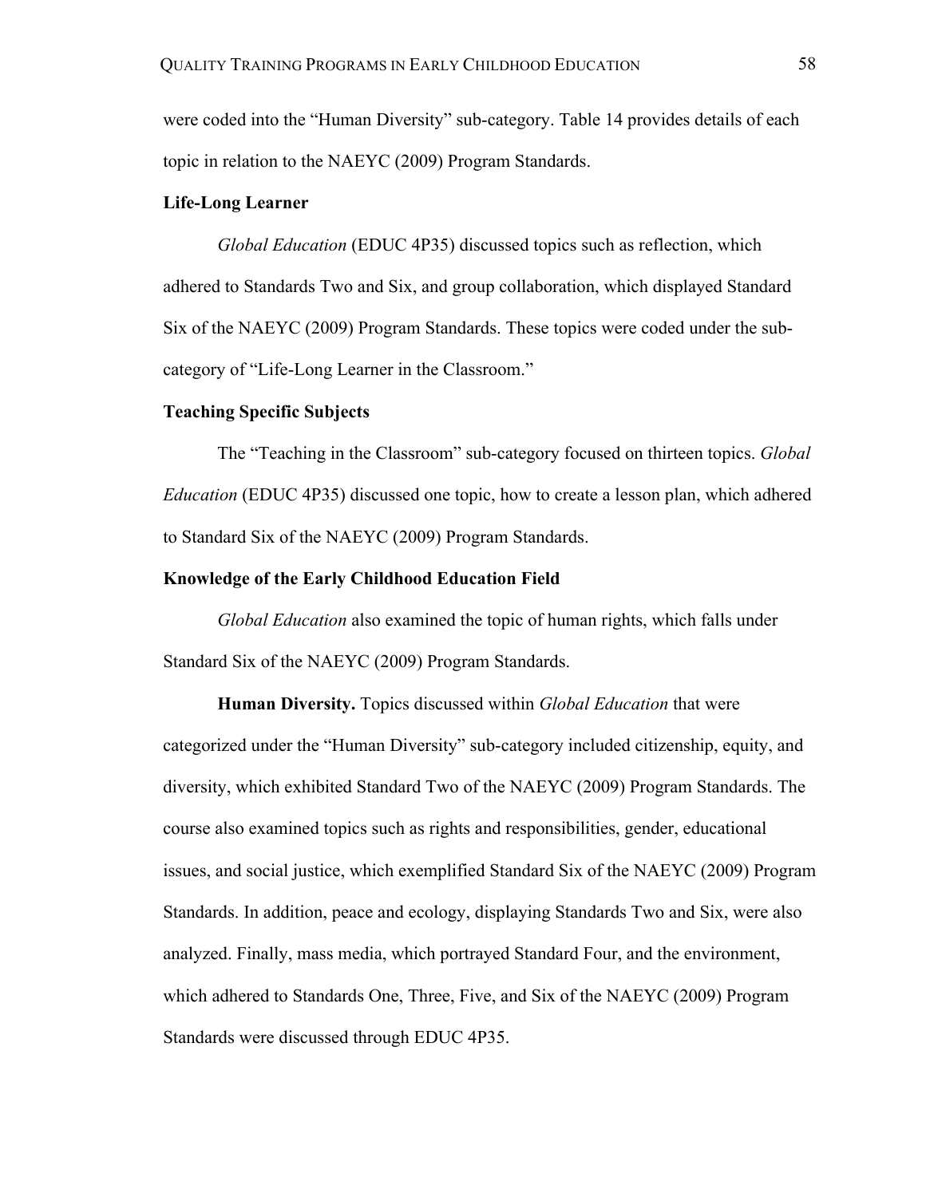were coded into the "Human Diversity" sub-category. Table 14 provides details of each topic in relation to the NAEYC (2009) Program Standards.

### Life-Long Learner

*Global Education* (EDUC 4P35) discussed topics such as reflection, which adhered to Standards Two and Six, and group collaboration, which displayed Standard Six of the NAEYC (2009) Program Standards. These topics were coded under the sub-category of "Life-Long Learner in the Classroom."

### Teaching Specific Subjects

The "Teaching in the Classroom" sub-category focused on thirteen topics. *Global Education* (EDUC 4P35) discussed one topic, how to create a lesson plan, which adhered to Standard Six of the NAEYC (2009) Program Standards.

### Knowledge of the Early Childhood Education Field

*Global Education* also examined the topic of human rights, which falls under Standard Six of the NAEYC (2009) Program Standards.

**Human Diversity.** Topics discussed within *Global Education* that were categorized under the "Human Diversity" sub-category included citizenship, equity, and diversity, which exhibited Standard Two of the NAEYC (2009) Program Standards. The course also examined topics such as rights and responsibilities, gender, educational issues, and social justice, which exemplified Standard Six of the NAEYC (2009) Program Standards. In addition, peace and ecology, displaying Standards Two and Six, were also analyzed. Finally, mass media, which portrayed Standard Four, and the environment, which adhered to Standards One, Three, Five, and Six of the NAEYC (2009) Program Standards were discussed through EDUC 4P35.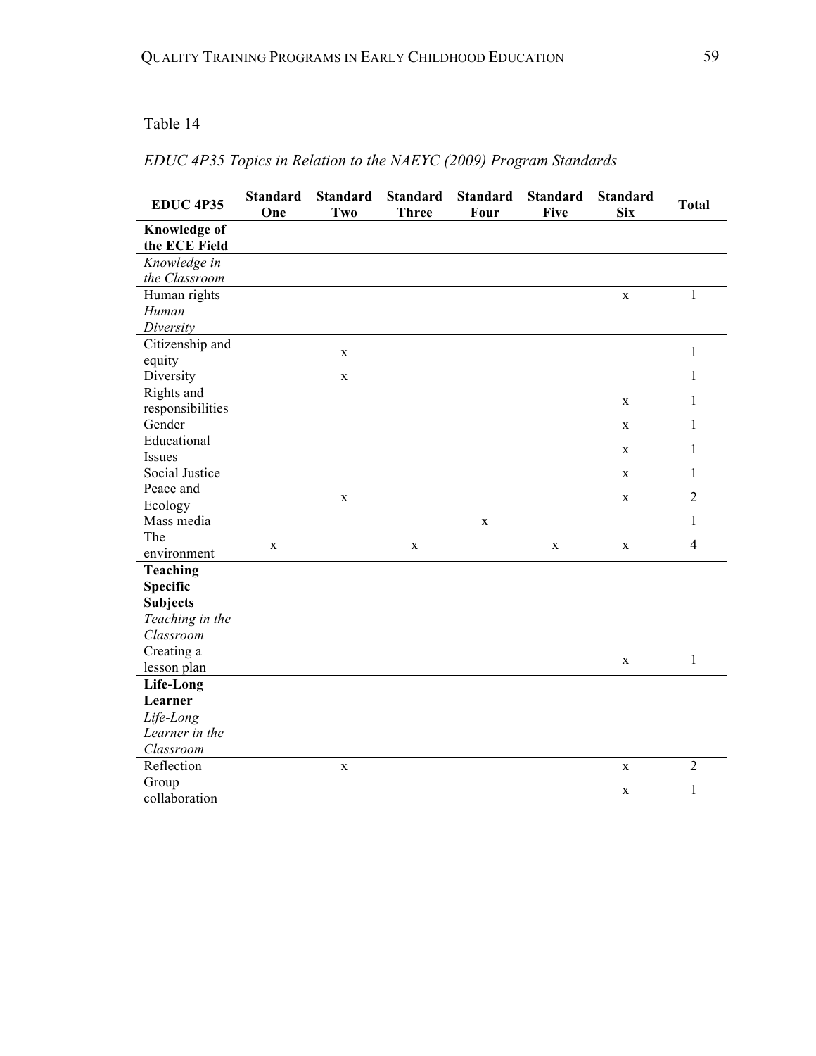Table 14

*EDUC 4P35 Topics in Relation to the NAEYC (2009) Program Standards*

| EDUC 4P35 | Standard One | Standard Two | Standard Three | Standard Four | Standard Five | Standard Six | Total |
|---|---|---|---|---|---|---|---|
| **Knowledge of the ECE Field** | | | | | | | |
| *Knowledge in the Classroom* | | | | | | | |
| Human rights | | | | | | x | 1 |
| *Human Diversity* | | | | | | | |
| Citizenship and equity | | x | | | | | 1 |
| Diversity | | x | | | | | 1 |
| Rights and responsibilities | | | | | | x | 1 |
| Gender | | | | | | x | 1 |
| Educational Issues | | | | | | x | 1 |
| Social Justice | | | | | | x | 1 |
| Peace and Ecology | | x | | | | x | 2 |
| Mass media | | | | x | | | 1 |
| The environment | x | | x | | x | x | 4 |
| **Teaching Specific Subjects** | | | | | | | |
| *Teaching in the Classroom* | | | | | | | |
| Creating a lesson plan | | | | | | x | 1 |
| **Life-Long Learner** | | | | | | | |
| *Life-Long Learner in the Classroom* | | | | | | | |
| Reflection | | x | | | | x | 2 |
| Group collaboration | | | | | | x | 1 |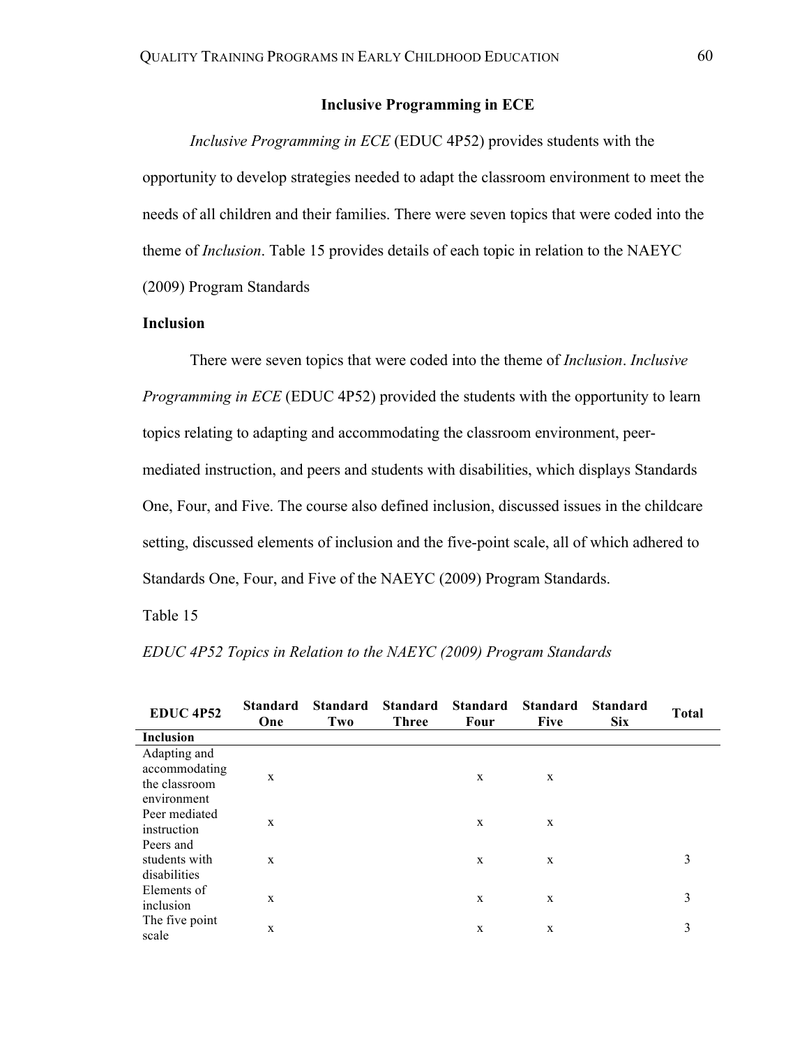## Inclusive Programming in ECE

*Inclusive Programming in ECE* (EDUC 4P52) provides students with the opportunity to develop strategies needed to adapt the classroom environment to meet the needs of all children and their families. There were seven topics that were coded into the theme of *Inclusion*. Table 15 provides details of each topic in relation to the NAEYC (2009) Program Standards

### Inclusion

There were seven topics that were coded into the theme of *Inclusion*. *Inclusive Programming in ECE* (EDUC 4P52) provided the students with the opportunity to learn topics relating to adapting and accommodating the classroom environment, peer-mediated instruction, and peers and students with disabilities, which displays Standards One, Four, and Five. The course also defined inclusion, discussed issues in the childcare setting, discussed elements of inclusion and the five-point scale, all of which adhered to Standards One, Four, and Five of the NAEYC (2009) Program Standards.

Table 15

*EDUC 4P52 Topics in Relation to the NAEYC (2009) Program Standards*

| EDUC 4P52 | Standard One | Standard Two | Standard Three | Standard Four | Standard Five | Standard Six | Total |
|---|---|---|---|---|---|---|---|
| **Inclusion** | | | | | | | |
| Adapting and accommodating the classroom environment | x | | | x | x | | |
| Peer mediated instruction | x | | | x | x | | |
| Peers and students with disabilities | x | | | x | x | | 3 |
| Elements of inclusion | x | | | x | x | | 3 |
| The five point scale | x | | | x | x | | 3 |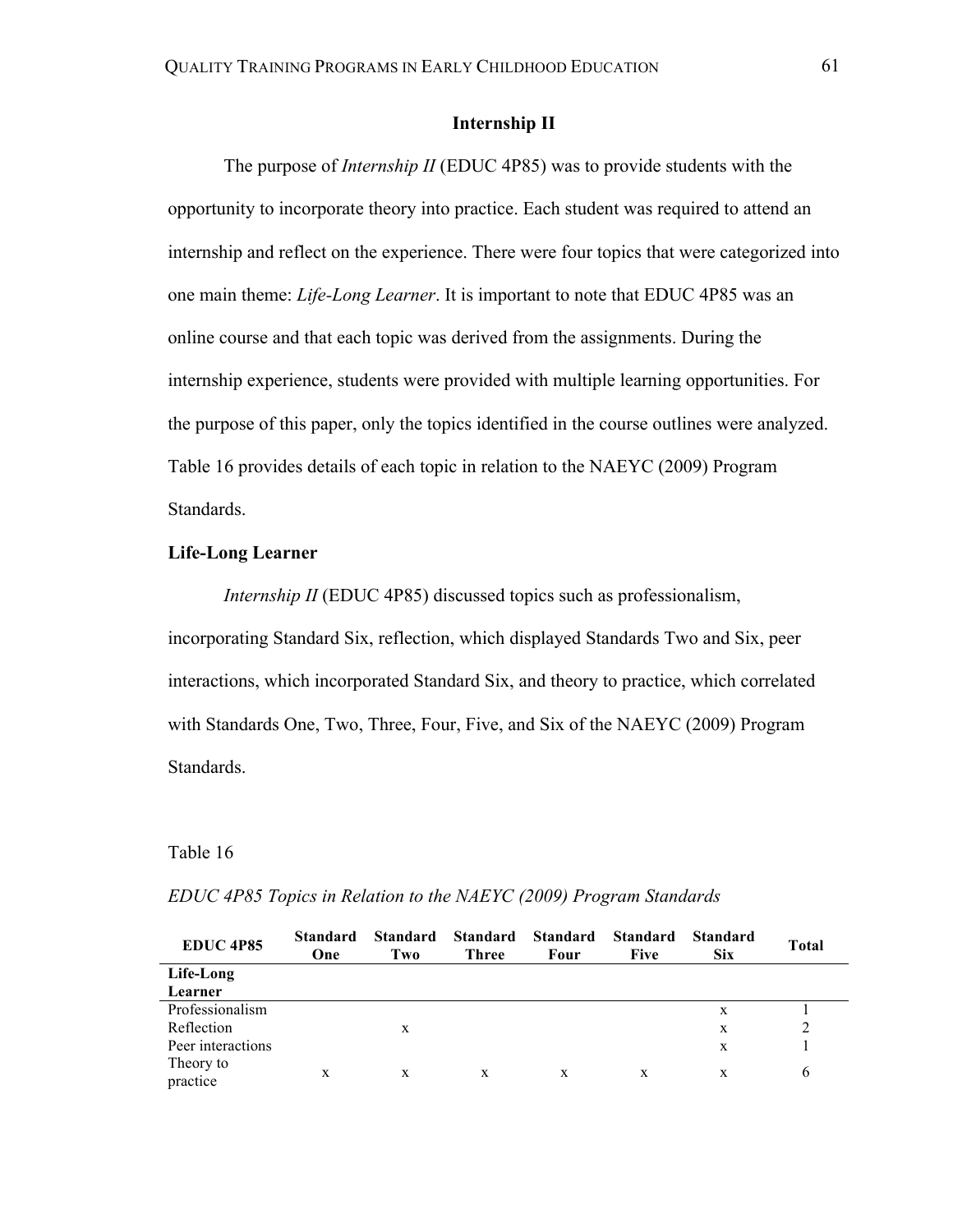## Internship II

The purpose of *Internship II* (EDUC 4P85) was to provide students with the opportunity to incorporate theory into practice. Each student was required to attend an internship and reflect on the experience. There were four topics that were categorized into one main theme: *Life-Long Learner*. It is important to note that EDUC 4P85 was an online course and that each topic was derived from the assignments. During the internship experience, students were provided with multiple learning opportunities. For the purpose of this paper, only the topics identified in the course outlines were analyzed. Table 16 provides details of each topic in relation to the NAEYC (2009) Program Standards.

### Life-Long Learner

*Internship II* (EDUC 4P85) discussed topics such as professionalism, incorporating Standard Six, reflection, which displayed Standards Two and Six, peer interactions, which incorporated Standard Six, and theory to practice, which correlated with Standards One, Two, Three, Four, Five, and Six of the NAEYC (2009) Program Standards.

Table 16

*EDUC 4P85 Topics in Relation to the NAEYC (2009) Program Standards*

| EDUC 4P85 | Standard One | Standard Two | Standard Three | Standard Four | Standard Five | Standard Six | Total |
|---|---|---|---|---|---|---|---|
| **Life-Long Learner** | | | | | | | |
| Professionalism | | | | | | x | 1 |
| Reflection | | x | | | | x | 2 |
| Peer interactions | | | | | | x | 1 |
| Theory to practice | x | x | x | x | x | x | 6 |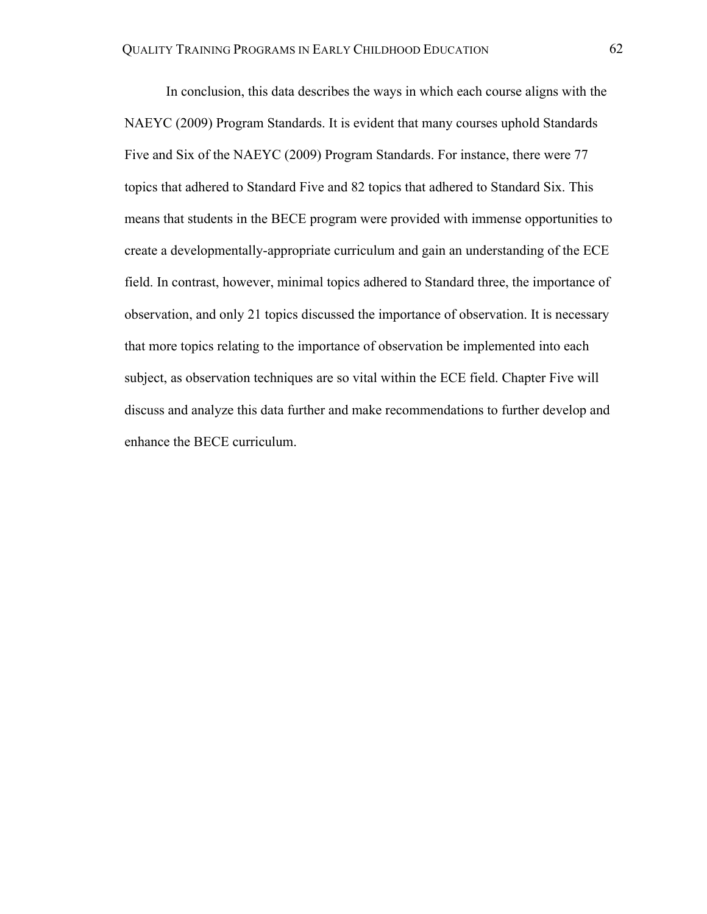In conclusion, this data describes the ways in which each course aligns with the NAEYC (2009) Program Standards. It is evident that many courses uphold Standards Five and Six of the NAEYC (2009) Program Standards. For instance, there were 77 topics that adhered to Standard Five and 82 topics that adhered to Standard Six. This means that students in the BECE program were provided with immense opportunities to create a developmentally-appropriate curriculum and gain an understanding of the ECE field. In contrast, however, minimal topics adhered to Standard three, the importance of observation, and only 21 topics discussed the importance of observation. It is necessary that more topics relating to the importance of observation be implemented into each subject, as observation techniques are so vital within the ECE field. Chapter Five will discuss and analyze this data further and make recommendations to further develop and enhance the BECE curriculum.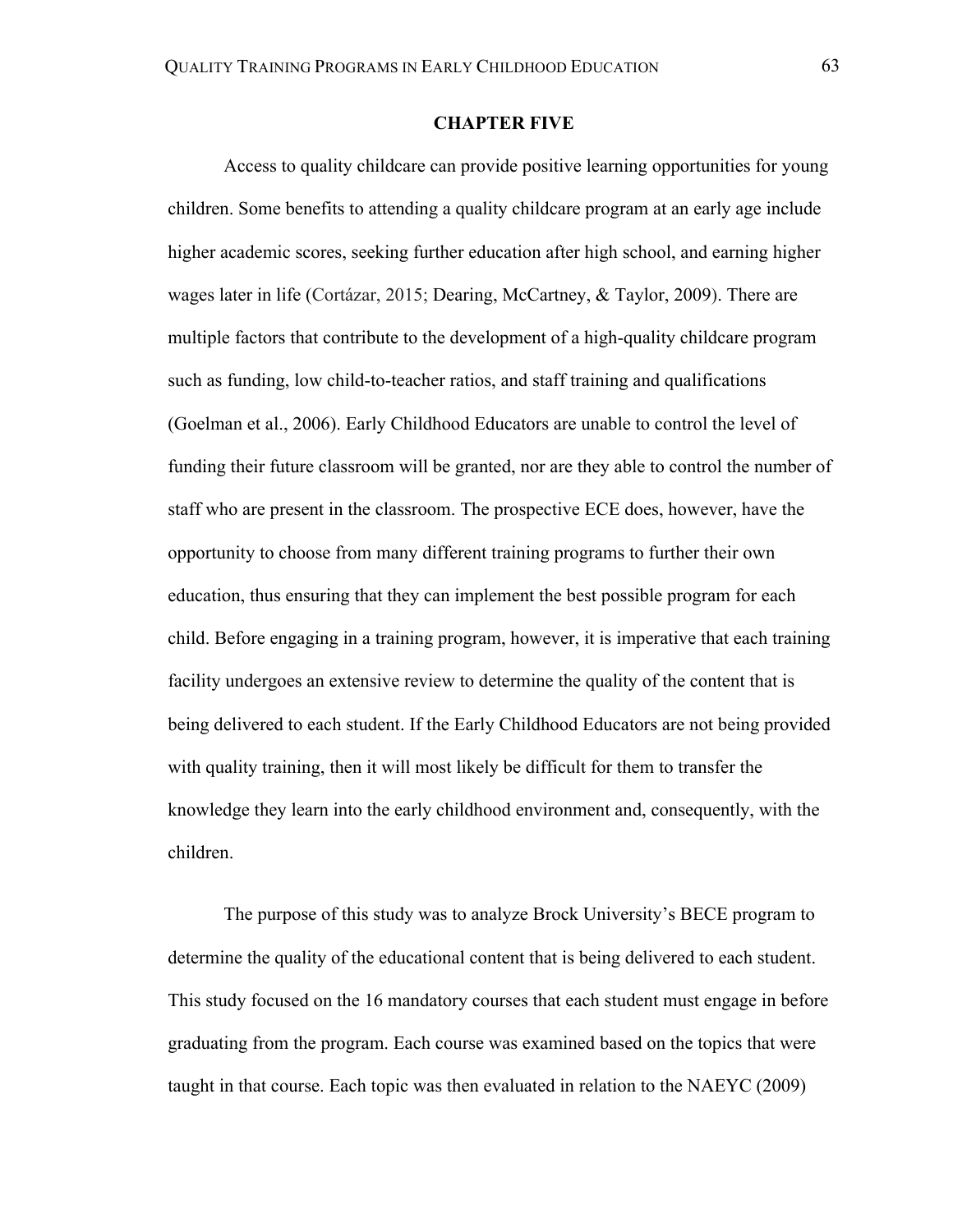# CHAPTER FIVE

Access to quality childcare can provide positive learning opportunities for young children. Some benefits to attending a quality childcare program at an early age include higher academic scores, seeking further education after high school, and earning higher wages later in life (Cortázar, 2015; Dearing, McCartney, & Taylor, 2009). There are multiple factors that contribute to the development of a high-quality childcare program such as funding, low child-to-teacher ratios, and staff training and qualifications (Goelman et al., 2006). Early Childhood Educators are unable to control the level of funding their future classroom will be granted, nor are they able to control the number of staff who are present in the classroom. The prospective ECE does, however, have the opportunity to choose from many different training programs to further their own education, thus ensuring that they can implement the best possible program for each child. Before engaging in a training program, however, it is imperative that each training facility undergoes an extensive review to determine the quality of the content that is being delivered to each student. If the Early Childhood Educators are not being provided with quality training, then it will most likely be difficult for them to transfer the knowledge they learn into the early childhood environment and, consequently, with the children.

The purpose of this study was to analyze Brock University's BECE program to determine the quality of the educational content that is being delivered to each student. This study focused on the 16 mandatory courses that each student must engage in before graduating from the program. Each course was examined based on the topics that were taught in that course. Each topic was then evaluated in relation to the NAEYC (2009)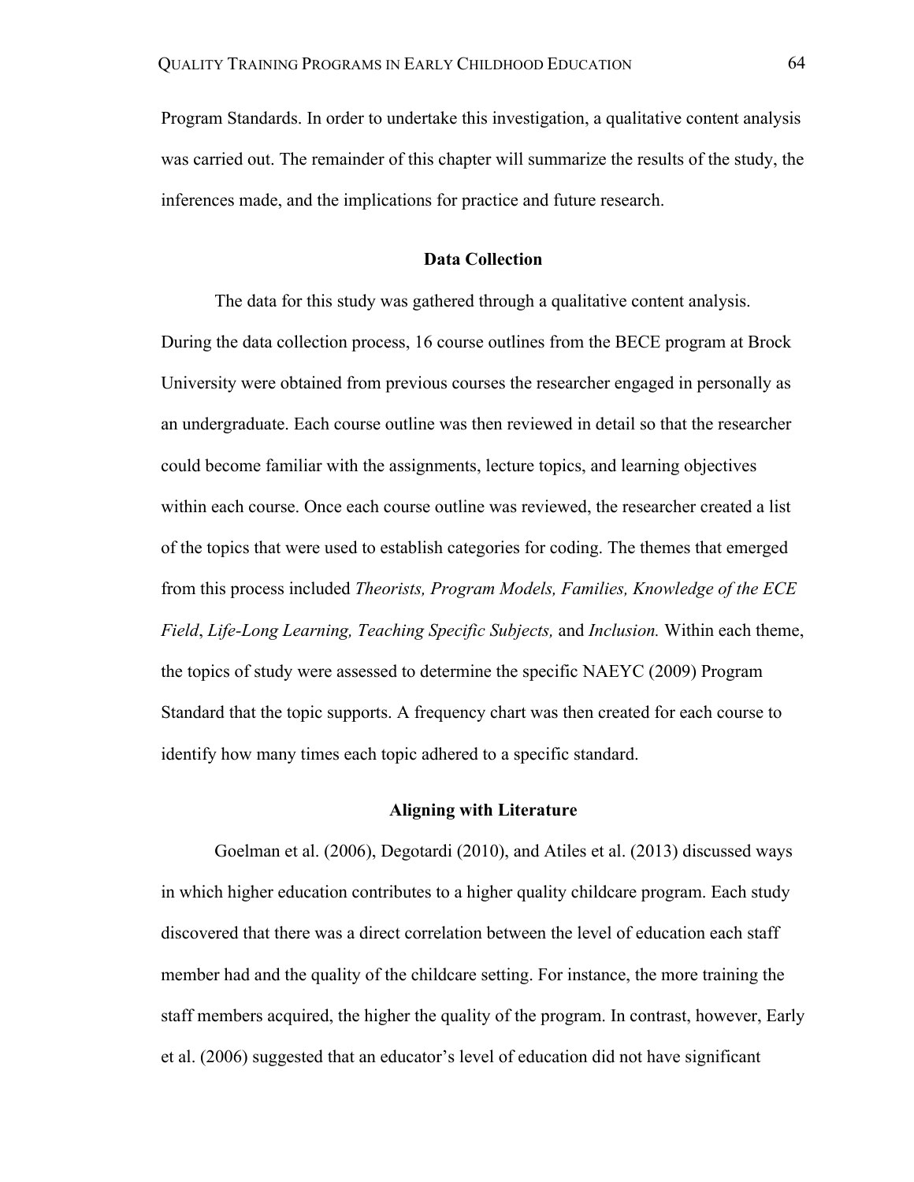Program Standards. In order to undertake this investigation, a qualitative content analysis was carried out. The remainder of this chapter will summarize the results of the study, the inferences made, and the implications for practice and future research.

## Data Collection

The data for this study was gathered through a qualitative content analysis. During the data collection process, 16 course outlines from the BECE program at Brock University were obtained from previous courses the researcher engaged in personally as an undergraduate. Each course outline was then reviewed in detail so that the researcher could become familiar with the assignments, lecture topics, and learning objectives within each course. Once each course outline was reviewed, the researcher created a list of the topics that were used to establish categories for coding. The themes that emerged from this process included *Theorists, Program Models, Families, Knowledge of the ECE Field*, *Life-Long Learning, Teaching Specific Subjects,* and *Inclusion.* Within each theme, the topics of study were assessed to determine the specific NAEYC (2009) Program Standard that the topic supports. A frequency chart was then created for each course to identify how many times each topic adhered to a specific standard.

## Aligning with Literature

Goelman et al. (2006), Degotardi (2010), and Atiles et al. (2013) discussed ways in which higher education contributes to a higher quality childcare program. Each study discovered that there was a direct correlation between the level of education each staff member had and the quality of the childcare setting. For instance, the more training the staff members acquired, the higher the quality of the program. In contrast, however, Early et al. (2006) suggested that an educator's level of education did not have significant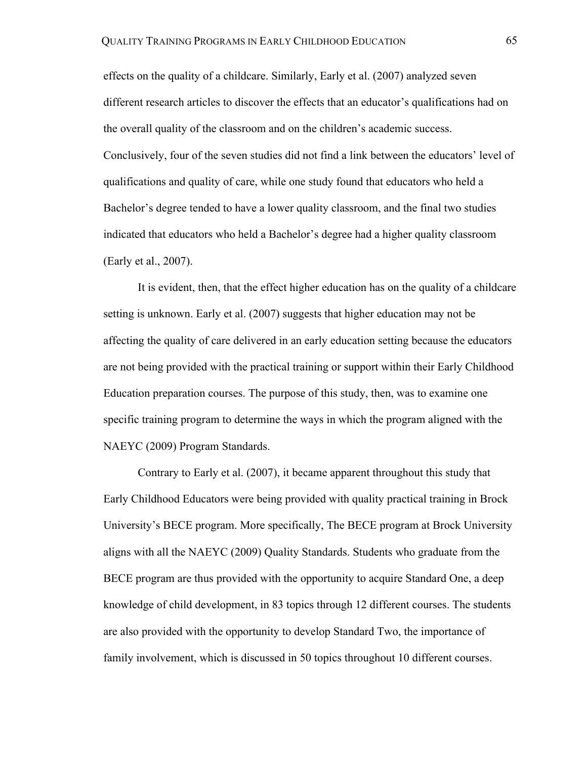effects on the quality of a childcare. Similarly, Early et al. (2007) analyzed seven different research articles to discover the effects that an educator's qualifications had on the overall quality of the classroom and on the children's academic success. Conclusively, four of the seven studies did not find a link between the educators' level of qualifications and quality of care, while one study found that educators who held a Bachelor's degree tended to have a lower quality classroom, and the final two studies indicated that educators who held a Bachelor's degree had a higher quality classroom (Early et al., 2007).

It is evident, then, that the effect higher education has on the quality of a childcare setting is unknown. Early et al. (2007) suggests that higher education may not be affecting the quality of care delivered in an early education setting because the educators are not being provided with the practical training or support within their Early Childhood Education preparation courses. The purpose of this study, then, was to examine one specific training program to determine the ways in which the program aligned with the NAEYC (2009) Program Standards.

Contrary to Early et al. (2007), it became apparent throughout this study that Early Childhood Educators were being provided with quality practical training in Brock University's BECE program. More specifically, The BECE program at Brock University aligns with all the NAEYC (2009) Quality Standards. Students who graduate from the BECE program are thus provided with the opportunity to acquire Standard One, a deep knowledge of child development, in 83 topics through 12 different courses. The students are also provided with the opportunity to develop Standard Two, the importance of family involvement, which is discussed in 50 topics throughout 10 different courses.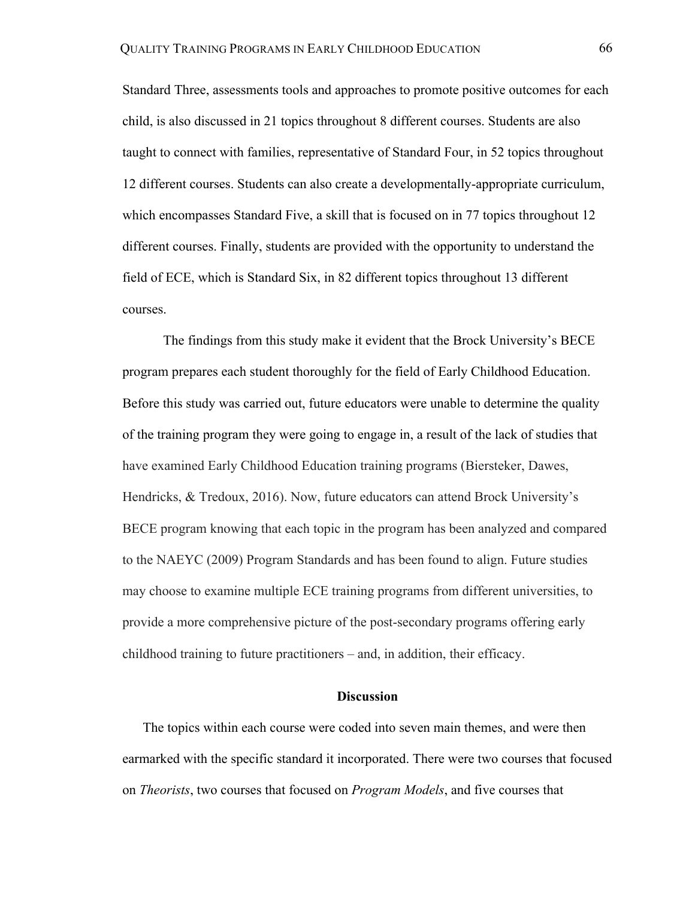Standard Three, assessments tools and approaches to promote positive outcomes for each child, is also discussed in 21 topics throughout 8 different courses. Students are also taught to connect with families, representative of Standard Four, in 52 topics throughout 12 different courses. Students can also create a developmentally-appropriate curriculum, which encompasses Standard Five, a skill that is focused on in 77 topics throughout 12 different courses. Finally, students are provided with the opportunity to understand the field of ECE, which is Standard Six, in 82 different topics throughout 13 different courses.

The findings from this study make it evident that the Brock University's BECE program prepares each student thoroughly for the field of Early Childhood Education. Before this study was carried out, future educators were unable to determine the quality of the training program they were going to engage in, a result of the lack of studies that have examined Early Childhood Education training programs (Biersteker, Dawes, Hendricks, & Tredoux, 2016). Now, future educators can attend Brock University's BECE program knowing that each topic in the program has been analyzed and compared to the NAEYC (2009) Program Standards and has been found to align. Future studies may choose to examine multiple ECE training programs from different universities, to provide a more comprehensive picture of the post-secondary programs offering early childhood training to future practitioners – and, in addition, their efficacy.

## Discussion

The topics within each course were coded into seven main themes, and were then earmarked with the specific standard it incorporated. There were two courses that focused on *Theorists*, two courses that focused on *Program Models*, and five courses that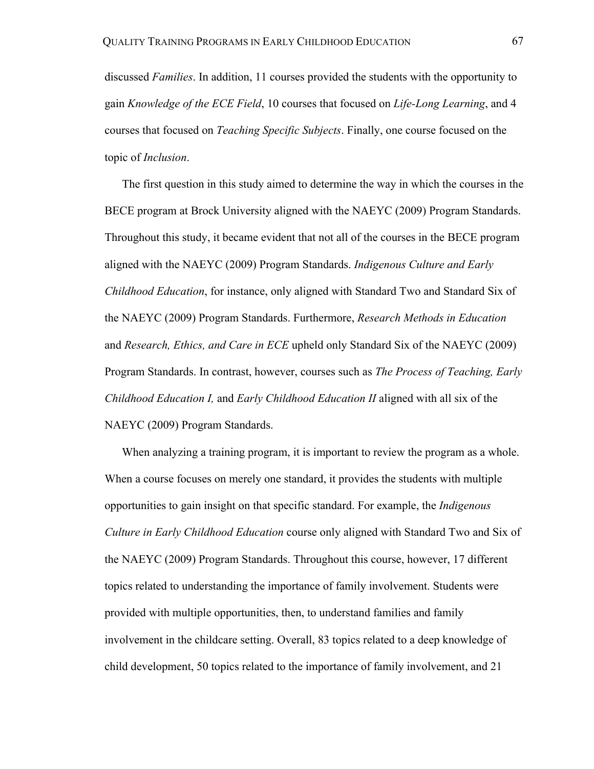discussed *Families*. In addition, 11 courses provided the students with the opportunity to gain *Knowledge of the ECE Field*, 10 courses that focused on *Life-Long Learning*, and 4 courses that focused on *Teaching Specific Subjects*. Finally, one course focused on the topic of *Inclusion*.

The first question in this study aimed to determine the way in which the courses in the BECE program at Brock University aligned with the NAEYC (2009) Program Standards. Throughout this study, it became evident that not all of the courses in the BECE program aligned with the NAEYC (2009) Program Standards. *Indigenous Culture and Early Childhood Education*, for instance, only aligned with Standard Two and Standard Six of the NAEYC (2009) Program Standards. Furthermore, *Research Methods in Education* and *Research, Ethics, and Care in ECE* upheld only Standard Six of the NAEYC (2009) Program Standards. In contrast, however, courses such as *The Process of Teaching, Early Childhood Education I,* and *Early Childhood Education II* aligned with all six of the NAEYC (2009) Program Standards.

When analyzing a training program, it is important to review the program as a whole. When a course focuses on merely one standard, it provides the students with multiple opportunities to gain insight on that specific standard. For example, the *Indigenous Culture in Early Childhood Education* course only aligned with Standard Two and Six of the NAEYC (2009) Program Standards. Throughout this course, however, 17 different topics related to understanding the importance of family involvement. Students were provided with multiple opportunities, then, to understand families and family involvement in the childcare setting. Overall, 83 topics related to a deep knowledge of child development, 50 topics related to the importance of family involvement, and 21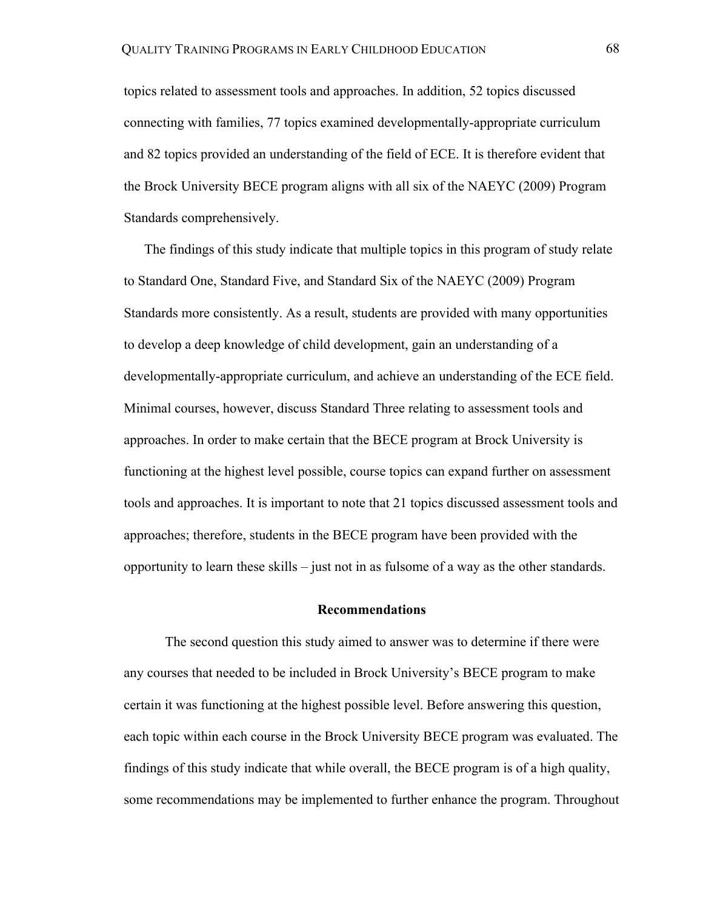topics related to assessment tools and approaches. In addition, 52 topics discussed connecting with families, 77 topics examined developmentally-appropriate curriculum and 82 topics provided an understanding of the field of ECE. It is therefore evident that the Brock University BECE program aligns with all six of the NAEYC (2009) Program Standards comprehensively.

The findings of this study indicate that multiple topics in this program of study relate to Standard One, Standard Five, and Standard Six of the NAEYC (2009) Program Standards more consistently. As a result, students are provided with many opportunities to develop a deep knowledge of child development, gain an understanding of a developmentally-appropriate curriculum, and achieve an understanding of the ECE field. Minimal courses, however, discuss Standard Three relating to assessment tools and approaches. In order to make certain that the BECE program at Brock University is functioning at the highest level possible, course topics can expand further on assessment tools and approaches. It is important to note that 21 topics discussed assessment tools and approaches; therefore, students in the BECE program have been provided with the opportunity to learn these skills – just not in as fulsome of a way as the other standards.

## Recommendations

The second question this study aimed to answer was to determine if there were any courses that needed to be included in Brock University's BECE program to make certain it was functioning at the highest possible level. Before answering this question, each topic within each course in the Brock University BECE program was evaluated. The findings of this study indicate that while overall, the BECE program is of a high quality, some recommendations may be implemented to further enhance the program. Throughout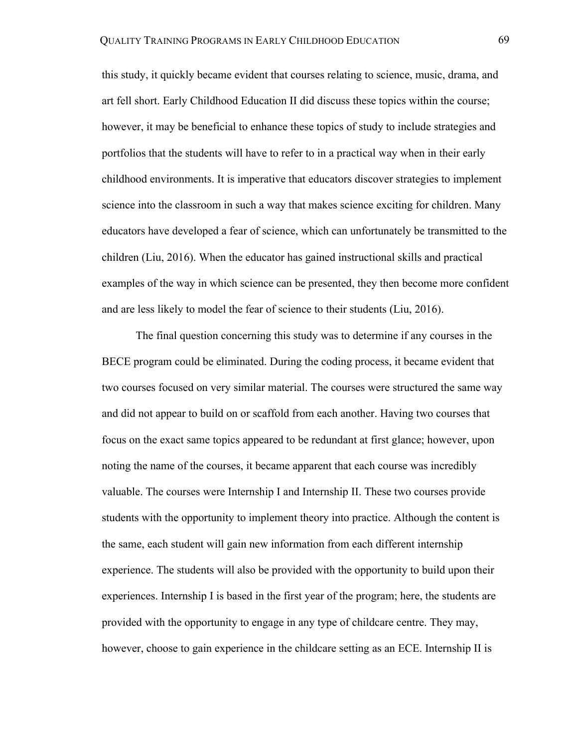this study, it quickly became evident that courses relating to science, music, drama, and art fell short. Early Childhood Education II did discuss these topics within the course; however, it may be beneficial to enhance these topics of study to include strategies and portfolios that the students will have to refer to in a practical way when in their early childhood environments. It is imperative that educators discover strategies to implement science into the classroom in such a way that makes science exciting for children. Many educators have developed a fear of science, which can unfortunately be transmitted to the children (Liu, 2016). When the educator has gained instructional skills and practical examples of the way in which science can be presented, they then become more confident and are less likely to model the fear of science to their students (Liu, 2016).

The final question concerning this study was to determine if any courses in the BECE program could be eliminated. During the coding process, it became evident that two courses focused on very similar material. The courses were structured the same way and did not appear to build on or scaffold from each another. Having two courses that focus on the exact same topics appeared to be redundant at first glance; however, upon noting the name of the courses, it became apparent that each course was incredibly valuable. The courses were Internship I and Internship II. These two courses provide students with the opportunity to implement theory into practice. Although the content is the same, each student will gain new information from each different internship experience. The students will also be provided with the opportunity to build upon their experiences. Internship I is based in the first year of the program; here, the students are provided with the opportunity to engage in any type of childcare centre. They may, however, choose to gain experience in the childcare setting as an ECE. Internship II is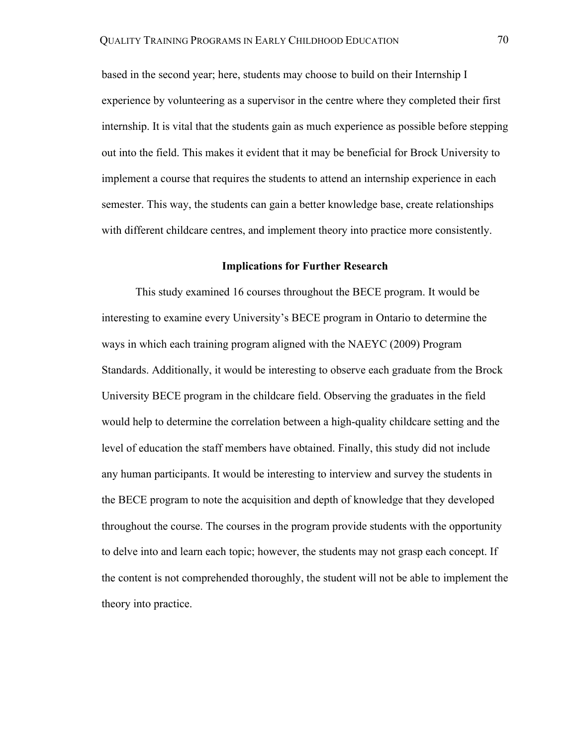based in the second year; here, students may choose to build on their Internship I experience by volunteering as a supervisor in the centre where they completed their first internship. It is vital that the students gain as much experience as possible before stepping out into the field. This makes it evident that it may be beneficial for Brock University to implement a course that requires the students to attend an internship experience in each semester. This way, the students can gain a better knowledge base, create relationships with different childcare centres, and implement theory into practice more consistently.

## Implications for Further Research

This study examined 16 courses throughout the BECE program. It would be interesting to examine every University's BECE program in Ontario to determine the ways in which each training program aligned with the NAEYC (2009) Program Standards. Additionally, it would be interesting to observe each graduate from the Brock University BECE program in the childcare field. Observing the graduates in the field would help to determine the correlation between a high-quality childcare setting and the level of education the staff members have obtained. Finally, this study did not include any human participants. It would be interesting to interview and survey the students in the BECE program to note the acquisition and depth of knowledge that they developed throughout the course. The courses in the program provide students with the opportunity to delve into and learn each topic; however, the students may not grasp each concept. If the content is not comprehended thoroughly, the student will not be able to implement the theory into practice.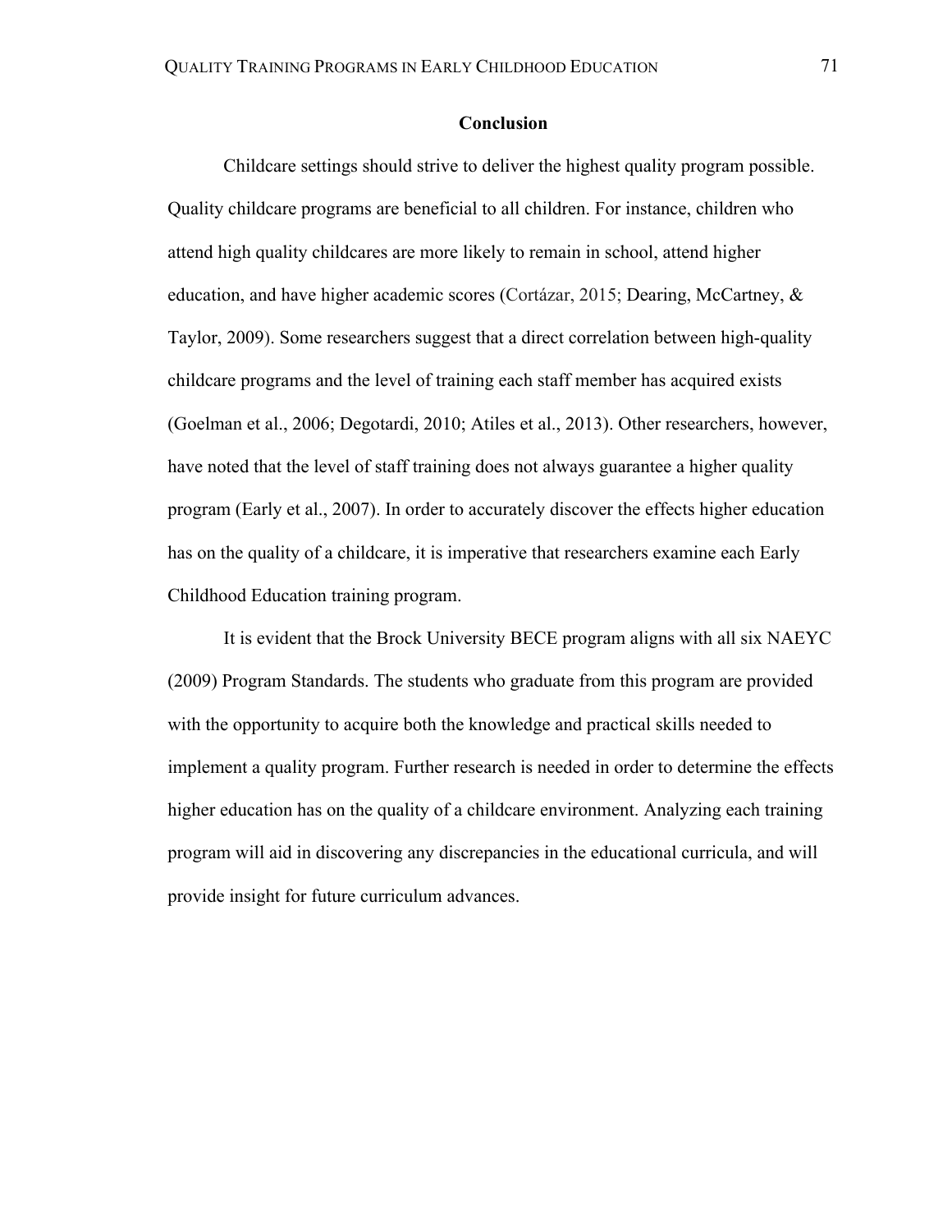## Conclusion

Childcare settings should strive to deliver the highest quality program possible. Quality childcare programs are beneficial to all children. For instance, children who attend high quality childcares are more likely to remain in school, attend higher education, and have higher academic scores (Cortázar, 2015; Dearing, McCartney, & Taylor, 2009). Some researchers suggest that a direct correlation between high-quality childcare programs and the level of training each staff member has acquired exists (Goelman et al., 2006; Degotardi, 2010; Atiles et al., 2013). Other researchers, however, have noted that the level of staff training does not always guarantee a higher quality program (Early et al., 2007). In order to accurately discover the effects higher education has on the quality of a childcare, it is imperative that researchers examine each Early Childhood Education training program.

It is evident that the Brock University BECE program aligns with all six NAEYC (2009) Program Standards. The students who graduate from this program are provided with the opportunity to acquire both the knowledge and practical skills needed to implement a quality program. Further research is needed in order to determine the effects higher education has on the quality of a childcare environment. Analyzing each training program will aid in discovering any discrepancies in the educational curricula, and will provide insight for future curriculum advances.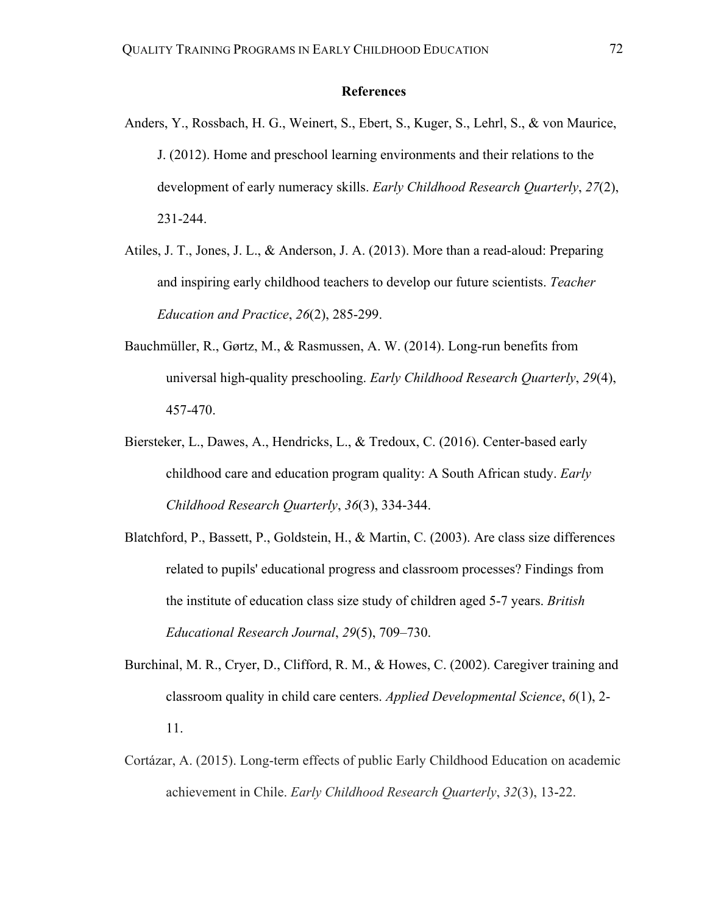# References

Anders, Y., Rossbach, H. G., Weinert, S., Ebert, S., Kuger, S., Lehrl, S., & von Maurice, J. (2012). Home and preschool learning environments and their relations to the development of early numeracy skills. *Early Childhood Research Quarterly*, *27*(2), 231-244.

Atiles, J. T., Jones, J. L., & Anderson, J. A. (2013). More than a read-aloud: Preparing and inspiring early childhood teachers to develop our future scientists. *Teacher Education and Practice*, *26*(2), 285-299.

Bauchmüller, R., Gørtz, M., & Rasmussen, A. W. (2014). Long-run benefits from universal high-quality preschooling. *Early Childhood Research Quarterly*, *29*(4), 457-470.

Biersteker, L., Dawes, A., Hendricks, L., & Tredoux, C. (2016). Center-based early childhood care and education program quality: A South African study. *Early Childhood Research Quarterly*, *36*(3), 334-344.

Blatchford, P., Bassett, P., Goldstein, H., & Martin, C. (2003). Are class size differences related to pupils' educational progress and classroom processes? Findings from the institute of education class size study of children aged 5-7 years. *British Educational Research Journal*, *29*(5), 709–730.

Burchinal, M. R., Cryer, D., Clifford, R. M., & Howes, C. (2002). Caregiver training and classroom quality in child care centers. *Applied Developmental Science*, *6*(1), 2-11.

Cortázar, A. (2015). Long-term effects of public Early Childhood Education on academic achievement in Chile. *Early Childhood Research Quarterly*, *32*(3), 13-22.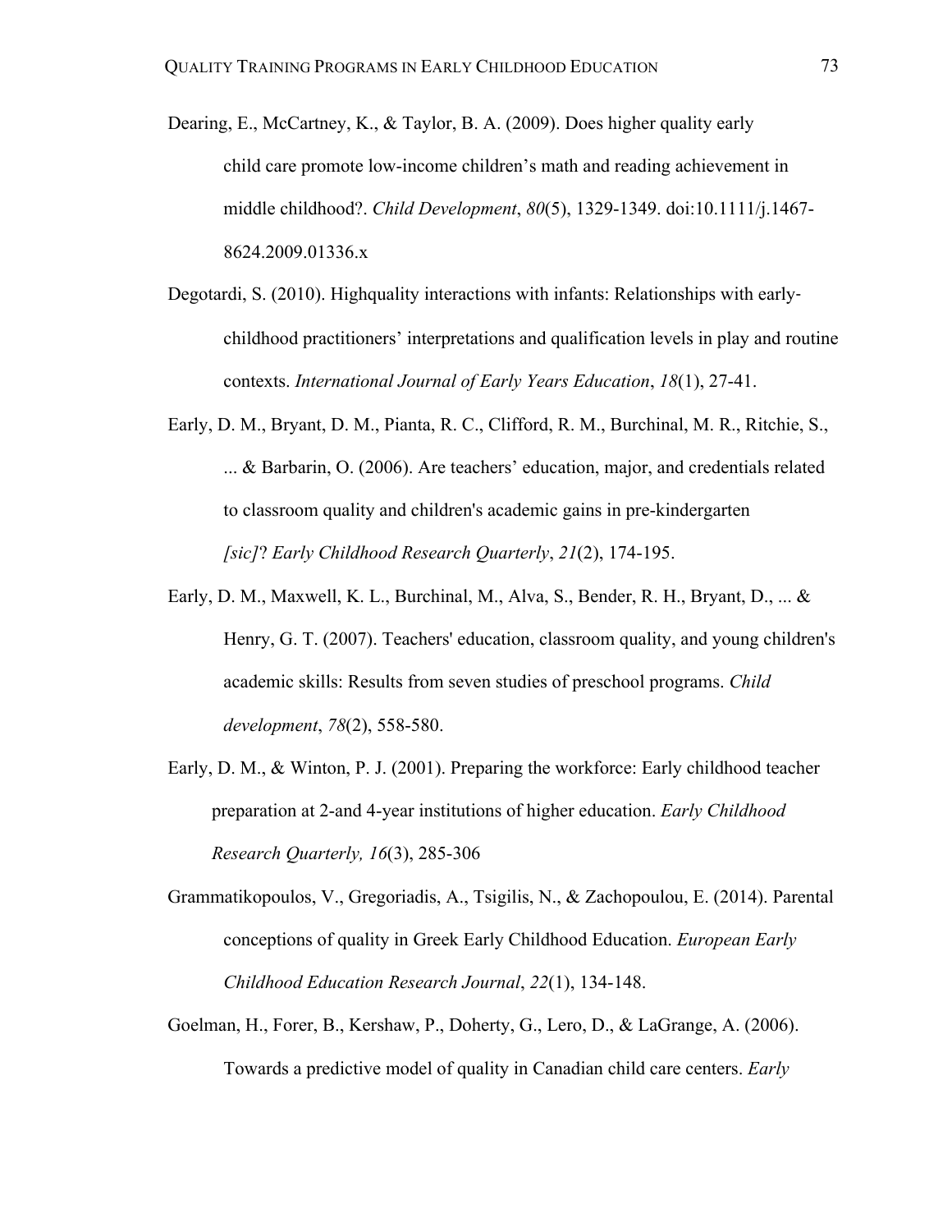Dearing, E., McCartney, K., & Taylor, B. A. (2009). Does higher quality early child care promote low-income children's math and reading achievement in middle childhood?. *Child Development*, *80*(5), 1329-1349. doi:10.1111/j.1467-8624.2009.01336.x

Degotardi, S. (2010). Highquality interactions with infants: Relationships with early-childhood practitioners' interpretations and qualification levels in play and routine contexts. *International Journal of Early Years Education*, *18*(1), 27-41.

Early, D. M., Bryant, D. M., Pianta, R. C., Clifford, R. M., Burchinal, M. R., Ritchie, S., ... & Barbarin, O. (2006). Are teachers' education, major, and credentials related to classroom quality and children's academic gains in pre-kindergarten *[sic]*? *Early Childhood Research Quarterly*, *21*(2), 174-195.

Early, D. M., Maxwell, K. L., Burchinal, M., Alva, S., Bender, R. H., Bryant, D., ... & Henry, G. T. (2007). Teachers' education, classroom quality, and young children's academic skills: Results from seven studies of preschool programs. *Child development*, *78*(2), 558-580.

Early, D. M., & Winton, P. J. (2001). Preparing the workforce: Early childhood teacher preparation at 2-and 4-year institutions of higher education. *Early Childhood Research Quarterly, 16*(3), 285-306

Grammatikopoulos, V., Gregoriadis, A., Tsigilis, N., & Zachopoulou, E. (2014). Parental conceptions of quality in Greek Early Childhood Education. *European Early Childhood Education Research Journal*, *22*(1), 134-148.

Goelman, H., Forer, B., Kershaw, P., Doherty, G., Lero, D., & LaGrange, A. (2006). Towards a predictive model of quality in Canadian child care centers. *Early*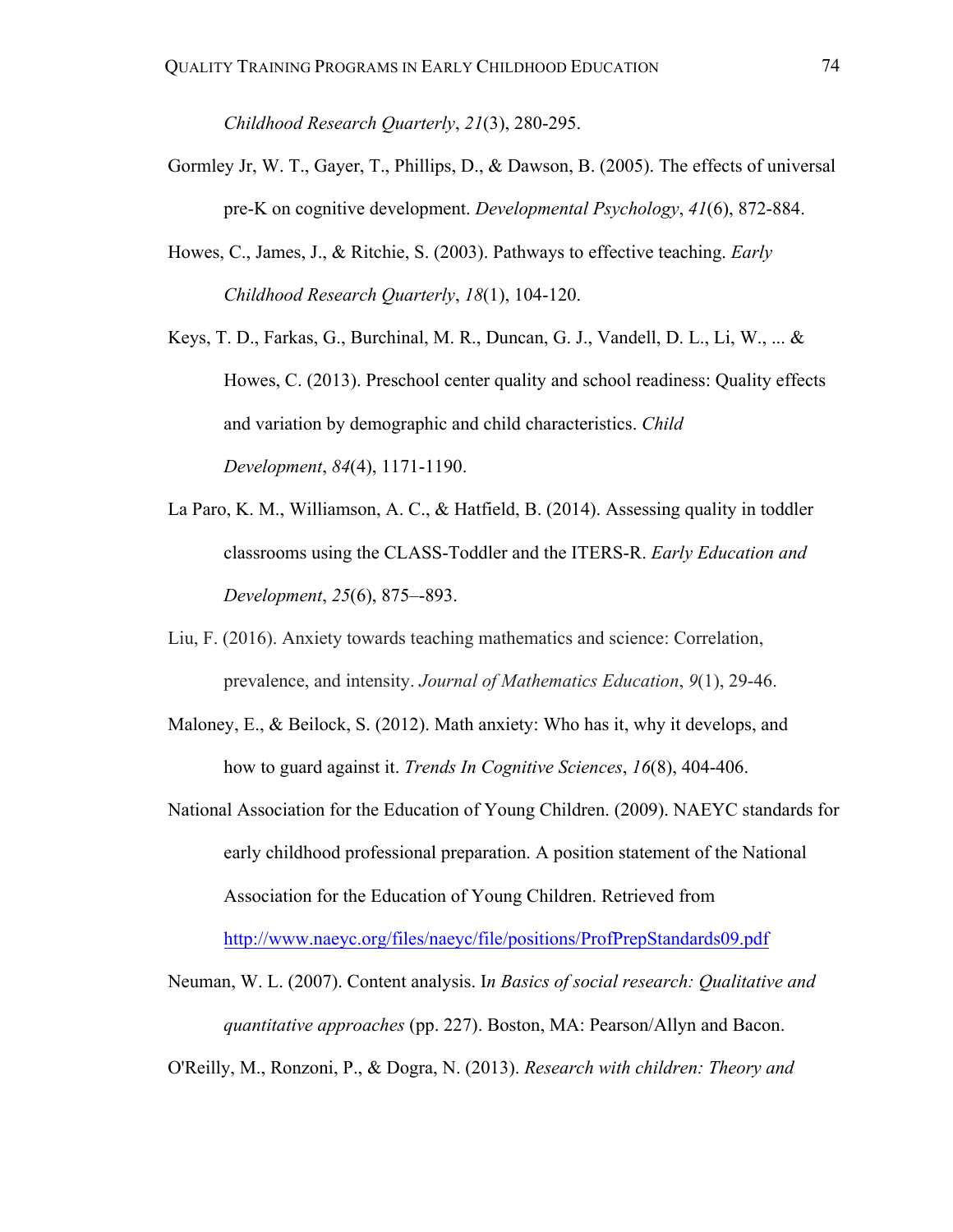*Childhood Research Quarterly*, *21*(3), 280-295.

Gormley Jr, W. T., Gayer, T., Phillips, D., & Dawson, B. (2005). The effects of universal pre-K on cognitive development. *Developmental Psychology*, *41*(6), 872-884.

Howes, C., James, J., & Ritchie, S. (2003). Pathways to effective teaching. *Early Childhood Research Quarterly*, *18*(1), 104-120.

Keys, T. D., Farkas, G., Burchinal, M. R., Duncan, G. J., Vandell, D. L., Li, W., ... & Howes, C. (2013). Preschool center quality and school readiness: Quality effects and variation by demographic and child characteristics. *Child Development*, *84*(4), 1171-1190.

La Paro, K. M., Williamson, A. C., & Hatfield, B. (2014). Assessing quality in toddler classrooms using the CLASS-Toddler and the ITERS-R. *Early Education and Development*, *25*(6), 875–-893.

Liu, F. (2016). Anxiety towards teaching mathematics and science: Correlation, prevalence, and intensity. *Journal of Mathematics Education*, *9*(1), 29-46.

Maloney, E., & Beilock, S. (2012). Math anxiety: Who has it, why it develops, and how to guard against it. *Trends In Cognitive Sciences*, *16*(8), 404-406.

National Association for the Education of Young Children. (2009). NAEYC standards for early childhood professional preparation. A position statement of the National Association for the Education of Young Children. Retrieved from http://www.naeyc.org/files/naeyc/file/positions/ProfPrepStandards09.pdf

Neuman, W. L. (2007). Content analysis. I*n Basics of social research: Qualitative and quantitative approaches* (pp. 227). Boston, MA: Pearson/Allyn and Bacon.

O'Reilly, M., Ronzoni, P., & Dogra, N. (2013). *Research with children: Theory and*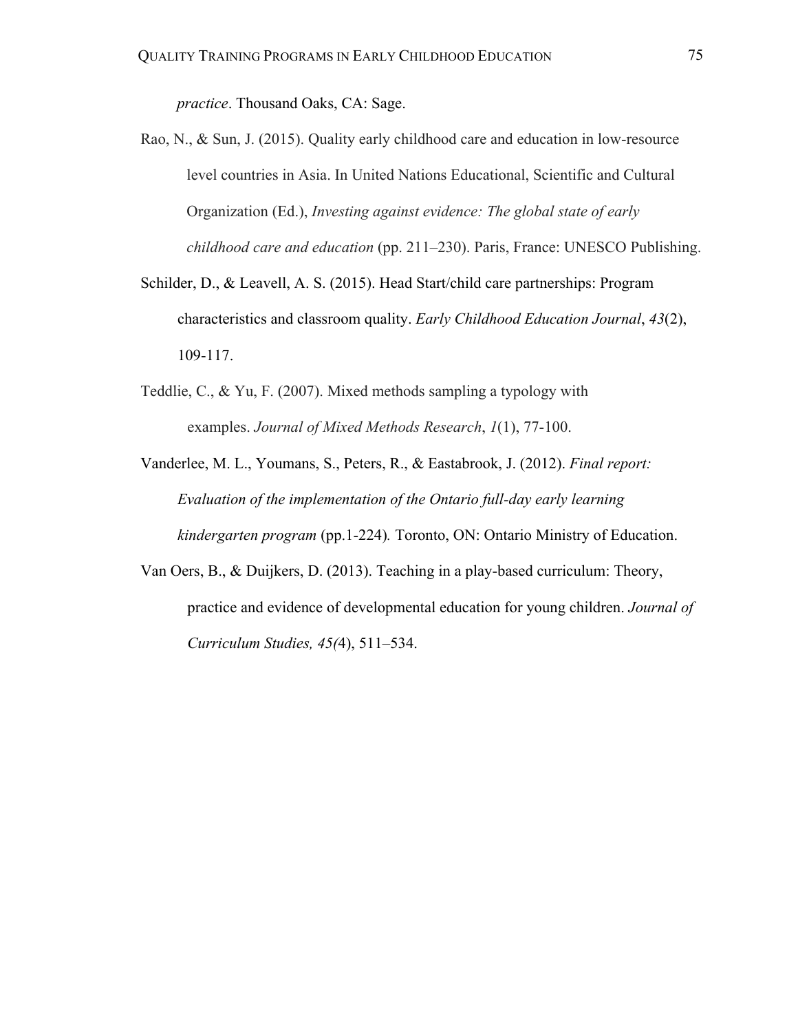*practice*. Thousand Oaks, CA: Sage.

Rao, N., & Sun, J. (2015). Quality early childhood care and education in low-resource level countries in Asia. In United Nations Educational, Scientific and Cultural Organization (Ed.), *Investing against evidence: The global state of early childhood care and education* (pp. 211–230). Paris, France: UNESCO Publishing.

Schilder, D., & Leavell, A. S. (2015). Head Start/child care partnerships: Program characteristics and classroom quality. *Early Childhood Education Journal*, *43*(2), 109-117.

Teddlie, C., & Yu, F. (2007). Mixed methods sampling a typology with examples. *Journal of Mixed Methods Research*, *1*(1), 77-100.

Vanderlee, M. L., Youmans, S., Peters, R., & Eastabrook, J. (2012). *Final report: Evaluation of the implementation of the Ontario full-day early learning kindergarten program* (pp.1-224)*.* Toronto, ON: Ontario Ministry of Education.

Van Oers, B., & Duijkers, D. (2013). Teaching in a play-based curriculum: Theory, practice and evidence of developmental education for young children. *Journal of Curriculum Studies, 45(*4), 511–534.